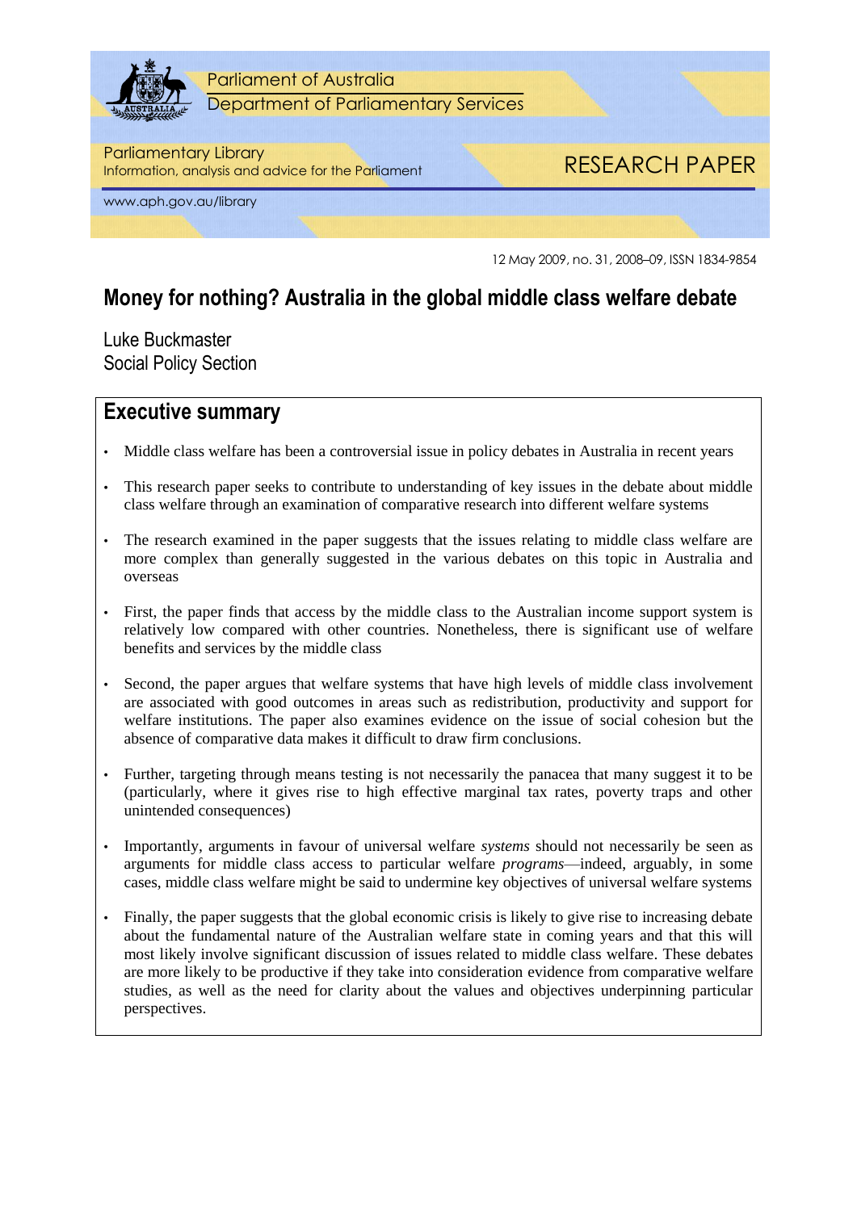Parliament of Australia
Department of Parliamentary Services

Parliamentary Library
Information, analysis and advice for the Parliament

RESEARCH PAPER

www.aph.gov.au/library

12 May 2009, no. 31, 2008–09, ISSN 1834-9854

# Money for nothing? Australia in the global middle class welfare debate

Luke Buckmaster
Social Policy Section

## Executive summary

- Middle class welfare has been a controversial issue in policy debates in Australia in recent years
- This research paper seeks to contribute to understanding of key issues in the debate about middle class welfare through an examination of comparative research into different welfare systems
- The research examined in the paper suggests that the issues relating to middle class welfare are more complex than generally suggested in the various debates on this topic in Australia and overseas
- First, the paper finds that access by the middle class to the Australian income support system is relatively low compared with other countries. Nonetheless, there is significant use of welfare benefits and services by the middle class
- Second, the paper argues that welfare systems that have high levels of middle class involvement are associated with good outcomes in areas such as redistribution, productivity and support for welfare institutions. The paper also examines evidence on the issue of social cohesion but the absence of comparative data makes it difficult to draw firm conclusions.
- Further, targeting through means testing is not necessarily the panacea that many suggest it to be (particularly, where it gives rise to high effective marginal tax rates, poverty traps and other unintended consequences)
- Importantly, arguments in favour of universal welfare *systems* should not necessarily be seen as arguments for middle class access to particular welfare *programs*—indeed, arguably, in some cases, middle class welfare might be said to undermine key objectives of universal welfare systems
- Finally, the paper suggests that the global economic crisis is likely to give rise to increasing debate about the fundamental nature of the Australian welfare state in coming years and that this will most likely involve significant discussion of issues related to middle class welfare. These debates are more likely to be productive if they take into consideration evidence from comparative welfare studies, as well as the need for clarity about the values and objectives underpinning particular perspectives.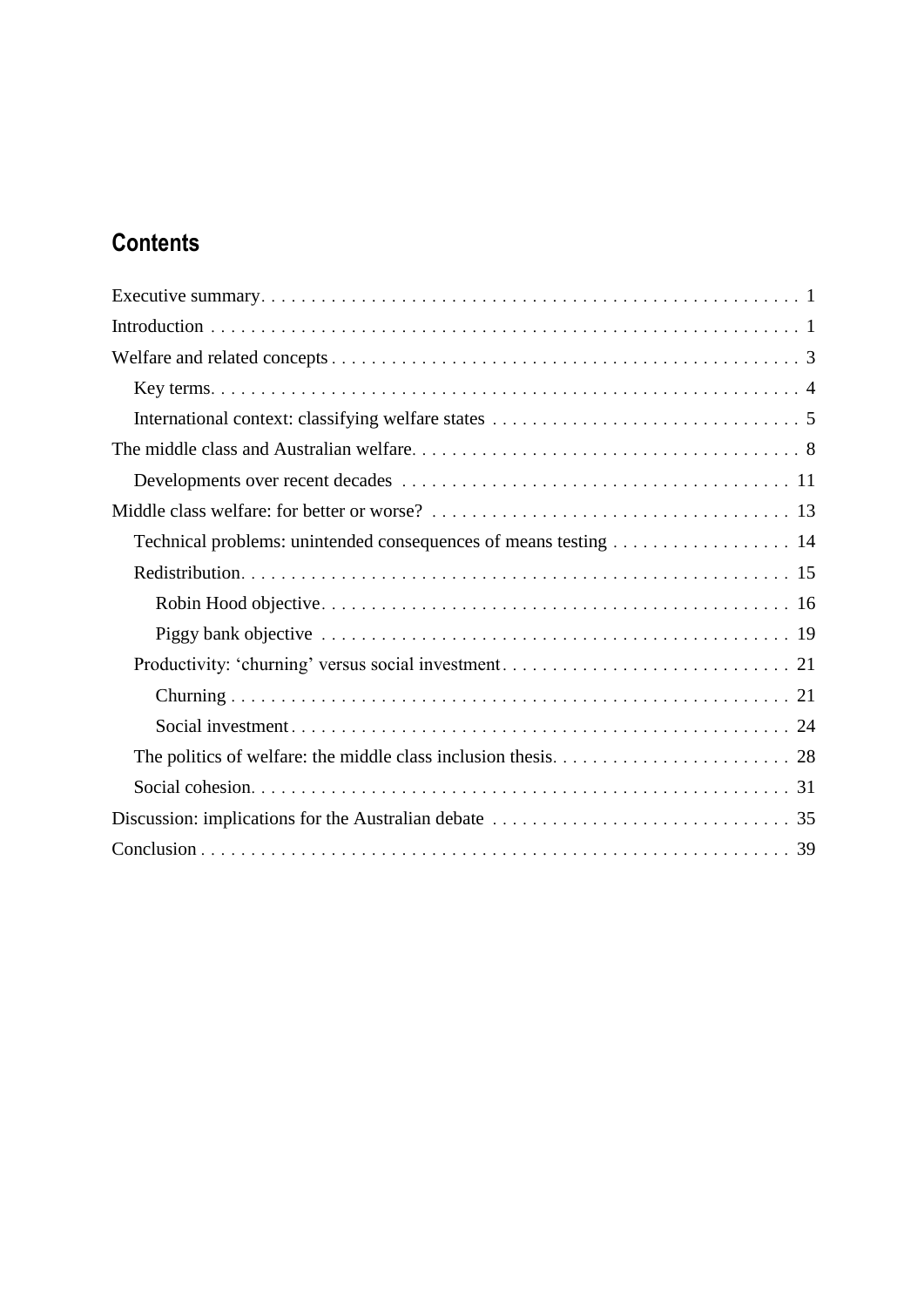## Contents

Executive summary . . . . . . . . . . 1

Introduction . . . . . . . . . . 1

Welfare and related concepts . . . . . . . . . . 3

- Key terms . . . . . . . . . . 4
- International context: classifying welfare states . . . . . . . . . . 5

The middle class and Australian welfare . . . . . . . . . . 8

- Developments over recent decades . . . . . . . . . . 11

Middle class welfare: for better or worse? . . . . . . . . . . 13

- Technical problems: unintended consequences of means testing . . . . . . . . . . 14
- Redistribution . . . . . . . . . . 15
  - Robin Hood objective . . . . . . . . . . 16
  - Piggy bank objective . . . . . . . . . . 19
- Productivity: 'churning' versus social investment . . . . . . . . . . 21
  - Churning . . . . . . . . . . 21
  - Social investment . . . . . . . . . . 24
- The politics of welfare: the middle class inclusion thesis . . . . . . . . . . 28
- Social cohesion . . . . . . . . . . 31

Discussion: implications for the Australian debate . . . . . . . . . . 35

Conclusion . . . . . . . . . . 39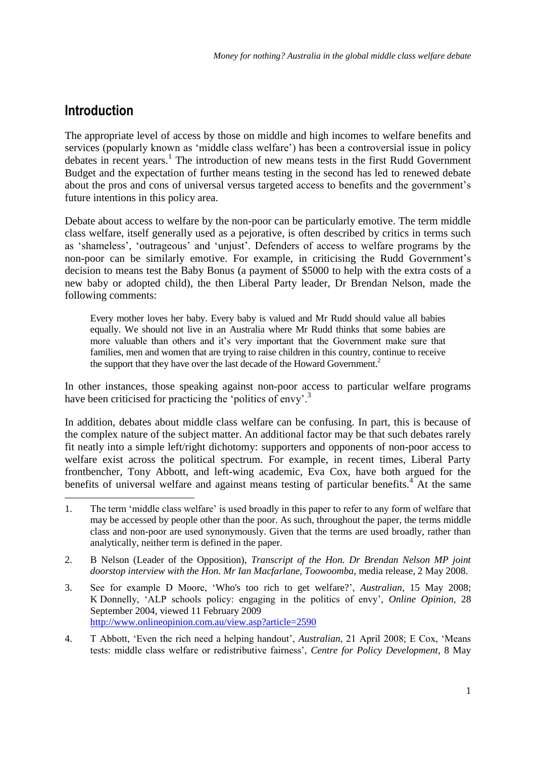## Introduction

The appropriate level of access by those on middle and high incomes to welfare benefits and services (popularly known as 'middle class welfare') has been a controversial issue in policy debates in recent years.[1] The introduction of new means tests in the first Rudd Government Budget and the expectation of further means testing in the second has led to renewed debate about the pros and cons of universal versus targeted access to benefits and the government's future intentions in this policy area.

Debate about access to welfare by the non-poor can be particularly emotive. The term middle class welfare, itself generally used as a pejorative, is often described by critics in terms such as 'shameless', 'outrageous' and 'unjust'. Defenders of access to welfare programs by the non-poor can be similarly emotive. For example, in criticising the Rudd Government's decision to means test the Baby Bonus (a payment of $5000 to help with the extra costs of a new baby or adopted child), the then Liberal Party leader, Dr Brendan Nelson, made the following comments:

> Every mother loves her baby. Every baby is valued and Mr Rudd should value all babies equally. We should not live in an Australia where Mr Rudd thinks that some babies are more valuable than others and it's very important that the Government make sure that families, men and women that are trying to raise children in this country, continue to receive the support that they have over the last decade of the Howard Government.[2]

In other instances, those speaking against non-poor access to particular welfare programs have been criticised for practicing the 'politics of envy'.[3]

In addition, debates about middle class welfare can be confusing. In part, this is because of the complex nature of the subject matter. An additional factor may be that such debates rarely fit neatly into a simple left/right dichotomy: supporters and opponents of non-poor access to welfare exist across the political spectrum. For example, in recent times, Liberal Party frontbencher, Tony Abbott, and left-wing academic, Eva Cox, have both argued for the benefits of universal welfare and against means testing of particular benefits.[4] At the same

---

1. The term 'middle class welfare' is used broadly in this paper to refer to any form of welfare that may be accessed by people other than the poor. As such, throughout the paper, the terms middle class and non-poor are used synonymously. Given that the terms are used broadly, rather than analytically, neither term is defined in the paper.

2. B Nelson (Leader of the Opposition), *Transcript of the Hon. Dr Brendan Nelson MP joint doorstop interview with the Hon. Mr Ian Macfarlane, Toowoomba*, media release, 2 May 2008.

3. See for example D Moore, 'Who's too rich to get welfare?', *Australian*, 15 May 2008; K Donnelly, 'ALP schools policy: engaging in the politics of envy', *Online Opinion*, 28 September 2004, viewed 11 February 2009 http://www.onlineopinion.com.au/view.asp?article=2590

4. T Abbott, 'Even the rich need a helping handout', *Australian*, 21 April 2008; E Cox, 'Means tests: middle class welfare or redistributive fairness', *Centre for Policy Development*, 8 May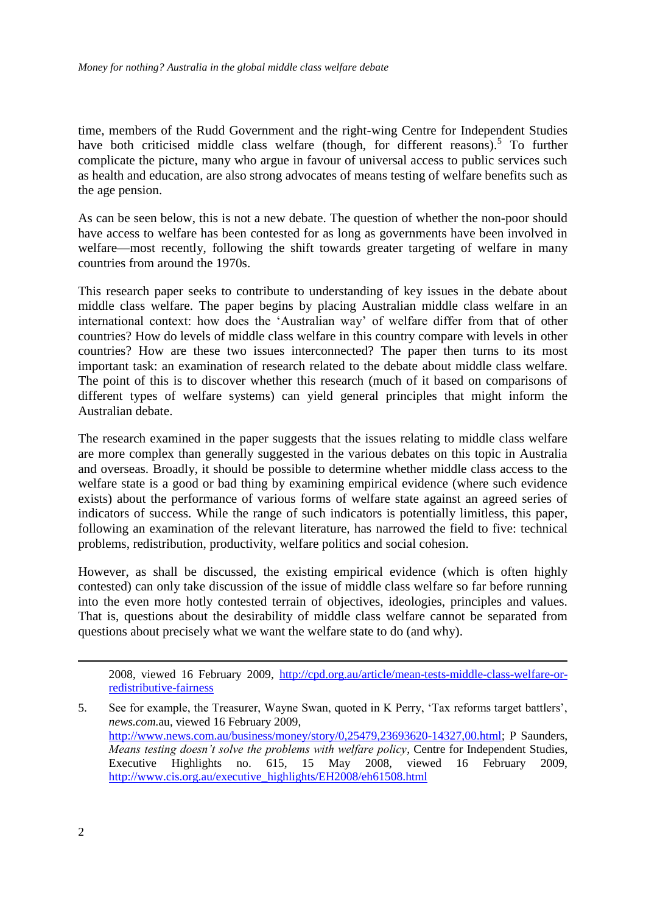time, members of the Rudd Government and the right-wing Centre for Independent Studies have both criticised middle class welfare (though, for different reasons).[5] To further complicate the picture, many who argue in favour of universal access to public services such as health and education, are also strong advocates of means testing of welfare benefits such as the age pension.

As can be seen below, this is not a new debate. The question of whether the non-poor should have access to welfare has been contested for as long as governments have been involved in welfare—most recently, following the shift towards greater targeting of welfare in many countries from around the 1970s.

This research paper seeks to contribute to understanding of key issues in the debate about middle class welfare. The paper begins by placing Australian middle class welfare in an international context: how does the 'Australian way' of welfare differ from that of other countries? How do levels of middle class welfare in this country compare with levels in other countries? How are these two issues interconnected? The paper then turns to its most important task: an examination of research related to the debate about middle class welfare. The point of this is to discover whether this research (much of it based on comparisons of different types of welfare systems) can yield general principles that might inform the Australian debate.

The research examined in the paper suggests that the issues relating to middle class welfare are more complex than generally suggested in the various debates on this topic in Australia and overseas. Broadly, it should be possible to determine whether middle class access to the welfare state is a good or bad thing by examining empirical evidence (where such evidence exists) about the performance of various forms of welfare state against an agreed series of indicators of success. While the range of such indicators is potentially limitless, this paper, following an examination of the relevant literature, has narrowed the field to five: technical problems, redistribution, productivity, welfare politics and social cohesion.

However, as shall be discussed, the existing empirical evidence (which is often highly contested) can only take discussion of the issue of middle class welfare so far before running into the even more hotly contested terrain of objectives, ideologies, principles and values. That is, questions about the desirability of middle class welfare cannot be separated from questions about precisely what we want the welfare state to do (and why).

---

2008, viewed 16 February 2009, http://cpd.org.au/article/mean-tests-middle-class-welfare-or-redistributive-fairness

5. See for example, the Treasurer, Wayne Swan, quoted in K Perry, 'Tax reforms target battlers', *news.com*.au, viewed 16 February 2009, http://www.news.com.au/business/money/story/0,25479,23693620-14327,00.html; P Saunders, *Means testing doesn't solve the problems with welfare policy*, Centre for Independent Studies, Executive Highlights no. 615, 15 May 2008, viewed 16 February 2009, http://www.cis.org.au/executive_highlights/EH2008/eh61508.html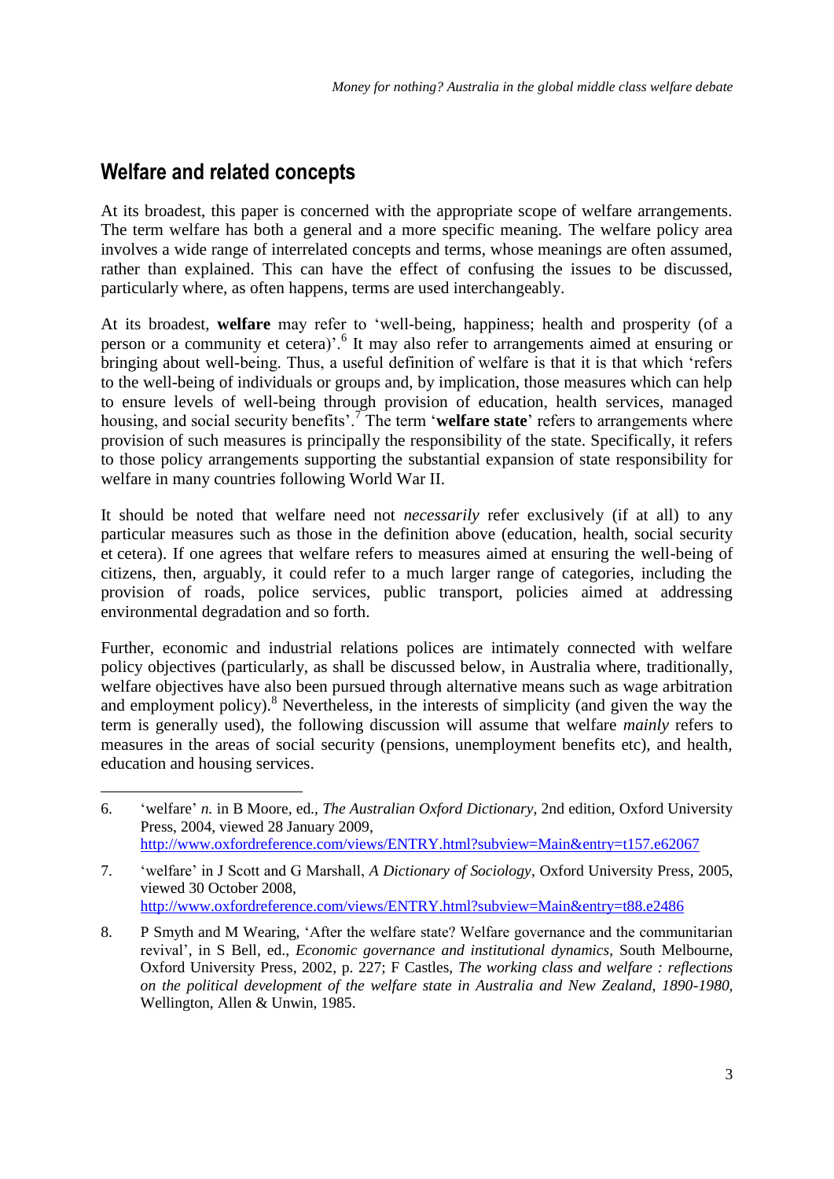## Welfare and related concepts

At its broadest, this paper is concerned with the appropriate scope of welfare arrangements. The term welfare has both a general and a more specific meaning. The welfare policy area involves a wide range of interrelated concepts and terms, whose meanings are often assumed, rather than explained. This can have the effect of confusing the issues to be discussed, particularly where, as often happens, terms are used interchangeably.

At its broadest, **welfare** may refer to 'well-being, happiness; health and prosperity (of a person or a community et cetera)'.[6] It may also refer to arrangements aimed at ensuring or bringing about well-being. Thus, a useful definition of welfare is that it is that which 'refers to the well-being of individuals or groups and, by implication, those measures which can help to ensure levels of well-being through provision of education, health services, managed housing, and social security benefits'.[7] The term '**welfare state**' refers to arrangements where provision of such measures is principally the responsibility of the state. Specifically, it refers to those policy arrangements supporting the substantial expansion of state responsibility for welfare in many countries following World War II.

It should be noted that welfare need not *necessarily* refer exclusively (if at all) to any particular measures such as those in the definition above (education, health, social security et cetera). If one agrees that welfare refers to measures aimed at ensuring the well-being of citizens, then, arguably, it could refer to a much larger range of categories, including the provision of roads, police services, public transport, policies aimed at addressing environmental degradation and so forth.

Further, economic and industrial relations polices are intimately connected with welfare policy objectives (particularly, as shall be discussed below, in Australia where, traditionally, welfare objectives have also been pursued through alternative means such as wage arbitration and employment policy).[8] Nevertheless, in the interests of simplicity (and given the way the term is generally used), the following discussion will assume that welfare *mainly* refers to measures in the areas of social security (pensions, unemployment benefits etc), and health, education and housing services.

---

6. 'welfare' *n.* in B Moore, ed., *The Australian Oxford Dictionary*, 2nd edition, Oxford University Press, 2004, viewed 28 January 2009, http://www.oxfordreference.com/views/ENTRY.html?subview=Main&entry=t157.e62067

7. 'welfare' in J Scott and G Marshall, *A Dictionary of Sociology*, Oxford University Press, 2005, viewed 30 October 2008, http://www.oxfordreference.com/views/ENTRY.html?subview=Main&entry=t88.e2486

8. P Smyth and M Wearing, 'After the welfare state? Welfare governance and the communitarian revival', in S Bell, ed., *Economic governance and institutional dynamics*, South Melbourne, Oxford University Press, 2002, p. 227; F Castles, *The working class and welfare : reflections on the political development of the welfare state in Australia and New Zealand, 1890-1980*, Wellington, Allen & Unwin, 1985.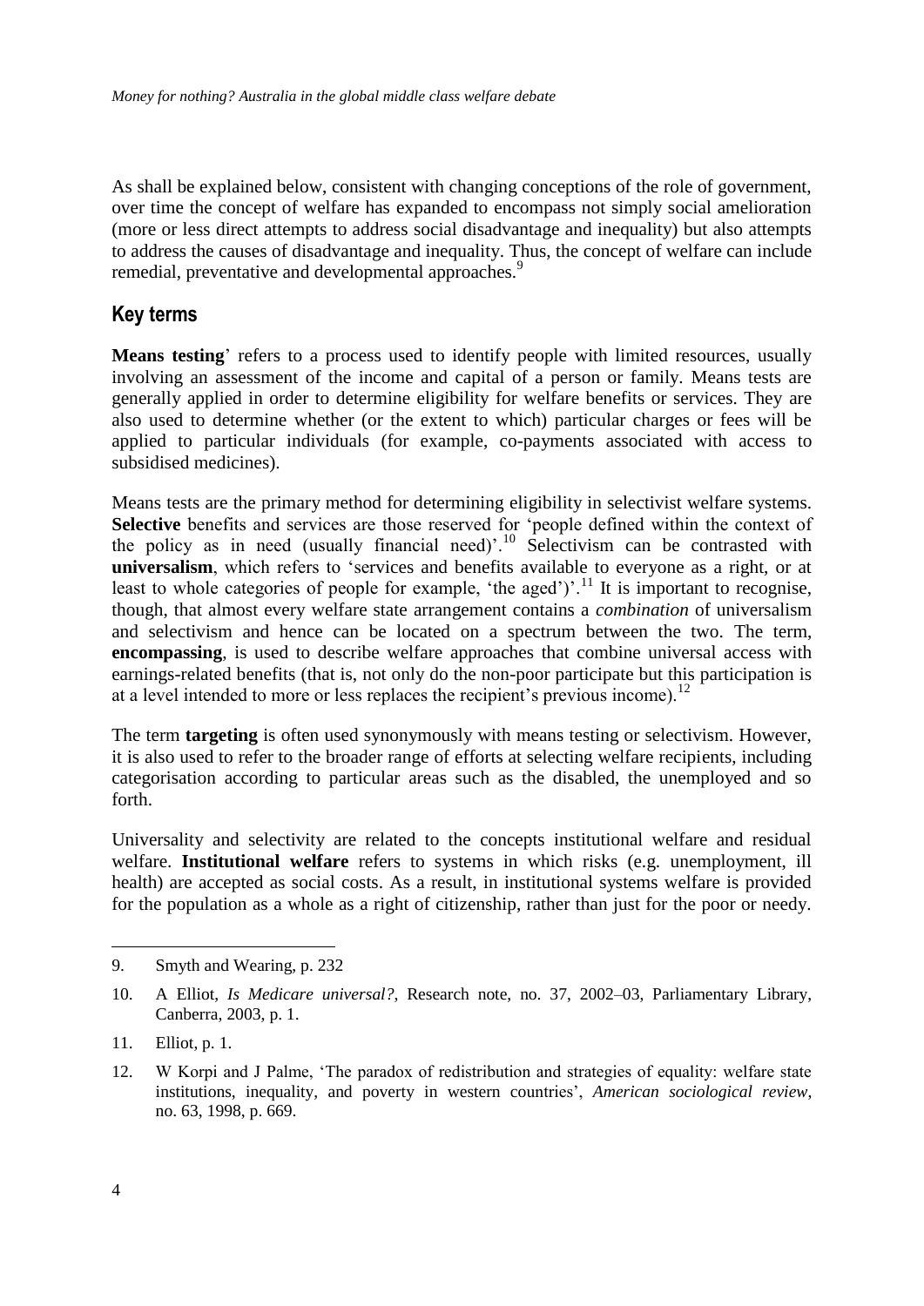As shall be explained below, consistent with changing conceptions of the role of government, over time the concept of welfare has expanded to encompass not simply social amelioration (more or less direct attempts to address social disadvantage and inequality) but also attempts to address the causes of disadvantage and inequality. Thus, the concept of welfare can include remedial, preventative and developmental approaches.[9]

## Key terms

**Means testing**' refers to a process used to identify people with limited resources, usually involving an assessment of the income and capital of a person or family. Means tests are generally applied in order to determine eligibility for welfare benefits or services. They are also used to determine whether (or the extent to which) particular charges or fees will be applied to particular individuals (for example, co-payments associated with access to subsidised medicines).

Means tests are the primary method for determining eligibility in selectivist welfare systems. **Selective** benefits and services are those reserved for 'people defined within the context of the policy as in need (usually financial need)'.[10] Selectivism can be contrasted with **universalism**, which refers to 'services and benefits available to everyone as a right, or at least to whole categories of people for example, 'the aged')'.[11] It is important to recognise, though, that almost every welfare state arrangement contains a *combination* of universalism and selectivism and hence can be located on a spectrum between the two. The term, **encompassing**, is used to describe welfare approaches that combine universal access with earnings-related benefits (that is, not only do the non-poor participate but this participation is at a level intended to more or less replaces the recipient's previous income).[12]

The term **targeting** is often used synonymously with means testing or selectivism. However, it is also used to refer to the broader range of efforts at selecting welfare recipients, including categorisation according to particular areas such as the disabled, the unemployed and so forth.

Universality and selectivity are related to the concepts institutional welfare and residual welfare. **Institutional welfare** refers to systems in which risks (e.g. unemployment, ill health) are accepted as social costs. As a result, in institutional systems welfare is provided for the population as a whole as a right of citizenship, rather than just for the poor or needy.

---

9. Smyth and Wearing, p. 232

10. A Elliot, *Is Medicare universal?*, Research note, no. 37, 2002–03, Parliamentary Library, Canberra, 2003, p. 1.

11. Elliot, p. 1.

12. W Korpi and J Palme, 'The paradox of redistribution and strategies of equality: welfare state institutions, inequality, and poverty in western countries', *American sociological review*, no. 63, 1998, p. 669.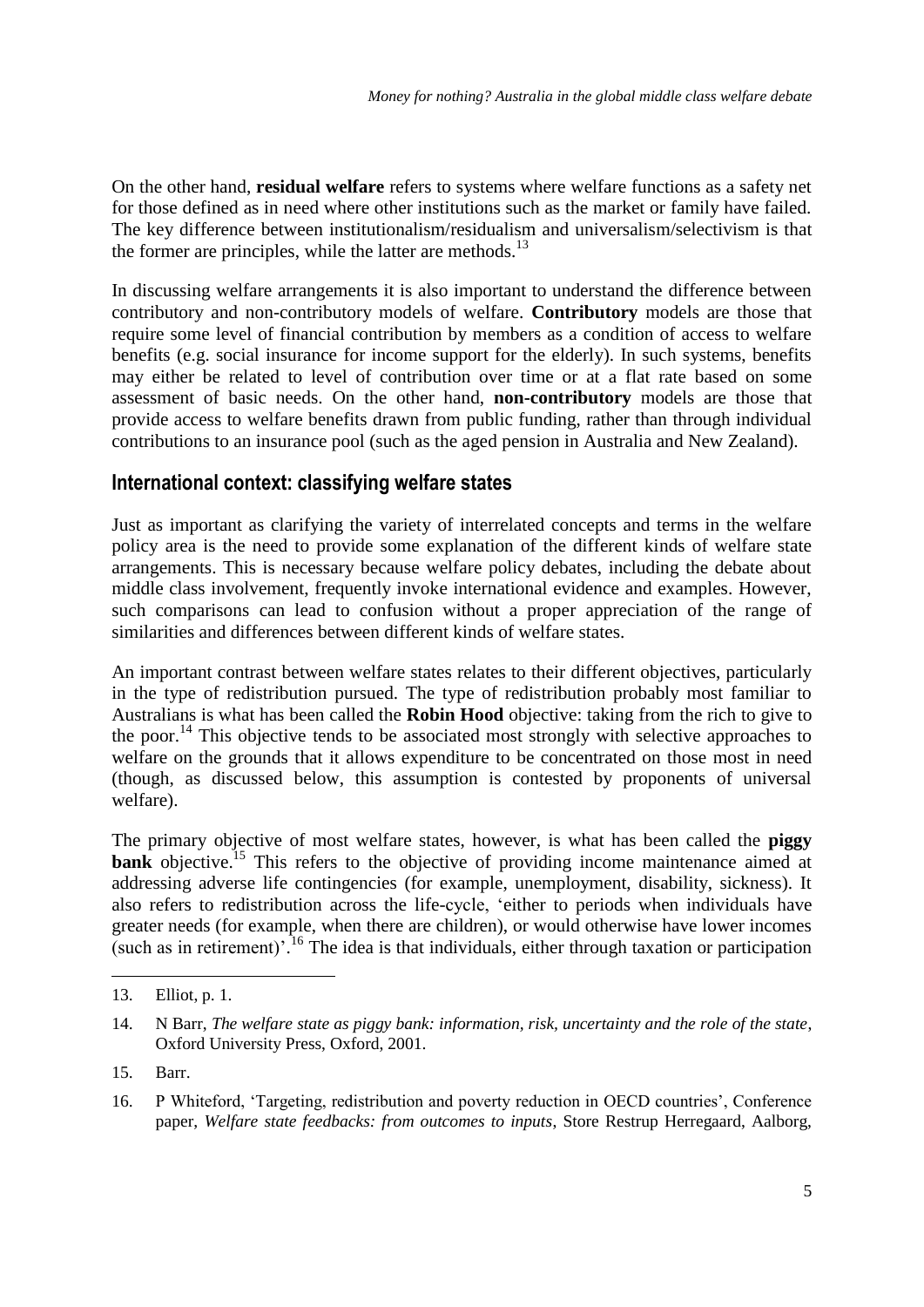On the other hand, **residual welfare** refers to systems where welfare functions as a safety net for those defined as in need where other institutions such as the market or family have failed. The key difference between institutionalism/residualism and universalism/selectivism is that the former are principles, while the latter are methods.[13]

In discussing welfare arrangements it is also important to understand the difference between contributory and non-contributory models of welfare. **Contributory** models are those that require some level of financial contribution by members as a condition of access to welfare benefits (e.g. social insurance for income support for the elderly). In such systems, benefits may either be related to level of contribution over time or at a flat rate based on some assessment of basic needs. On the other hand, **non-contributory** models are those that provide access to welfare benefits drawn from public funding, rather than through individual contributions to an insurance pool (such as the aged pension in Australia and New Zealand).

## International context: classifying welfare states

Just as important as clarifying the variety of interrelated concepts and terms in the welfare policy area is the need to provide some explanation of the different kinds of welfare state arrangements. This is necessary because welfare policy debates, including the debate about middle class involvement, frequently invoke international evidence and examples. However, such comparisons can lead to confusion without a proper appreciation of the range of similarities and differences between different kinds of welfare states.

An important contrast between welfare states relates to their different objectives, particularly in the type of redistribution pursued. The type of redistribution probably most familiar to Australians is what has been called the **Robin Hood** objective: taking from the rich to give to the poor.[14] This objective tends to be associated most strongly with selective approaches to welfare on the grounds that it allows expenditure to be concentrated on those most in need (though, as discussed below, this assumption is contested by proponents of universal welfare).

The primary objective of most welfare states, however, is what has been called the **piggy bank** objective.[15] This refers to the objective of providing income maintenance aimed at addressing adverse life contingencies (for example, unemployment, disability, sickness). It also refers to redistribution across the life-cycle, 'either to periods when individuals have greater needs (for example, when there are children), or would otherwise have lower incomes (such as in retirement)'.[16] The idea is that individuals, either through taxation or participation

---

13. Elliot, p. 1.

14. N Barr, *The welfare state as piggy bank: information, risk, uncertainty and the role of the state*, Oxford University Press, Oxford, 2001.

15. Barr.

16. P Whiteford, 'Targeting, redistribution and poverty reduction in OECD countries', Conference paper, *Welfare state feedbacks: from outcomes to inputs*, Store Restrup Herregaard, Aalborg,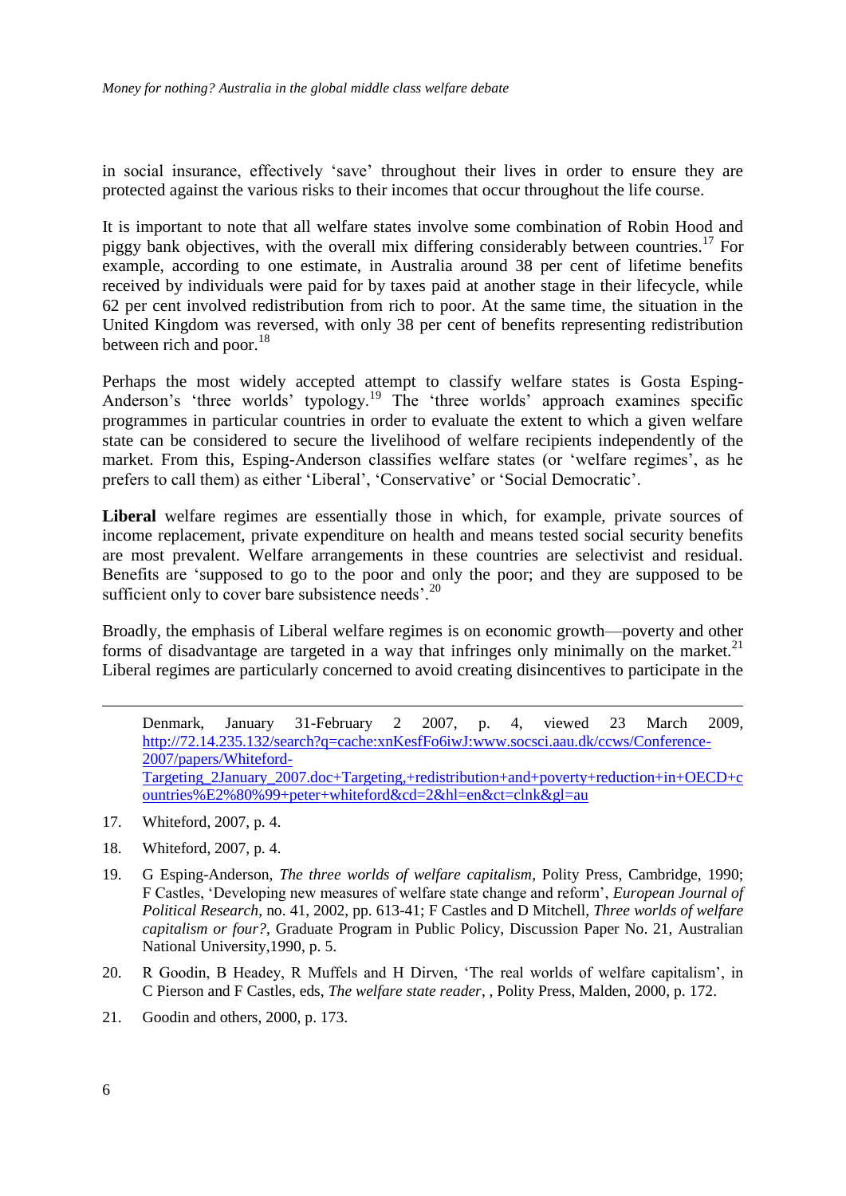in social insurance, effectively 'save' throughout their lives in order to ensure they are protected against the various risks to their incomes that occur throughout the life course.

It is important to note that all welfare states involve some combination of Robin Hood and piggy bank objectives, with the overall mix differing considerably between countries.[17] For example, according to one estimate, in Australia around 38 per cent of lifetime benefits received by individuals were paid for by taxes paid at another stage in their lifecycle, while 62 per cent involved redistribution from rich to poor. At the same time, the situation in the United Kingdom was reversed, with only 38 per cent of benefits representing redistribution between rich and poor.[18]

Perhaps the most widely accepted attempt to classify welfare states is Gosta Esping-Anderson's 'three worlds' typology.[19] The 'three worlds' approach examines specific programmes in particular countries in order to evaluate the extent to which a given welfare state can be considered to secure the livelihood of welfare recipients independently of the market. From this, Esping-Anderson classifies welfare states (or 'welfare regimes', as he prefers to call them) as either 'Liberal', 'Conservative' or 'Social Democratic'.

**Liberal** welfare regimes are essentially those in which, for example, private sources of income replacement, private expenditure on health and means tested social security benefits are most prevalent. Welfare arrangements in these countries are selectivist and residual. Benefits are 'supposed to go to the poor and only the poor; and they are supposed to be sufficient only to cover bare subsistence needs'.[20]

Broadly, the emphasis of Liberal welfare regimes is on economic growth—poverty and other forms of disadvantage are targeted in a way that infringes only minimally on the market.[21] Liberal regimes are particularly concerned to avoid creating disincentives to participate in the

---

Denmark, January 31-February 2 2007, p. 4, viewed 23 March 2009, http://72.14.235.132/search?q=cache:xnKesfFo6iwJ:www.socsci.aau.dk/ccws/Conference-2007/papers/Whiteford-Targeting_2January_2007.doc+Targeting,+redistribution+and+poverty+reduction+in+OECD+countries%E2%80%99+peter+whiteford&cd=2&hl=en&ct=clnk&gl=au

17. Whiteford, 2007, p. 4.

18. Whiteford, 2007, p. 4.

19. G Esping-Anderson, *The three worlds of welfare capitalism*, Polity Press, Cambridge, 1990; F Castles, 'Developing new measures of welfare state change and reform', *European Journal of Political Research*, no. 41, 2002, pp. 613-41; F Castles and D Mitchell, *Three worlds of welfare capitalism or four?*, Graduate Program in Public Policy, Discussion Paper No. 21, Australian National University,1990, p. 5.

20. R Goodin, B Headey, R Muffels and H Dirven, 'The real worlds of welfare capitalism', in C Pierson and F Castles, eds, *The welfare state reader*, , Polity Press, Malden, 2000, p. 172.

21. Goodin and others, 2000, p. 173.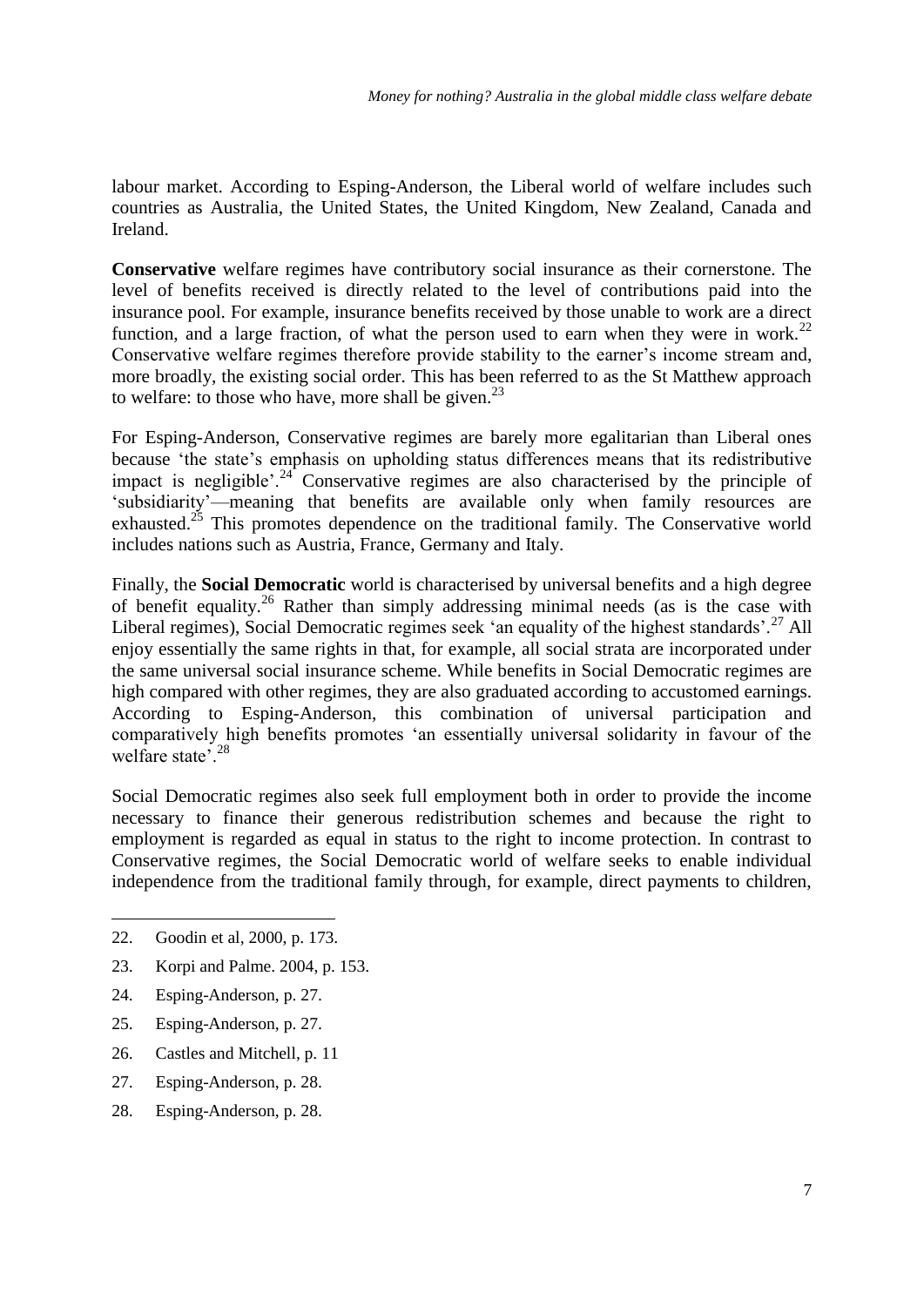labour market. According to Esping-Anderson, the Liberal world of welfare includes such countries as Australia, the United States, the United Kingdom, New Zealand, Canada and Ireland.

**Conservative** welfare regimes have contributory social insurance as their cornerstone. The level of benefits received is directly related to the level of contributions paid into the insurance pool. For example, insurance benefits received by those unable to work are a direct function, and a large fraction, of what the person used to earn when they were in work.[22] Conservative welfare regimes therefore provide stability to the earner's income stream and, more broadly, the existing social order. This has been referred to as the St Matthew approach to welfare: to those who have, more shall be given.[23]

For Esping-Anderson, Conservative regimes are barely more egalitarian than Liberal ones because 'the state's emphasis on upholding status differences means that its redistributive impact is negligible'.[24] Conservative regimes are also characterised by the principle of 'subsidiarity'—meaning that benefits are available only when family resources are exhausted.[25] This promotes dependence on the traditional family. The Conservative world includes nations such as Austria, France, Germany and Italy.

Finally, the **Social Democratic** world is characterised by universal benefits and a high degree of benefit equality.[26] Rather than simply addressing minimal needs (as is the case with Liberal regimes), Social Democratic regimes seek 'an equality of the highest standards'.[27] All enjoy essentially the same rights in that, for example, all social strata are incorporated under the same universal social insurance scheme. While benefits in Social Democratic regimes are high compared with other regimes, they are also graduated according to accustomed earnings. According to Esping-Anderson, this combination of universal participation and comparatively high benefits promotes 'an essentially universal solidarity in favour of the welfare state'.[28]

Social Democratic regimes also seek full employment both in order to provide the income necessary to finance their generous redistribution schemes and because the right to employment is regarded as equal in status to the right to income protection. In contrast to Conservative regimes, the Social Democratic world of welfare seeks to enable individual independence from the traditional family through, for example, direct payments to children,

---

22. Goodin et al, 2000, p. 173.
23. Korpi and Palme. 2004, p. 153.
24. Esping-Anderson, p. 27.
25. Esping-Anderson, p. 27.
26. Castles and Mitchell, p. 11
27. Esping-Anderson, p. 28.
28. Esping-Anderson, p. 28.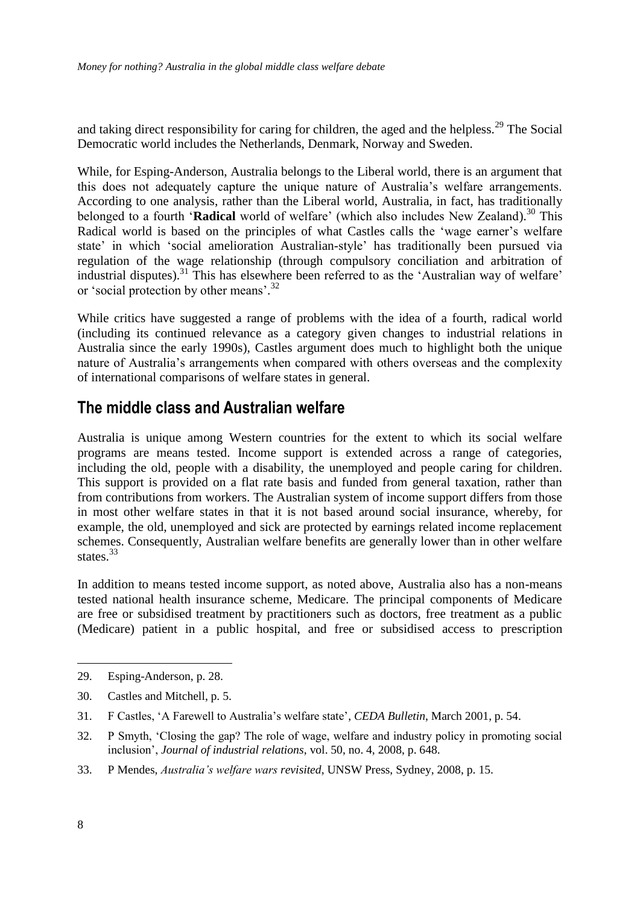and taking direct responsibility for caring for children, the aged and the helpless.[29] The Social Democratic world includes the Netherlands, Denmark, Norway and Sweden.

While, for Esping-Anderson, Australia belongs to the Liberal world, there is an argument that this does not adequately capture the unique nature of Australia's welfare arrangements. According to one analysis, rather than the Liberal world, Australia, in fact, has traditionally belonged to a fourth '**Radical** world of welfare' (which also includes New Zealand).[30] This Radical world is based on the principles of what Castles calls the 'wage earner's welfare state' in which 'social amelioration Australian-style' has traditionally been pursued via regulation of the wage relationship (through compulsory conciliation and arbitration of industrial disputes).[31] This has elsewhere been referred to as the 'Australian way of welfare' or 'social protection by other means'.[32]

While critics have suggested a range of problems with the idea of a fourth, radical world (including its continued relevance as a category given changes to industrial relations in Australia since the early 1990s), Castles argument does much to highlight both the unique nature of Australia's arrangements when compared with others overseas and the complexity of international comparisons of welfare states in general.

## The middle class and Australian welfare

Australia is unique among Western countries for the extent to which its social welfare programs are means tested. Income support is extended across a range of categories, including the old, people with a disability, the unemployed and people caring for children. This support is provided on a flat rate basis and funded from general taxation, rather than from contributions from workers. The Australian system of income support differs from those in most other welfare states in that it is not based around social insurance, whereby, for example, the old, unemployed and sick are protected by earnings related income replacement schemes. Consequently, Australian welfare benefits are generally lower than in other welfare states.[33]

In addition to means tested income support, as noted above, Australia also has a non-means tested national health insurance scheme, Medicare. The principal components of Medicare are free or subsidised treatment by practitioners such as doctors, free treatment as a public (Medicare) patient in a public hospital, and free or subsidised access to prescription

---

29. Esping-Anderson, p. 28.

30. Castles and Mitchell, p. 5.

31. F Castles, 'A Farewell to Australia's welfare state', *CEDA Bulletin*, March 2001, p. 54.

32. P Smyth, 'Closing the gap? The role of wage, welfare and industry policy in promoting social inclusion', *Journal of industrial relations*, vol. 50, no. 4, 2008, p. 648.

33. P Mendes, *Australia's welfare wars revisited*, UNSW Press, Sydney, 2008, p. 15.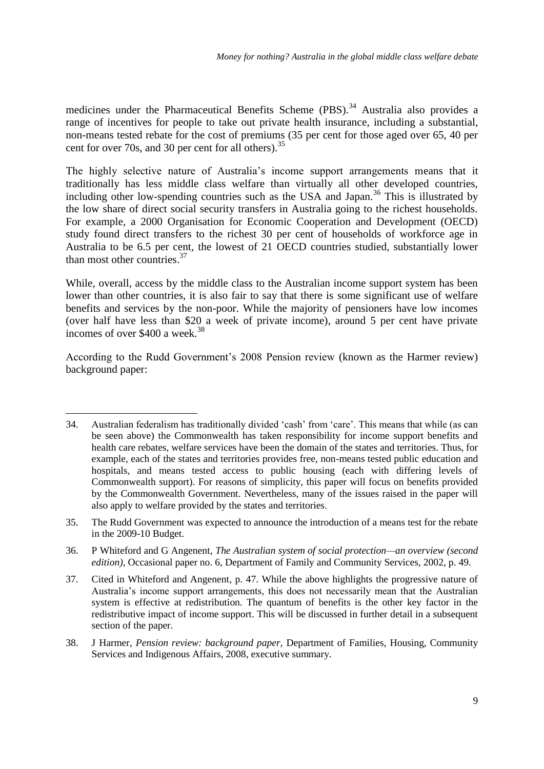medicines under the Pharmaceutical Benefits Scheme (PBS).[34] Australia also provides a range of incentives for people to take out private health insurance, including a substantial, non-means tested rebate for the cost of premiums (35 per cent for those aged over 65, 40 per cent for over 70s, and 30 per cent for all others).[35]

The highly selective nature of Australia's income support arrangements means that it traditionally has less middle class welfare than virtually all other developed countries, including other low-spending countries such as the USA and Japan.[36] This is illustrated by the low share of direct social security transfers in Australia going to the richest households. For example, a 2000 Organisation for Economic Cooperation and Development (OECD) study found direct transfers to the richest 30 per cent of households of workforce age in Australia to be 6.5 per cent, the lowest of 21 OECD countries studied, substantially lower than most other countries.[37]

While, overall, access by the middle class to the Australian income support system has been lower than other countries, it is also fair to say that there is some significant use of welfare benefits and services by the non-poor. While the majority of pensioners have low incomes (over half have less than $20 a week of private income), around 5 per cent have private incomes of over $400 a week.[38]

According to the Rudd Government's 2008 Pension review (known as the Harmer review) background paper:

---

34. Australian federalism has traditionally divided 'cash' from 'care'. This means that while (as can be seen above) the Commonwealth has taken responsibility for income support benefits and health care rebates, welfare services have been the domain of the states and territories. Thus, for example, each of the states and territories provides free, non-means tested public education and hospitals, and means tested access to public housing (each with differing levels of Commonwealth support). For reasons of simplicity, this paper will focus on benefits provided by the Commonwealth Government. Nevertheless, many of the issues raised in the paper will also apply to welfare provided by the states and territories.

35. The Rudd Government was expected to announce the introduction of a means test for the rebate in the 2009-10 Budget.

36. P Whiteford and G Angenent, *The Australian system of social protection—an overview (second edition)*, Occasional paper no. 6, Department of Family and Community Services, 2002, p. 49.

37. Cited in Whiteford and Angenent, p. 47. While the above highlights the progressive nature of Australia's income support arrangements, this does not necessarily mean that the Australian system is effective at redistribution. The quantum of benefits is the other key factor in the redistributive impact of income support. This will be discussed in further detail in a subsequent section of the paper.

38. J Harmer, *Pension review: background paper*, Department of Families, Housing, Community Services and Indigenous Affairs, 2008, executive summary.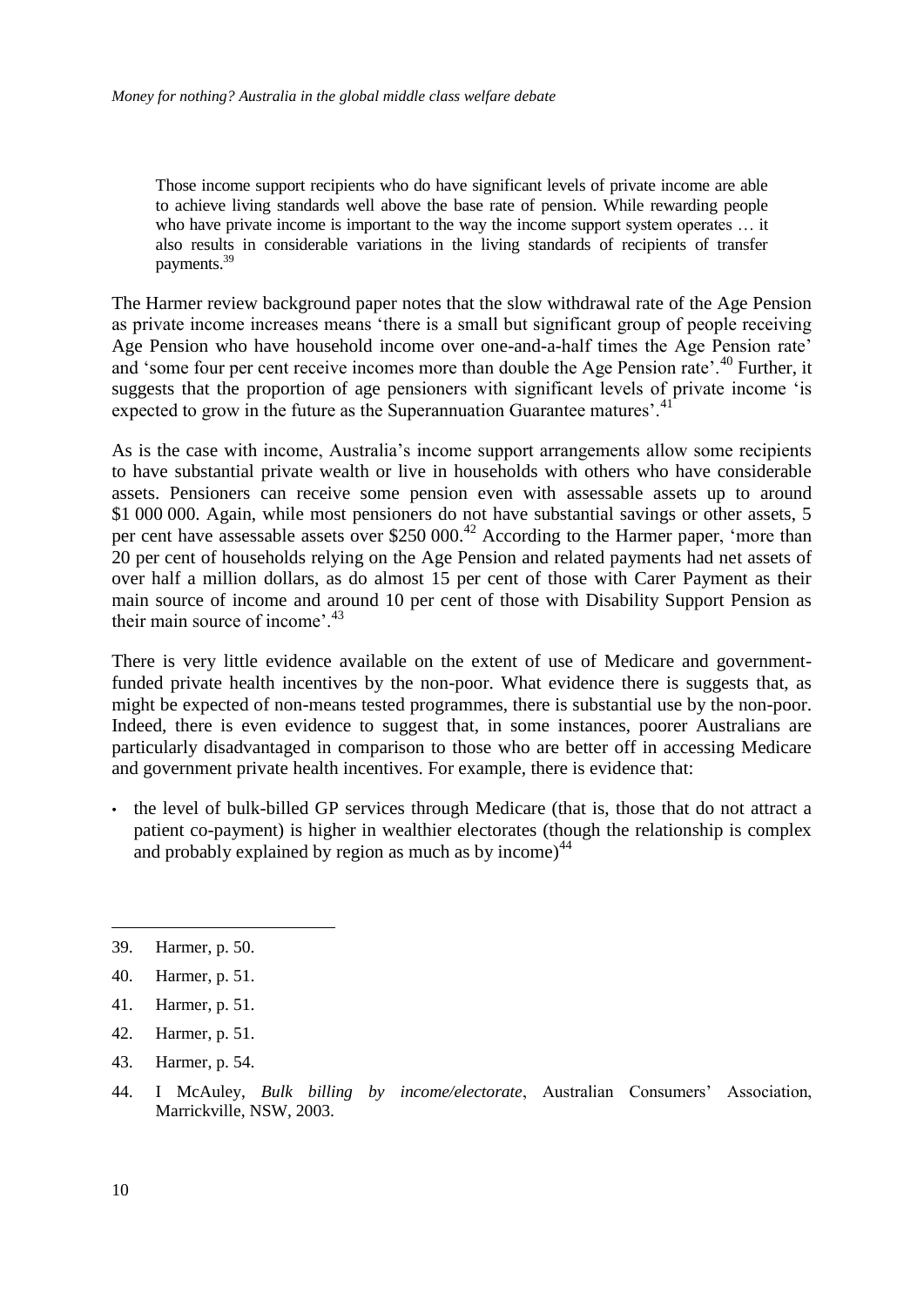> Those income support recipients who do have significant levels of private income are able to achieve living standards well above the base rate of pension. While rewarding people who have private income is important to the way the income support system operates … it also results in considerable variations in the living standards of recipients of transfer payments.[39]

The Harmer review background paper notes that the slow withdrawal rate of the Age Pension as private income increases means 'there is a small but significant group of people receiving Age Pension who have household income over one-and-a-half times the Age Pension rate' and 'some four per cent receive incomes more than double the Age Pension rate'.[40] Further, it suggests that the proportion of age pensioners with significant levels of private income 'is expected to grow in the future as the Superannuation Guarantee matures'.[41]

As is the case with income, Australia's income support arrangements allow some recipients to have substantial private wealth or live in households with others who have considerable assets. Pensioners can receive some pension even with assessable assets up to around $1 000 000. Again, while most pensioners do not have substantial savings or other assets, 5 per cent have assessable assets over $250 000.[42] According to the Harmer paper, 'more than 20 per cent of households relying on the Age Pension and related payments had net assets of over half a million dollars, as do almost 15 per cent of those with Carer Payment as their main source of income and around 10 per cent of those with Disability Support Pension as their main source of income'.[43]

There is very little evidence available on the extent of use of Medicare and government-funded private health incentives by the non-poor. What evidence there is suggests that, as might be expected of non-means tested programmes, there is substantial use by the non-poor. Indeed, there is even evidence to suggest that, in some instances, poorer Australians are particularly disadvantaged in comparison to those who are better off in accessing Medicare and government private health incentives. For example, there is evidence that:

- the level of bulk-billed GP services through Medicare (that is, those that do not attract a patient co-payment) is higher in wealthier electorates (though the relationship is complex and probably explained by region as much as by income)[44]

---

39. Harmer, p. 50.
40. Harmer, p. 51.
41. Harmer, p. 51.
42. Harmer, p. 51.
43. Harmer, p. 54.
44. I McAuley, *Bulk billing by income/electorate*, Australian Consumers' Association, Marrickville, NSW, 2003.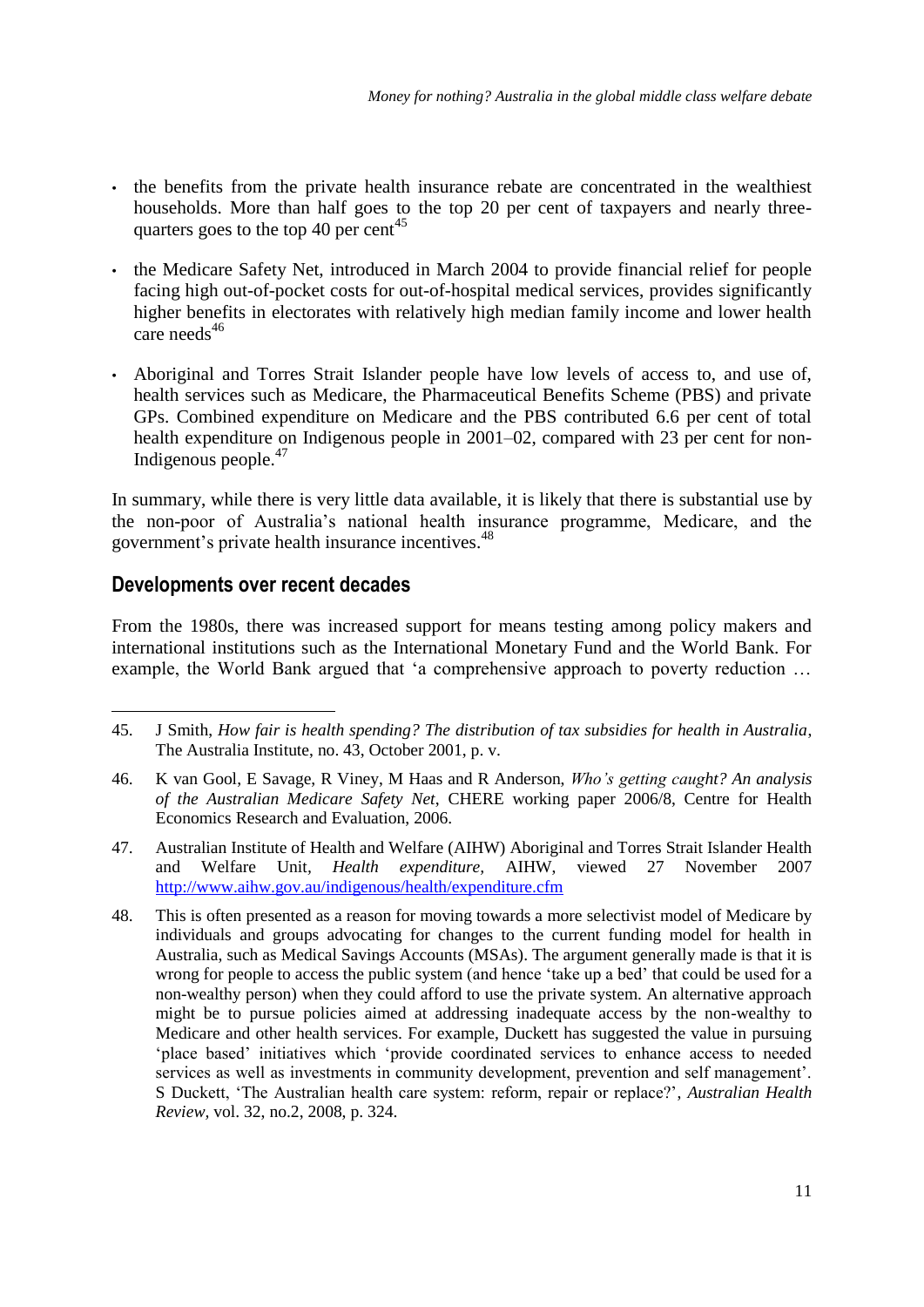- the benefits from the private health insurance rebate are concentrated in the wealthiest households. More than half goes to the top 20 per cent of taxpayers and nearly three-quarters goes to the top 40 per cent[45]

- the Medicare Safety Net, introduced in March 2004 to provide financial relief for people facing high out-of-pocket costs for out-of-hospital medical services, provides significantly higher benefits in electorates with relatively high median family income and lower health care needs[46]

- Aboriginal and Torres Strait Islander people have low levels of access to, and use of, health services such as Medicare, the Pharmaceutical Benefits Scheme (PBS) and private GPs. Combined expenditure on Medicare and the PBS contributed 6.6 per cent of total health expenditure on Indigenous people in 2001–02, compared with 23 per cent for non-Indigenous people.[47]

In summary, while there is very little data available, it is likely that there is substantial use by the non-poor of Australia's national health insurance programme, Medicare, and the government's private health insurance incentives.[48]

## Developments over recent decades

From the 1980s, there was increased support for means testing among policy makers and international institutions such as the International Monetary Fund and the World Bank. For example, the World Bank argued that 'a comprehensive approach to poverty reduction …

---

45. J Smith, *How fair is health spending? The distribution of tax subsidies for health in Australia*, The Australia Institute, no. 43, October 2001, p. v.

46. K van Gool, E Savage, R Viney, M Haas and R Anderson, *Who's getting caught? An analysis of the Australian Medicare Safety Net*, CHERE working paper 2006/8, Centre for Health Economics Research and Evaluation, 2006.

47. Australian Institute of Health and Welfare (AIHW) Aboriginal and Torres Strait Islander Health and Welfare Unit, *Health expenditure*, AIHW, viewed 27 November 2007 http://www.aihw.gov.au/indigenous/health/expenditure.cfm

48. This is often presented as a reason for moving towards a more selectivist model of Medicare by individuals and groups advocating for changes to the current funding model for health in Australia, such as Medical Savings Accounts (MSAs). The argument generally made is that it is wrong for people to access the public system (and hence 'take up a bed' that could be used for a non-wealthy person) when they could afford to use the private system. An alternative approach might be to pursue policies aimed at addressing inadequate access by the non-wealthy to Medicare and other health services. For example, Duckett has suggested the value in pursuing 'place based' initiatives which 'provide coordinated services to enhance access to needed services as well as investments in community development, prevention and self management'. S Duckett, 'The Australian health care system: reform, repair or replace?', *Australian Health Review*, vol. 32, no.2, 2008, p. 324.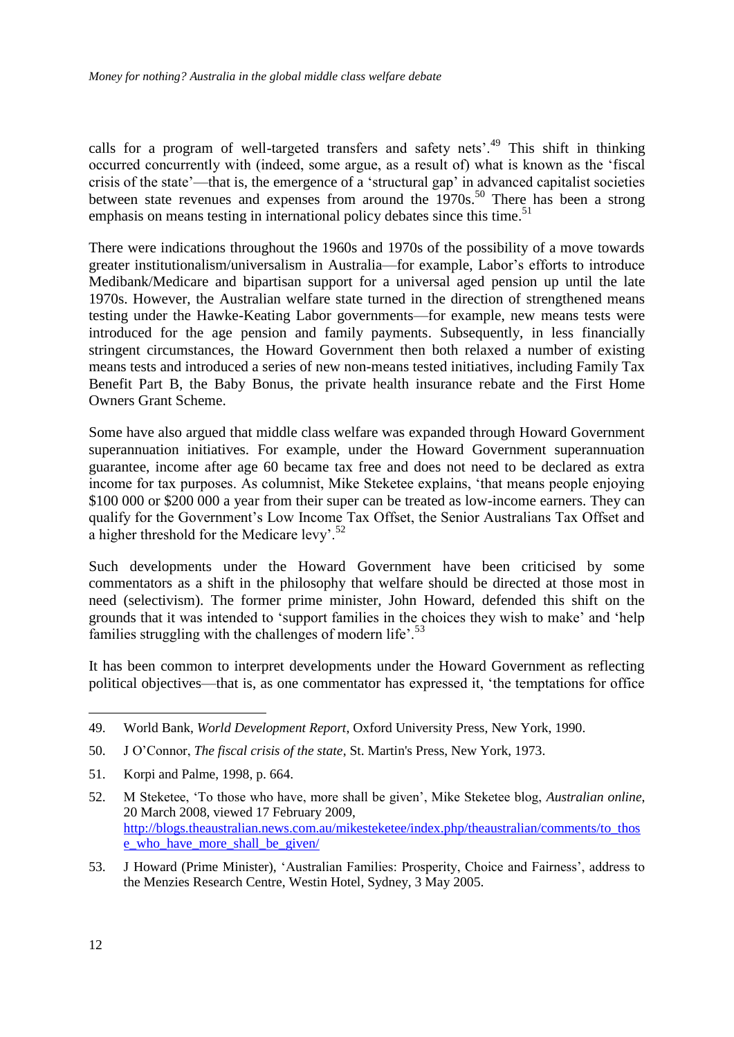calls for a program of well-targeted transfers and safety nets'.[49] This shift in thinking occurred concurrently with (indeed, some argue, as a result of) what is known as the 'fiscal crisis of the state'—that is, the emergence of a 'structural gap' in advanced capitalist societies between state revenues and expenses from around the 1970s.[50] There has been a strong emphasis on means testing in international policy debates since this time.[51]

There were indications throughout the 1960s and 1970s of the possibility of a move towards greater institutionalism/universalism in Australia—for example, Labor's efforts to introduce Medibank/Medicare and bipartisan support for a universal aged pension up until the late 1970s. However, the Australian welfare state turned in the direction of strengthened means testing under the Hawke-Keating Labor governments—for example, new means tests were introduced for the age pension and family payments. Subsequently, in less financially stringent circumstances, the Howard Government then both relaxed a number of existing means tests and introduced a series of new non-means tested initiatives, including Family Tax Benefit Part B, the Baby Bonus, the private health insurance rebate and the First Home Owners Grant Scheme.

Some have also argued that middle class welfare was expanded through Howard Government superannuation initiatives. For example, under the Howard Government superannuation guarantee, income after age 60 became tax free and does not need to be declared as extra income for tax purposes. As columnist, Mike Steketee explains, 'that means people enjoying $100 000 or $200 000 a year from their super can be treated as low-income earners. They can qualify for the Government's Low Income Tax Offset, the Senior Australians Tax Offset and a higher threshold for the Medicare levy'.[52]

Such developments under the Howard Government have been criticised by some commentators as a shift in the philosophy that welfare should be directed at those most in need (selectivism). The former prime minister, John Howard, defended this shift on the grounds that it was intended to 'support families in the choices they wish to make' and 'help families struggling with the challenges of modern life'.[53]

It has been common to interpret developments under the Howard Government as reflecting political objectives—that is, as one commentator has expressed it, 'the temptations for office

49. World Bank, *World Development Report*, Oxford University Press, New York, 1990.

50. J O'Connor, *The fiscal crisis of the state*, St. Martin's Press, New York, 1973.

51. Korpi and Palme, 1998, p. 664.

52. M Steketee, 'To those who have, more shall be given', Mike Steketee blog, *Australian online*, 20 March 2008, viewed 17 February 2009, http://blogs.theaustralian.news.com.au/mikesteketee/index.php/theaustralian/comments/to_those_who_have_more_shall_be_given/

53. J Howard (Prime Minister), 'Australian Families: Prosperity, Choice and Fairness', address to the Menzies Research Centre, Westin Hotel, Sydney, 3 May 2005.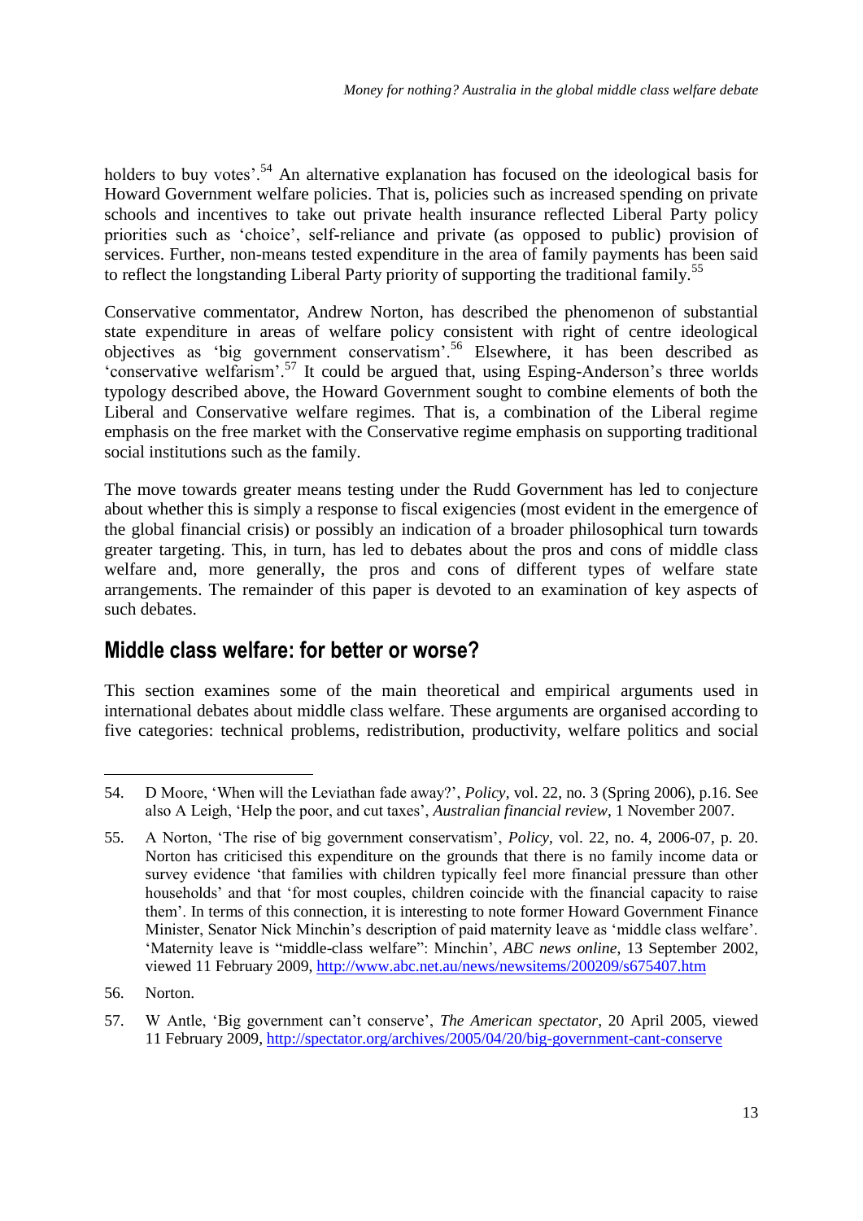holders to buy votes'.[54] An alternative explanation has focused on the ideological basis for Howard Government welfare policies. That is, policies such as increased spending on private schools and incentives to take out private health insurance reflected Liberal Party policy priorities such as 'choice', self-reliance and private (as opposed to public) provision of services. Further, non-means tested expenditure in the area of family payments has been said to reflect the longstanding Liberal Party priority of supporting the traditional family.[55]

Conservative commentator, Andrew Norton, has described the phenomenon of substantial state expenditure in areas of welfare policy consistent with right of centre ideological objectives as 'big government conservatism'.[56] Elsewhere, it has been described as 'conservative welfarism'.[57] It could be argued that, using Esping-Anderson's three worlds typology described above, the Howard Government sought to combine elements of both the Liberal and Conservative welfare regimes. That is, a combination of the Liberal regime emphasis on the free market with the Conservative regime emphasis on supporting traditional social institutions such as the family.

The move towards greater means testing under the Rudd Government has led to conjecture about whether this is simply a response to fiscal exigencies (most evident in the emergence of the global financial crisis) or possibly an indication of a broader philosophical turn towards greater targeting. This, in turn, has led to debates about the pros and cons of middle class welfare and, more generally, the pros and cons of different types of welfare state arrangements. The remainder of this paper is devoted to an examination of key aspects of such debates.

## Middle class welfare: for better or worse?

This section examines some of the main theoretical and empirical arguments used in international debates about middle class welfare. These arguments are organised according to five categories: technical problems, redistribution, productivity, welfare politics and social

---

54. D Moore, 'When will the Leviathan fade away?', *Policy*, vol. 22, no. 3 (Spring 2006), p.16. See also A Leigh, 'Help the poor, and cut taxes', *Australian financial review*, 1 November 2007.

55. A Norton, 'The rise of big government conservatism', *Policy*, vol. 22, no. 4, 2006-07, p. 20. Norton has criticised this expenditure on the grounds that there is no family income data or survey evidence 'that families with children typically feel more financial pressure than other households' and that 'for most couples, children coincide with the financial capacity to raise them'. In terms of this connection, it is interesting to note former Howard Government Finance Minister, Senator Nick Minchin's description of paid maternity leave as 'middle class welfare'. 'Maternity leave is "middle-class welfare": Minchin', *ABC news online*, 13 September 2002, viewed 11 February 2009, http://www.abc.net.au/news/newsitems/200209/s675407.htm

56. Norton.

57. W Antle, 'Big government can't conserve', *The American spectator*, 20 April 2005, viewed 11 February 2009, http://spectator.org/archives/2005/04/20/big-government-cant-conserve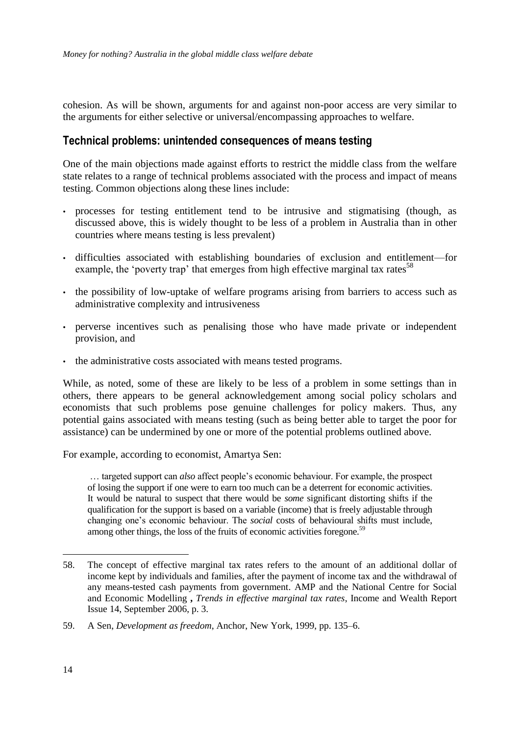cohesion. As will be shown, arguments for and against non-poor access are very similar to the arguments for either selective or universal/encompassing approaches to welfare.

## Technical problems: unintended consequences of means testing

One of the main objections made against efforts to restrict the middle class from the welfare state relates to a range of technical problems associated with the process and impact of means testing. Common objections along these lines include:

- processes for testing entitlement tend to be intrusive and stigmatising (though, as discussed above, this is widely thought to be less of a problem in Australia than in other countries where means testing is less prevalent)
- difficulties associated with establishing boundaries of exclusion and entitlement—for example, the 'poverty trap' that emerges from high effective marginal tax rates[58]
- the possibility of low-uptake of welfare programs arising from barriers to access such as administrative complexity and intrusiveness
- perverse incentives such as penalising those who have made private or independent provision, and
- the administrative costs associated with means tested programs.

While, as noted, some of these are likely to be less of a problem in some settings than in others, there appears to be general acknowledgement among social policy scholars and economists that such problems pose genuine challenges for policy makers. Thus, any potential gains associated with means testing (such as being better able to target the poor for assistance) can be undermined by one or more of the potential problems outlined above.

For example, according to economist, Amartya Sen:

> … targeted support can *also* affect people's economic behaviour. For example, the prospect of losing the support if one were to earn too much can be a deterrent for economic activities. It would be natural to suspect that there would be *some* significant distorting shifts if the qualification for the support is based on a variable (income) that is freely adjustable through changing one's economic behaviour. The *social* costs of behavioural shifts must include, among other things, the loss of the fruits of economic activities foregone.[59]

---

58. The concept of effective marginal tax rates refers to the amount of an additional dollar of income kept by individuals and families, after the payment of income tax and the withdrawal of any means-tested cash payments from government. AMP and the National Centre for Social and Economic Modelling, *Trends in effective marginal tax rates*, Income and Wealth Report Issue 14, September 2006, p. 3.

59. A Sen, *Development as freedom*, Anchor, New York, 1999, pp. 135–6.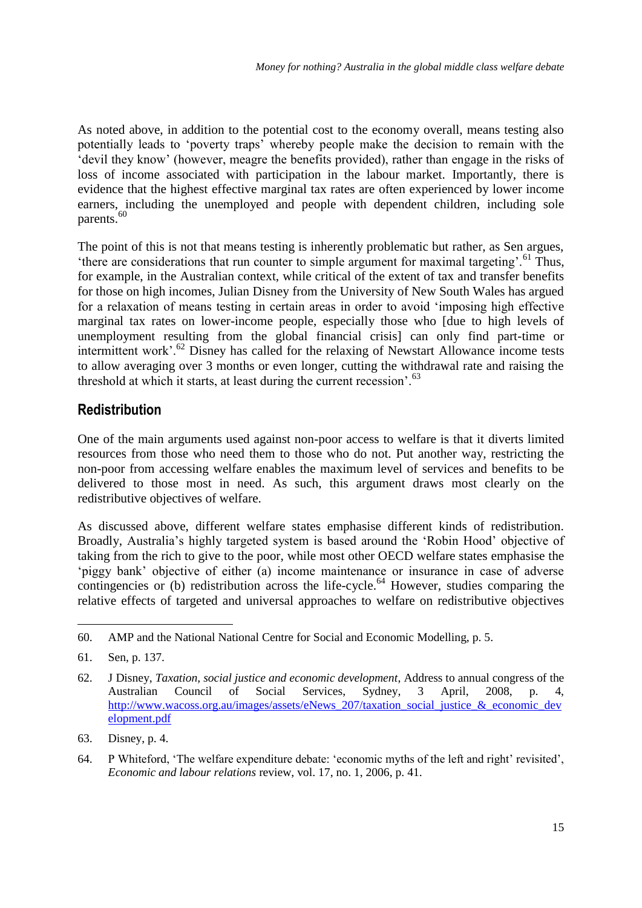As noted above, in addition to the potential cost to the economy overall, means testing also potentially leads to 'poverty traps' whereby people make the decision to remain with the 'devil they know' (however, meagre the benefits provided), rather than engage in the risks of loss of income associated with participation in the labour market. Importantly, there is evidence that the highest effective marginal tax rates are often experienced by lower income earners, including the unemployed and people with dependent children, including sole parents.[60]

The point of this is not that means testing is inherently problematic but rather, as Sen argues, 'there are considerations that run counter to simple argument for maximal targeting'.[61] Thus, for example, in the Australian context, while critical of the extent of tax and transfer benefits for those on high incomes, Julian Disney from the University of New South Wales has argued for a relaxation of means testing in certain areas in order to avoid 'imposing high effective marginal tax rates on lower-income people, especially those who [due to high levels of unemployment resulting from the global financial crisis] can only find part-time or intermittent work'.[62] Disney has called for the relaxing of Newstart Allowance income tests to allow averaging over 3 months or even longer, cutting the withdrawal rate and raising the threshold at which it starts, at least during the current recession'.[63]

## Redistribution

One of the main arguments used against non-poor access to welfare is that it diverts limited resources from those who need them to those who do not. Put another way, restricting the non-poor from accessing welfare enables the maximum level of services and benefits to be delivered to those most in need. As such, this argument draws most clearly on the redistributive objectives of welfare.

As discussed above, different welfare states emphasise different kinds of redistribution. Broadly, Australia's highly targeted system is based around the 'Robin Hood' objective of taking from the rich to give to the poor, while most other OECD welfare states emphasise the 'piggy bank' objective of either (a) income maintenance or insurance in case of adverse contingencies or (b) redistribution across the life-cycle.[64] However, studies comparing the relative effects of targeted and universal approaches to welfare on redistributive objectives

---

60. AMP and the National National Centre for Social and Economic Modelling, p. 5.

61. Sen, p. 137.

62. J Disney, *Taxation, social justice and economic development*, Address to annual congress of the Australian Council of Social Services, Sydney, 3 April, 2008, p. 4, http://www.wacoss.org.au/images/assets/eNews_207/taxation_social_justice_&_economic_development.pdf

63. Disney, p. 4.

64. P Whiteford, 'The welfare expenditure debate: 'economic myths of the left and right' revisited', *Economic and labour relations* review, vol. 17, no. 1, 2006, p. 41.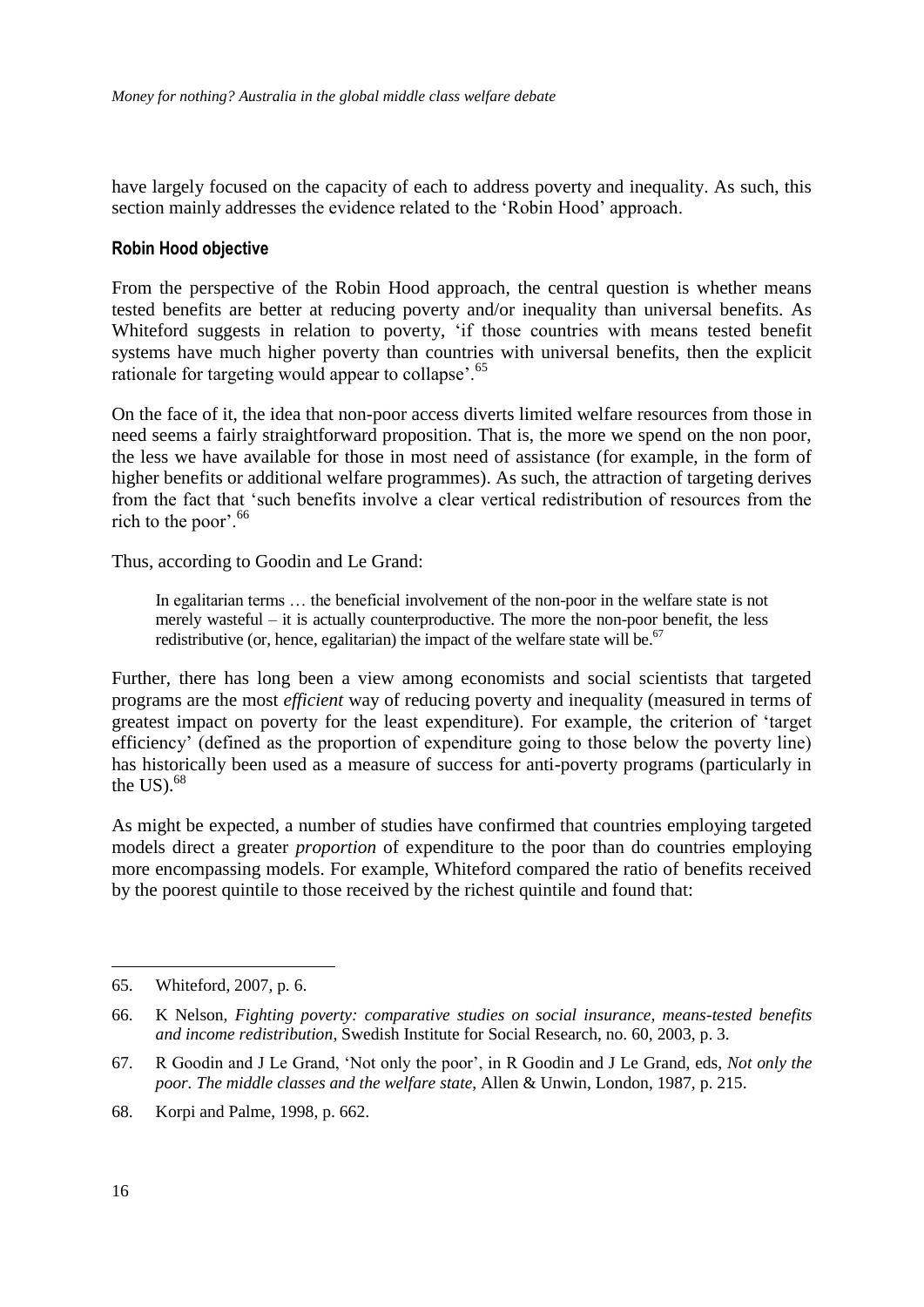have largely focused on the capacity of each to address poverty and inequality. As such, this section mainly addresses the evidence related to the 'Robin Hood' approach.

#### Robin Hood objective

From the perspective of the Robin Hood approach, the central question is whether means tested benefits are better at reducing poverty and/or inequality than universal benefits. As Whiteford suggests in relation to poverty, 'if those countries with means tested benefit systems have much higher poverty than countries with universal benefits, then the explicit rationale for targeting would appear to collapse'.[65]

On the face of it, the idea that non-poor access diverts limited welfare resources from those in need seems a fairly straightforward proposition. That is, the more we spend on the non poor, the less we have available for those in most need of assistance (for example, in the form of higher benefits or additional welfare programmes). As such, the attraction of targeting derives from the fact that 'such benefits involve a clear vertical redistribution of resources from the rich to the poor'.[66]

Thus, according to Goodin and Le Grand:

> In egalitarian terms … the beneficial involvement of the non-poor in the welfare state is not merely wasteful – it is actually counterproductive. The more the non-poor benefit, the less redistributive (or, hence, egalitarian) the impact of the welfare state will be.[67]

Further, there has long been a view among economists and social scientists that targeted programs are the most *efficient* way of reducing poverty and inequality (measured in terms of greatest impact on poverty for the least expenditure). For example, the criterion of 'target efficiency' (defined as the proportion of expenditure going to those below the poverty line) has historically been used as a measure of success for anti-poverty programs (particularly in the US).[68]

As might be expected, a number of studies have confirmed that countries employing targeted models direct a greater *proportion* of expenditure to the poor than do countries employing more encompassing models. For example, Whiteford compared the ratio of benefits received by the poorest quintile to those received by the richest quintile and found that:

---

65. Whiteford, 2007, p. 6.

66. K Nelson, *Fighting poverty: comparative studies on social insurance, means-tested benefits and income redistribution*, Swedish Institute for Social Research, no. 60, 2003, p. 3.

67. R Goodin and J Le Grand, 'Not only the poor', in R Goodin and J Le Grand, eds, *Not only the poor. The middle classes and the welfare state*, Allen & Unwin, London, 1987, p. 215.

68. Korpi and Palme, 1998, p. 662.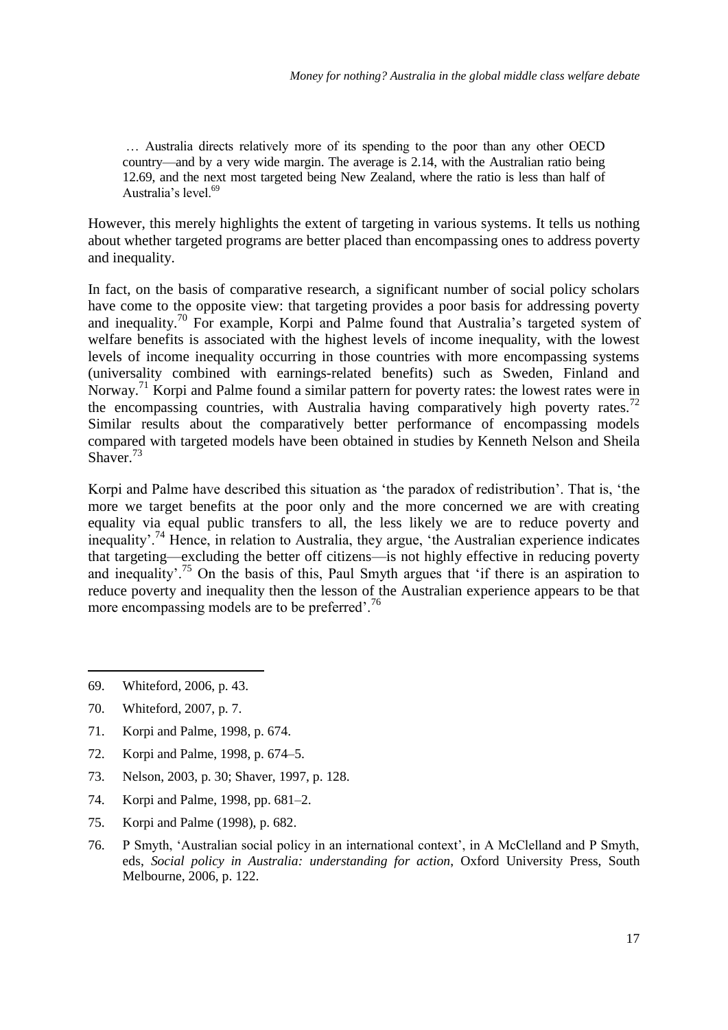> … Australia directs relatively more of its spending to the poor than any other OECD country—and by a very wide margin. The average is 2.14, with the Australian ratio being 12.69, and the next most targeted being New Zealand, where the ratio is less than half of Australia's level.[69]

However, this merely highlights the extent of targeting in various systems. It tells us nothing about whether targeted programs are better placed than encompassing ones to address poverty and inequality.

In fact, on the basis of comparative research, a significant number of social policy scholars have come to the opposite view: that targeting provides a poor basis for addressing poverty and inequality.[70] For example, Korpi and Palme found that Australia's targeted system of welfare benefits is associated with the highest levels of income inequality, with the lowest levels of income inequality occurring in those countries with more encompassing systems (universality combined with earnings-related benefits) such as Sweden, Finland and Norway.[71] Korpi and Palme found a similar pattern for poverty rates: the lowest rates were in the encompassing countries, with Australia having comparatively high poverty rates.[72] Similar results about the comparatively better performance of encompassing models compared with targeted models have been obtained in studies by Kenneth Nelson and Sheila Shaver.[73]

Korpi and Palme have described this situation as 'the paradox of redistribution'. That is, 'the more we target benefits at the poor only and the more concerned we are with creating equality via equal public transfers to all, the less likely we are to reduce poverty and inequality'.[74] Hence, in relation to Australia, they argue, 'the Australian experience indicates that targeting—excluding the better off citizens—is not highly effective in reducing poverty and inequality'.[75] On the basis of this, Paul Smyth argues that 'if there is an aspiration to reduce poverty and inequality then the lesson of the Australian experience appears to be that more encompassing models are to be preferred'.[76]

---

69. Whiteford, 2006, p. 43.
70. Whiteford, 2007, p. 7.
71. Korpi and Palme, 1998, p. 674.
72. Korpi and Palme, 1998, p. 674–5.
73. Nelson, 2003, p. 30; Shaver, 1997, p. 128.
74. Korpi and Palme, 1998, pp. 681–2.
75. Korpi and Palme (1998), p. 682.
76. P Smyth, 'Australian social policy in an international context', in A McClelland and P Smyth, eds, *Social policy in Australia: understanding for action*, Oxford University Press, South Melbourne, 2006, p. 122.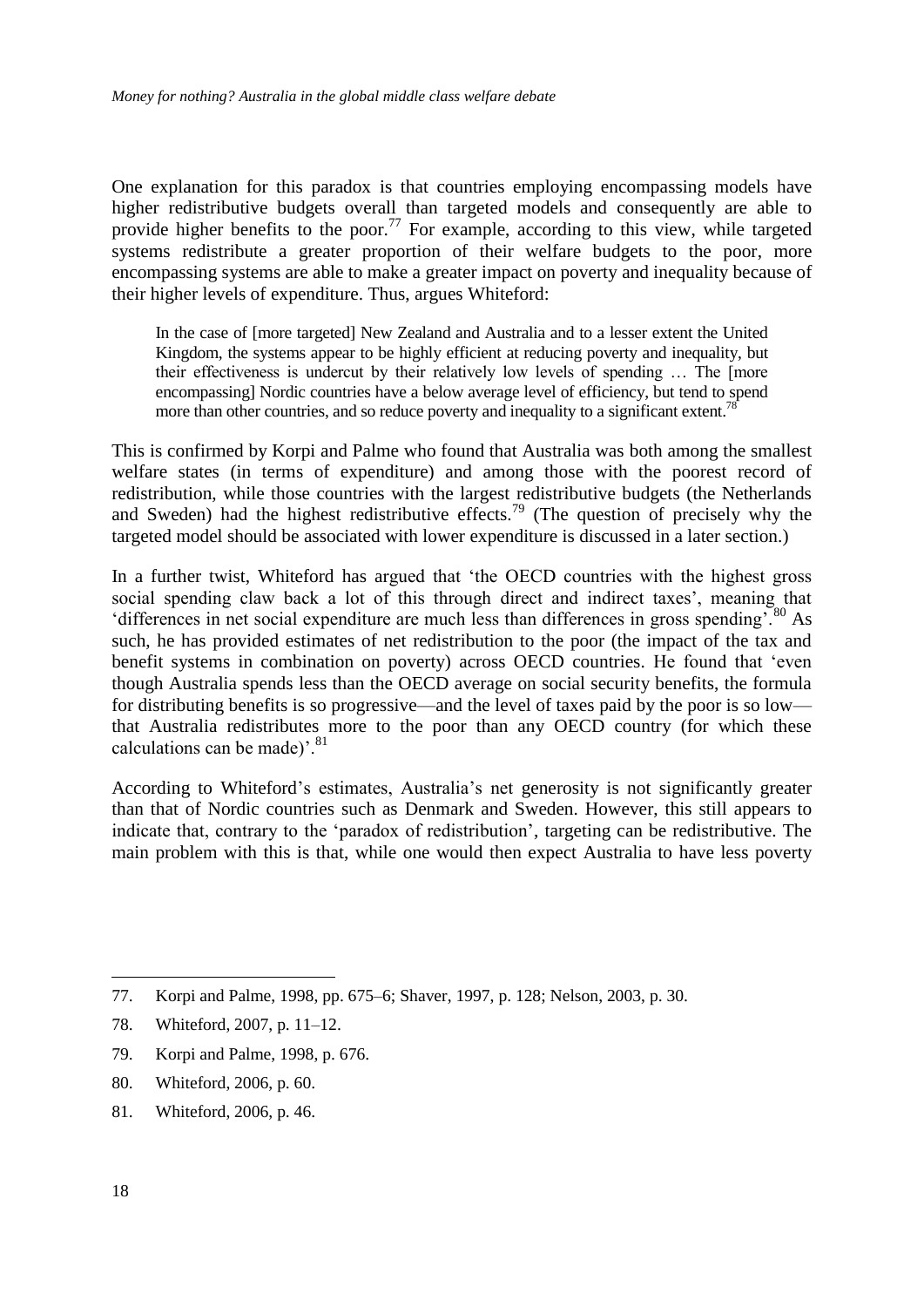One explanation for this paradox is that countries employing encompassing models have higher redistributive budgets overall than targeted models and consequently are able to provide higher benefits to the poor.[77] For example, according to this view, while targeted systems redistribute a greater proportion of their welfare budgets to the poor, more encompassing systems are able to make a greater impact on poverty and inequality because of their higher levels of expenditure. Thus, argues Whiteford:

> In the case of [more targeted] New Zealand and Australia and to a lesser extent the United Kingdom, the systems appear to be highly efficient at reducing poverty and inequality, but their effectiveness is undercut by their relatively low levels of spending … The [more encompassing] Nordic countries have a below average level of efficiency, but tend to spend more than other countries, and so reduce poverty and inequality to a significant extent.[78]

This is confirmed by Korpi and Palme who found that Australia was both among the smallest welfare states (in terms of expenditure) and among those with the poorest record of redistribution, while those countries with the largest redistributive budgets (the Netherlands and Sweden) had the highest redistributive effects.[79] (The question of precisely why the targeted model should be associated with lower expenditure is discussed in a later section.)

In a further twist, Whiteford has argued that 'the OECD countries with the highest gross social spending claw back a lot of this through direct and indirect taxes', meaning that 'differences in net social expenditure are much less than differences in gross spending'.[80] As such, he has provided estimates of net redistribution to the poor (the impact of the tax and benefit systems in combination on poverty) across OECD countries. He found that 'even though Australia spends less than the OECD average on social security benefits, the formula for distributing benefits is so progressive—and the level of taxes paid by the poor is so low—that Australia redistributes more to the poor than any OECD country (for which these calculations can be made)'.[81]

According to Whiteford's estimates, Australia's net generosity is not significantly greater than that of Nordic countries such as Denmark and Sweden. However, this still appears to indicate that, contrary to the 'paradox of redistribution', targeting can be redistributive. The main problem with this is that, while one would then expect Australia to have less poverty

---

77. Korpi and Palme, 1998, pp. 675–6; Shaver, 1997, p. 128; Nelson, 2003, p. 30.
78. Whiteford, 2007, p. 11–12.
79. Korpi and Palme, 1998, p. 676.
80. Whiteford, 2006, p. 60.
81. Whiteford, 2006, p. 46.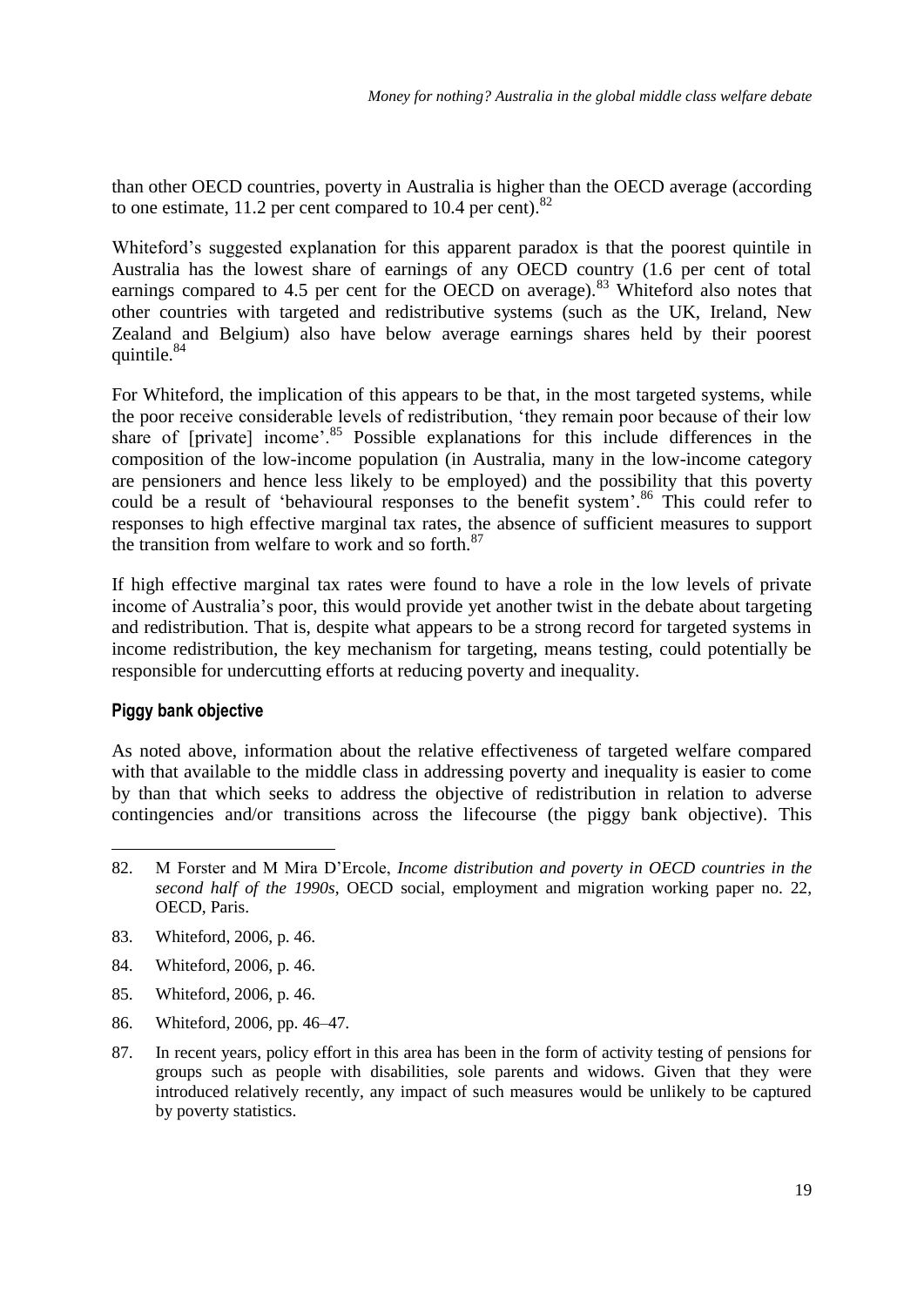than other OECD countries, poverty in Australia is higher than the OECD average (according to one estimate, 11.2 per cent compared to 10.4 per cent).[82]

Whiteford's suggested explanation for this apparent paradox is that the poorest quintile in Australia has the lowest share of earnings of any OECD country (1.6 per cent of total earnings compared to 4.5 per cent for the OECD on average).[83] Whiteford also notes that other countries with targeted and redistributive systems (such as the UK, Ireland, New Zealand and Belgium) also have below average earnings shares held by their poorest quintile.[84]

For Whiteford, the implication of this appears to be that, in the most targeted systems, while the poor receive considerable levels of redistribution, 'they remain poor because of their low share of [private] income'.[85] Possible explanations for this include differences in the composition of the low-income population (in Australia, many in the low-income category are pensioners and hence less likely to be employed) and the possibility that this poverty could be a result of 'behavioural responses to the benefit system'.[86] This could refer to responses to high effective marginal tax rates, the absence of sufficient measures to support the transition from welfare to work and so forth.[87]

If high effective marginal tax rates were found to have a role in the low levels of private income of Australia's poor, this would provide yet another twist in the debate about targeting and redistribution. That is, despite what appears to be a strong record for targeted systems in income redistribution, the key mechanism for targeting, means testing, could potentially be responsible for undercutting efforts at reducing poverty and inequality.

### Piggy bank objective

As noted above, information about the relative effectiveness of targeted welfare compared with that available to the middle class in addressing poverty and inequality is easier to come by than that which seeks to address the objective of redistribution in relation to adverse contingencies and/or transitions across the lifecourse (the piggy bank objective). This

---

82. M Forster and M Mira D'Ercole, *Income distribution and poverty in OECD countries in the second half of the 1990s*, OECD social, employment and migration working paper no. 22, OECD, Paris.
83. Whiteford, 2006, p. 46.
84. Whiteford, 2006, p. 46.
85. Whiteford, 2006, p. 46.
86. Whiteford, 2006, pp. 46–47.
87. In recent years, policy effort in this area has been in the form of activity testing of pensions for groups such as people with disabilities, sole parents and widows. Given that they were introduced relatively recently, any impact of such measures would be unlikely to be captured by poverty statistics.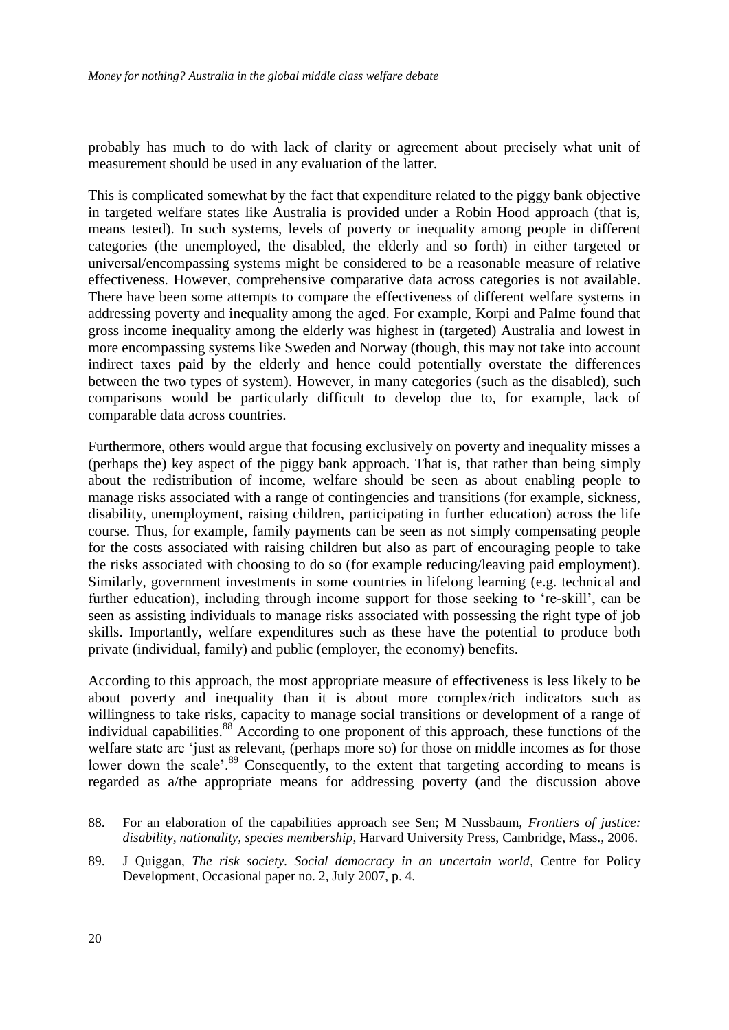probably has much to do with lack of clarity or agreement about precisely what unit of measurement should be used in any evaluation of the latter.

This is complicated somewhat by the fact that expenditure related to the piggy bank objective in targeted welfare states like Australia is provided under a Robin Hood approach (that is, means tested). In such systems, levels of poverty or inequality among people in different categories (the unemployed, the disabled, the elderly and so forth) in either targeted or universal/encompassing systems might be considered to be a reasonable measure of relative effectiveness. However, comprehensive comparative data across categories is not available. There have been some attempts to compare the effectiveness of different welfare systems in addressing poverty and inequality among the aged. For example, Korpi and Palme found that gross income inequality among the elderly was highest in (targeted) Australia and lowest in more encompassing systems like Sweden and Norway (though, this may not take into account indirect taxes paid by the elderly and hence could potentially overstate the differences between the two types of system). However, in many categories (such as the disabled), such comparisons would be particularly difficult to develop due to, for example, lack of comparable data across countries.

Furthermore, others would argue that focusing exclusively on poverty and inequality misses a (perhaps the) key aspect of the piggy bank approach. That is, that rather than being simply about the redistribution of income, welfare should be seen as about enabling people to manage risks associated with a range of contingencies and transitions (for example, sickness, disability, unemployment, raising children, participating in further education) across the life course. Thus, for example, family payments can be seen as not simply compensating people for the costs associated with raising children but also as part of encouraging people to take the risks associated with choosing to do so (for example reducing/leaving paid employment). Similarly, government investments in some countries in lifelong learning (e.g. technical and further education), including through income support for those seeking to 're-skill', can be seen as assisting individuals to manage risks associated with possessing the right type of job skills. Importantly, welfare expenditures such as these have the potential to produce both private (individual, family) and public (employer, the economy) benefits.

According to this approach, the most appropriate measure of effectiveness is less likely to be about poverty and inequality than it is about more complex/rich indicators such as willingness to take risks, capacity to manage social transitions or development of a range of individual capabilities.[88] According to one proponent of this approach, these functions of the welfare state are 'just as relevant, (perhaps more so) for those on middle incomes as for those lower down the scale'.[89] Consequently, to the extent that targeting according to means is regarded as a/the appropriate means for addressing poverty (and the discussion above

---

88. For an elaboration of the capabilities approach see Sen; M Nussbaum, *Frontiers of justice: disability, nationality, species membership*, Harvard University Press, Cambridge, Mass., 2006.

89. J Quiggan, *The risk society. Social democracy in an uncertain world*, Centre for Policy Development, Occasional paper no. 2, July 2007, p. 4.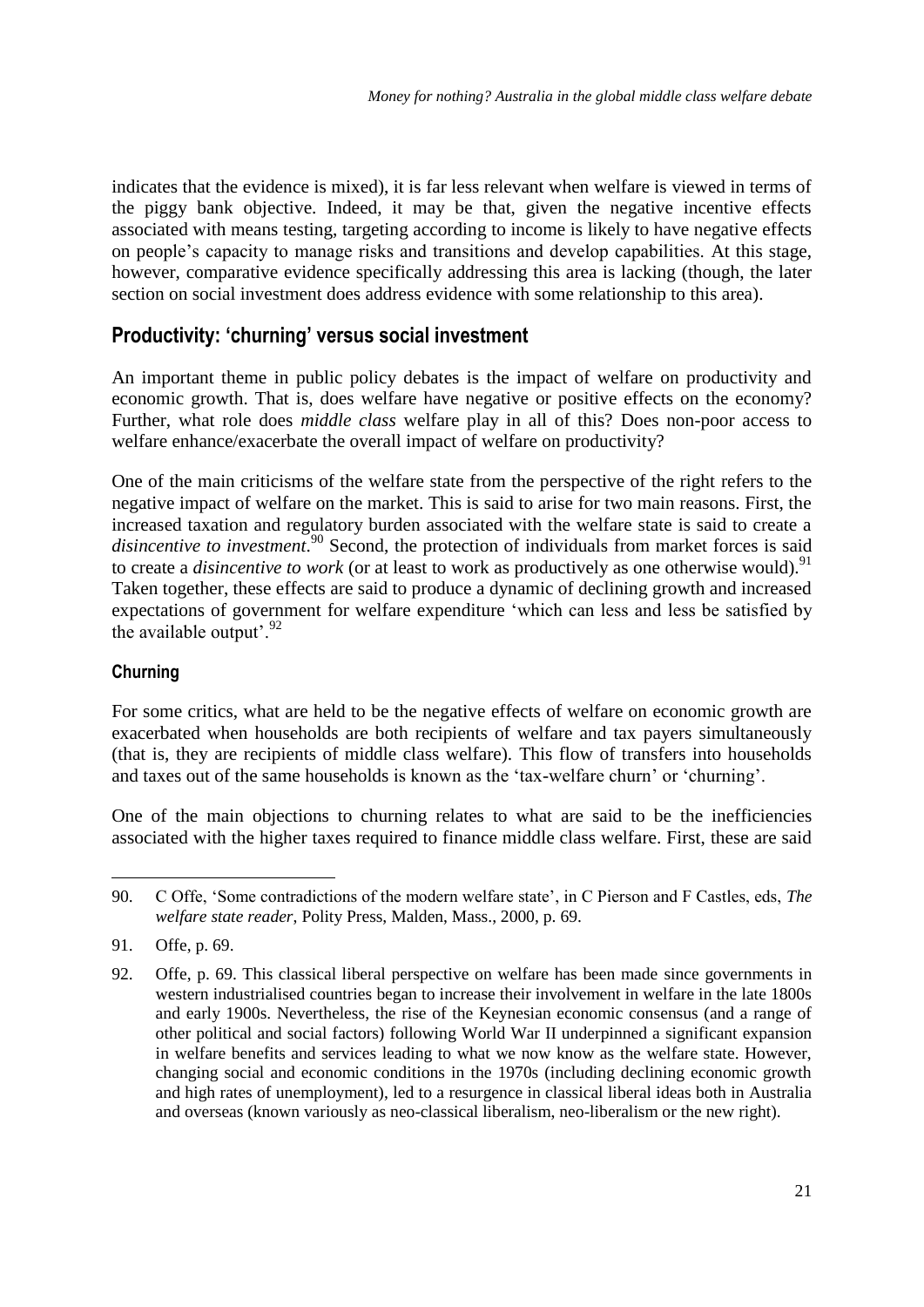indicates that the evidence is mixed), it is far less relevant when welfare is viewed in terms of the piggy bank objective. Indeed, it may be that, given the negative incentive effects associated with means testing, targeting according to income is likely to have negative effects on people's capacity to manage risks and transitions and develop capabilities. At this stage, however, comparative evidence specifically addressing this area is lacking (though, the later section on social investment does address evidence with some relationship to this area).

## Productivity: 'churning' versus social investment

An important theme in public policy debates is the impact of welfare on productivity and economic growth. That is, does welfare have negative or positive effects on the economy? Further, what role does *middle class* welfare play in all of this? Does non-poor access to welfare enhance/exacerbate the overall impact of welfare on productivity?

One of the main criticisms of the welfare state from the perspective of the right refers to the negative impact of welfare on the market. This is said to arise for two main reasons. First, the increased taxation and regulatory burden associated with the welfare state is said to create a *disincentive to investment*.[90] Second, the protection of individuals from market forces is said to create a *disincentive to work* (or at least to work as productively as one otherwise would).[91] Taken together, these effects are said to produce a dynamic of declining growth and increased expectations of government for welfare expenditure 'which can less and less be satisfied by the available output'.[92]

### Churning

For some critics, what are held to be the negative effects of welfare on economic growth are exacerbated when households are both recipients of welfare and tax payers simultaneously (that is, they are recipients of middle class welfare). This flow of transfers into households and taxes out of the same households is known as the 'tax-welfare churn' or 'churning'.

One of the main objections to churning relates to what are said to be the inefficiencies associated with the higher taxes required to finance middle class welfare. First, these are said

---

90. C Offe, 'Some contradictions of the modern welfare state', in C Pierson and F Castles, eds, *The welfare state reader*, Polity Press, Malden, Mass., 2000, p. 69.

91. Offe, p. 69.

92. Offe, p. 69. This classical liberal perspective on welfare has been made since governments in western industrialised countries began to increase their involvement in welfare in the late 1800s and early 1900s. Nevertheless, the rise of the Keynesian economic consensus (and a range of other political and social factors) following World War II underpinned a significant expansion in welfare benefits and services leading to what we now know as the welfare state. However, changing social and economic conditions in the 1970s (including declining economic growth and high rates of unemployment), led to a resurgence in classical liberal ideas both in Australia and overseas (known variously as neo-classical liberalism, neo-liberalism or the new right).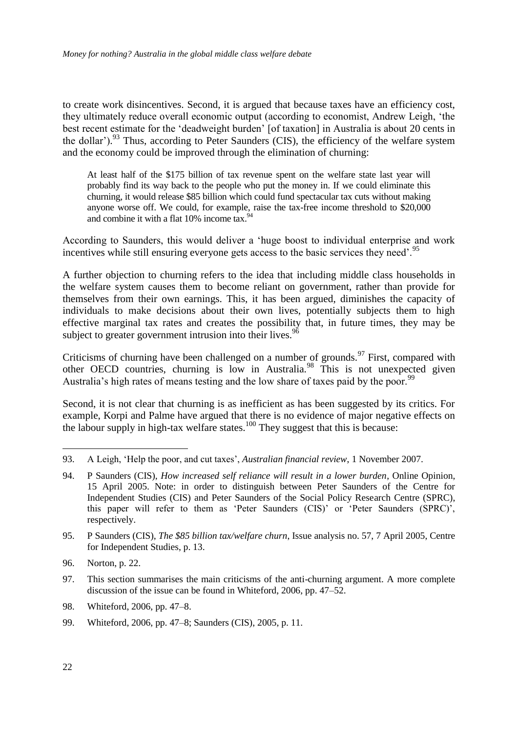to create work disincentives. Second, it is argued that because taxes have an efficiency cost, they ultimately reduce overall economic output (according to economist, Andrew Leigh, 'the best recent estimate for the 'deadweight burden' [of taxation] in Australia is about 20 cents in the dollar').[93] Thus, according to Peter Saunders (CIS), the efficiency of the welfare system and the economy could be improved through the elimination of churning:

> At least half of the $175 billion of tax revenue spent on the welfare state last year will probably find its way back to the people who put the money in. If we could eliminate this churning, it would release $85 billion which could fund spectacular tax cuts without making anyone worse off. We could, for example, raise the tax-free income threshold to $20,000 and combine it with a flat 10% income tax.[94]

According to Saunders, this would deliver a 'huge boost to individual enterprise and work incentives while still ensuring everyone gets access to the basic services they need'.[95]

A further objection to churning refers to the idea that including middle class households in the welfare system causes them to become reliant on government, rather than provide for themselves from their own earnings. This, it has been argued, diminishes the capacity of individuals to make decisions about their own lives, potentially subjects them to high effective marginal tax rates and creates the possibility that, in future times, they may be subject to greater government intrusion into their lives.[96]

Criticisms of churning have been challenged on a number of grounds.[97] First, compared with other OECD countries, churning is low in Australia.[98] This is not unexpected given Australia's high rates of means testing and the low share of taxes paid by the poor.[99]

Second, it is not clear that churning is as inefficient as has been suggested by its critics. For example, Korpi and Palme have argued that there is no evidence of major negative effects on the labour supply in high-tax welfare states.[100] They suggest that this is because:

---

93. A Leigh, 'Help the poor, and cut taxes', *Australian financial review*, 1 November 2007.

94. P Saunders (CIS), *How increased self reliance will result in a lower burden*, Online Opinion, 15 April 2005. Note: in order to distinguish between Peter Saunders of the Centre for Independent Studies (CIS) and Peter Saunders of the Social Policy Research Centre (SPRC), this paper will refer to them as 'Peter Saunders (CIS)' or 'Peter Saunders (SPRC)', respectively.

95. P Saunders (CIS), *The $85 billion tax/welfare churn*, Issue analysis no. 57, 7 April 2005, Centre for Independent Studies, p. 13.

96. Norton, p. 22.

97. This section summarises the main criticisms of the anti-churning argument. A more complete discussion of the issue can be found in Whiteford, 2006, pp. 47–52.

98. Whiteford, 2006, pp. 47–8.

99. Whiteford, 2006, pp. 47–8; Saunders (CIS), 2005, p. 11.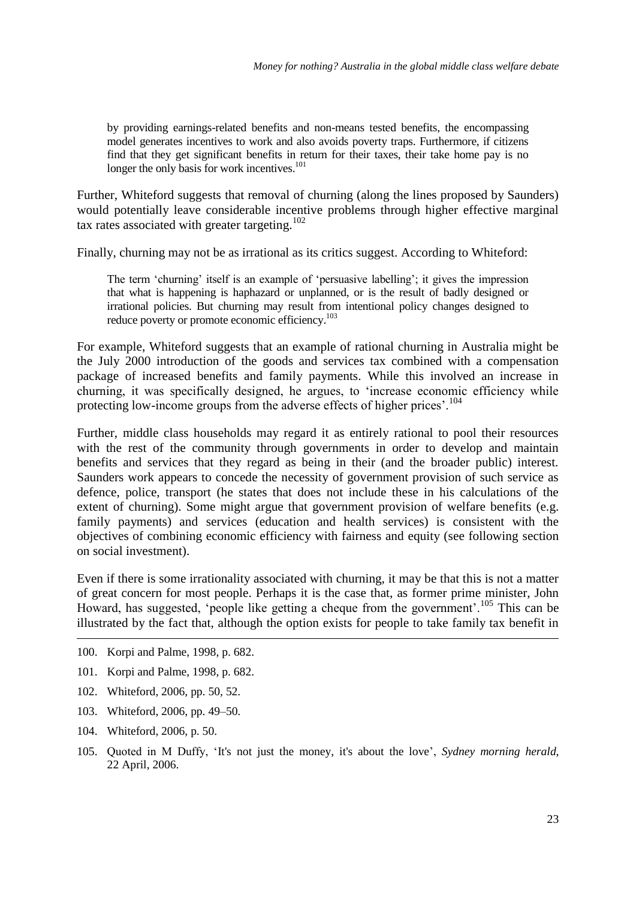> by providing earnings-related benefits and non-means tested benefits, the encompassing model generates incentives to work and also avoids poverty traps. Furthermore, if citizens find that they get significant benefits in return for their taxes, their take home pay is no longer the only basis for work incentives.[101]

Further, Whiteford suggests that removal of churning (along the lines proposed by Saunders) would potentially leave considerable incentive problems through higher effective marginal tax rates associated with greater targeting.[102]

Finally, churning may not be as irrational as its critics suggest. According to Whiteford:

> The term 'churning' itself is an example of 'persuasive labelling'; it gives the impression that what is happening is haphazard or unplanned, or is the result of badly designed or irrational policies. But churning may result from intentional policy changes designed to reduce poverty or promote economic efficiency.[103]

For example, Whiteford suggests that an example of rational churning in Australia might be the July 2000 introduction of the goods and services tax combined with a compensation package of increased benefits and family payments. While this involved an increase in churning, it was specifically designed, he argues, to 'increase economic efficiency while protecting low-income groups from the adverse effects of higher prices'.[104]

Further, middle class households may regard it as entirely rational to pool their resources with the rest of the community through governments in order to develop and maintain benefits and services that they regard as being in their (and the broader public) interest. Saunders work appears to concede the necessity of government provision of such service as defence, police, transport (he states that does not include these in his calculations of the extent of churning). Some might argue that government provision of welfare benefits (e.g. family payments) and services (education and health services) is consistent with the objectives of combining economic efficiency with fairness and equity (see following section on social investment).

Even if there is some irrationality associated with churning, it may be that this is not a matter of great concern for most people. Perhaps it is the case that, as former prime minister, John Howard, has suggested, 'people like getting a cheque from the government'.[105] This can be illustrated by the fact that, although the option exists for people to take family tax benefit in

---

100. Korpi and Palme, 1998, p. 682.
101. Korpi and Palme, 1998, p. 682.
102. Whiteford, 2006, pp. 50, 52.
103. Whiteford, 2006, pp. 49–50.
104. Whiteford, 2006, p. 50.
105. Quoted in M Duffy, 'It's not just the money, it's about the love', *Sydney morning herald*, 22 April, 2006.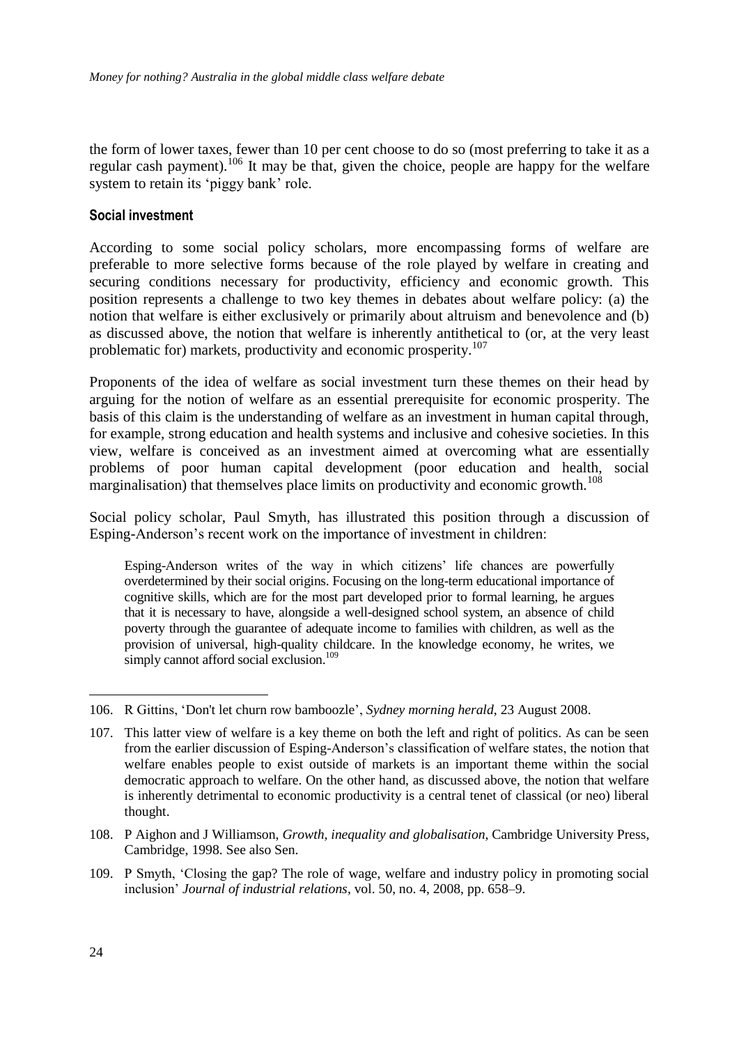the form of lower taxes, fewer than 10 per cent choose to do so (most preferring to take it as a regular cash payment).[106] It may be that, given the choice, people are happy for the welfare system to retain its 'piggy bank' role.

### Social investment

According to some social policy scholars, more encompassing forms of welfare are preferable to more selective forms because of the role played by welfare in creating and securing conditions necessary for productivity, efficiency and economic growth. This position represents a challenge to two key themes in debates about welfare policy: (a) the notion that welfare is either exclusively or primarily about altruism and benevolence and (b) as discussed above, the notion that welfare is inherently antithetical to (or, at the very least problematic for) markets, productivity and economic prosperity.[107]

Proponents of the idea of welfare as social investment turn these themes on their head by arguing for the notion of welfare as an essential prerequisite for economic prosperity. The basis of this claim is the understanding of welfare as an investment in human capital through, for example, strong education and health systems and inclusive and cohesive societies. In this view, welfare is conceived as an investment aimed at overcoming what are essentially problems of poor human capital development (poor education and health, social marginalisation) that themselves place limits on productivity and economic growth.[108]

Social policy scholar, Paul Smyth, has illustrated this position through a discussion of Esping-Anderson's recent work on the importance of investment in children:

> Esping-Anderson writes of the way in which citizens' life chances are powerfully overdetermined by their social origins. Focusing on the long-term educational importance of cognitive skills, which are for the most part developed prior to formal learning, he argues that it is necessary to have, alongside a well-designed school system, an absence of child poverty through the guarantee of adequate income to families with children, as well as the provision of universal, high-quality childcare. In the knowledge economy, he writes, we simply cannot afford social exclusion.[109]

---

106. R Gittins, 'Don't let churn row bamboozle', *Sydney morning herald*, 23 August 2008.

107. This latter view of welfare is a key theme on both the left and right of politics. As can be seen from the earlier discussion of Esping-Anderson's classification of welfare states, the notion that welfare enables people to exist outside of markets is an important theme within the social democratic approach to welfare. On the other hand, as discussed above, the notion that welfare is inherently detrimental to economic productivity is a central tenet of classical (or neo) liberal thought.

108. P Aighon and J Williamson, *Growth, inequality and globalisation*, Cambridge University Press, Cambridge, 1998. See also Sen.

109. P Smyth, 'Closing the gap? The role of wage, welfare and industry policy in promoting social inclusion' *Journal of industrial relations*, vol. 50, no. 4, 2008, pp. 658–9.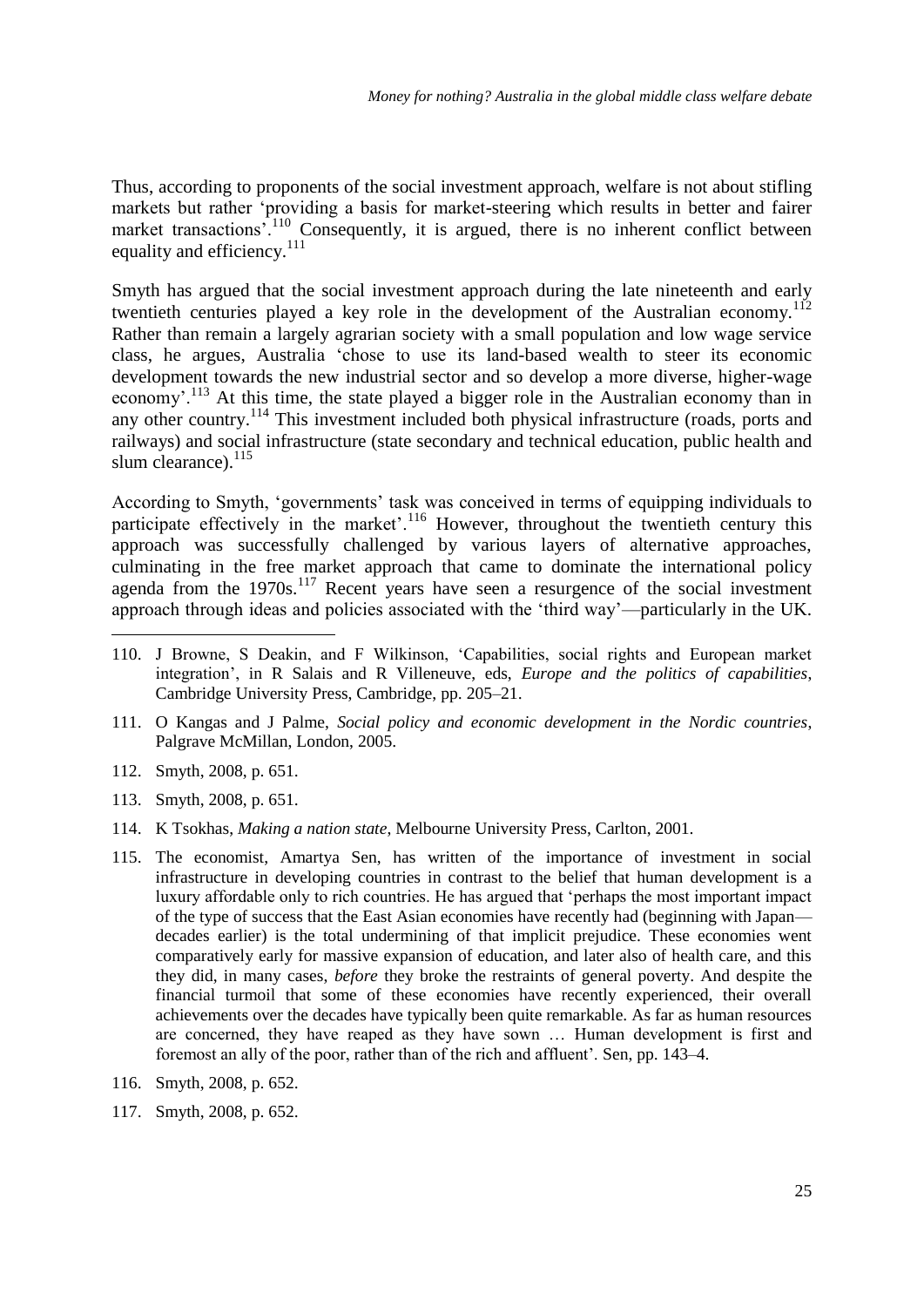Thus, according to proponents of the social investment approach, welfare is not about stifling markets but rather 'providing a basis for market-steering which results in better and fairer market transactions'.[110] Consequently, it is argued, there is no inherent conflict between equality and efficiency.[111]

Smyth has argued that the social investment approach during the late nineteenth and early twentieth centuries played a key role in the development of the Australian economy.[112] Rather than remain a largely agrarian society with a small population and low wage service class, he argues, Australia 'chose to use its land-based wealth to steer its economic development towards the new industrial sector and so develop a more diverse, higher-wage economy'.[113] At this time, the state played a bigger role in the Australian economy than in any other country.[114] This investment included both physical infrastructure (roads, ports and railways) and social infrastructure (state secondary and technical education, public health and slum clearance).[115]

According to Smyth, 'governments' task was conceived in terms of equipping individuals to participate effectively in the market'.[116] However, throughout the twentieth century this approach was successfully challenged by various layers of alternative approaches, culminating in the free market approach that came to dominate the international policy agenda from the 1970s.[117] Recent years have seen a resurgence of the social investment approach through ideas and policies associated with the 'third way'—particularly in the UK.

110. J Browne, S Deakin, and F Wilkinson, 'Capabilities, social rights and European market integration', in R Salais and R Villeneuve, eds, *Europe and the politics of capabilities*, Cambridge University Press, Cambridge, pp. 205–21.

111. O Kangas and J Palme, *Social policy and economic development in the Nordic countries*, Palgrave McMillan, London, 2005.

112. Smyth, 2008, p. 651.

113. Smyth, 2008, p. 651.

114. K Tsokhas, *Making a nation state*, Melbourne University Press, Carlton, 2001.

115. The economist, Amartya Sen, has written of the importance of investment in social infrastructure in developing countries in contrast to the belief that human development is a luxury affordable only to rich countries. He has argued that 'perhaps the most important impact of the type of success that the East Asian economies have recently had (beginning with Japan—decades earlier) is the total undermining of that implicit prejudice. These economies went comparatively early for massive expansion of education, and later also of health care, and this they did, in many cases, *before* they broke the restraints of general poverty. And despite the financial turmoil that some of these economies have recently experienced, their overall achievements over the decades have typically been quite remarkable. As far as human resources are concerned, they have reaped as they have sown … Human development is first and foremost an ally of the poor, rather than of the rich and affluent'. Sen, pp. 143–4.

116. Smyth, 2008, p. 652.

117. Smyth, 2008, p. 652.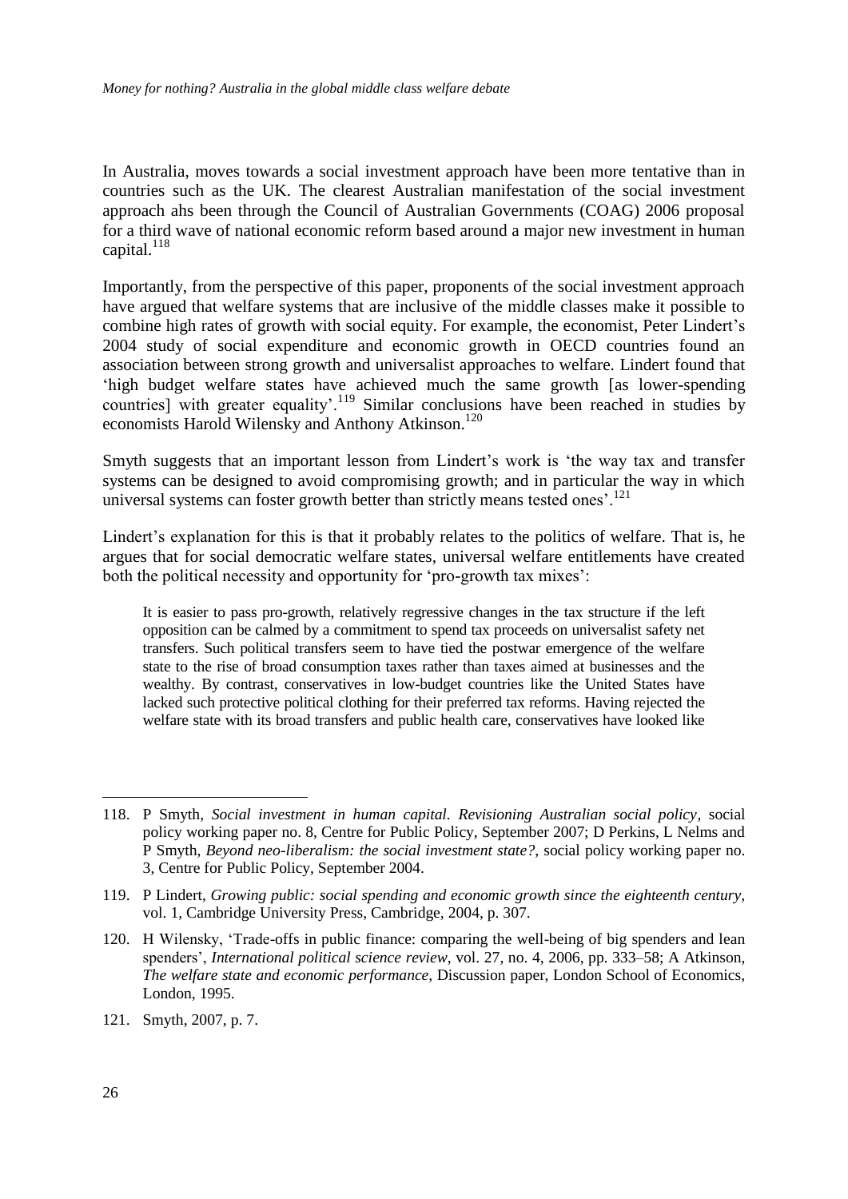In Australia, moves towards a social investment approach have been more tentative than in countries such as the UK. The clearest Australian manifestation of the social investment approach ahs been through the Council of Australian Governments (COAG) 2006 proposal for a third wave of national economic reform based around a major new investment in human capital.[118]

Importantly, from the perspective of this paper, proponents of the social investment approach have argued that welfare systems that are inclusive of the middle classes make it possible to combine high rates of growth with social equity. For example, the economist, Peter Lindert's 2004 study of social expenditure and economic growth in OECD countries found an association between strong growth and universalist approaches to welfare. Lindert found that 'high budget welfare states have achieved much the same growth [as lower-spending countries] with greater equality'.[119] Similar conclusions have been reached in studies by economists Harold Wilensky and Anthony Atkinson.[120]

Smyth suggests that an important lesson from Lindert's work is 'the way tax and transfer systems can be designed to avoid compromising growth; and in particular the way in which universal systems can foster growth better than strictly means tested ones'.[121]

Lindert's explanation for this is that it probably relates to the politics of welfare. That is, he argues that for social democratic welfare states, universal welfare entitlements have created both the political necessity and opportunity for 'pro-growth tax mixes':

> It is easier to pass pro-growth, relatively regressive changes in the tax structure if the left opposition can be calmed by a commitment to spend tax proceeds on universalist safety net transfers. Such political transfers seem to have tied the postwar emergence of the welfare state to the rise of broad consumption taxes rather than taxes aimed at businesses and the wealthy. By contrast, conservatives in low-budget countries like the United States have lacked such protective political clothing for their preferred tax reforms. Having rejected the welfare state with its broad transfers and public health care, conservatives have looked like

---

118. P Smyth, *Social investment in human capital. Revisioning Australian social policy*, social policy working paper no. 8, Centre for Public Policy, September 2007; D Perkins, L Nelms and P Smyth, *Beyond neo-liberalism: the social investment state?*, social policy working paper no. 3, Centre for Public Policy, September 2004.

119. P Lindert, *Growing public: social spending and economic growth since the eighteenth century*, vol. 1, Cambridge University Press, Cambridge, 2004, p. 307.

120. H Wilensky, 'Trade-offs in public finance: comparing the well-being of big spenders and lean spenders', *International political science review*, vol. 27, no. 4, 2006, pp. 333–58; A Atkinson, *The welfare state and economic performance*, Discussion paper, London School of Economics, London, 1995.

121. Smyth, 2007, p. 7.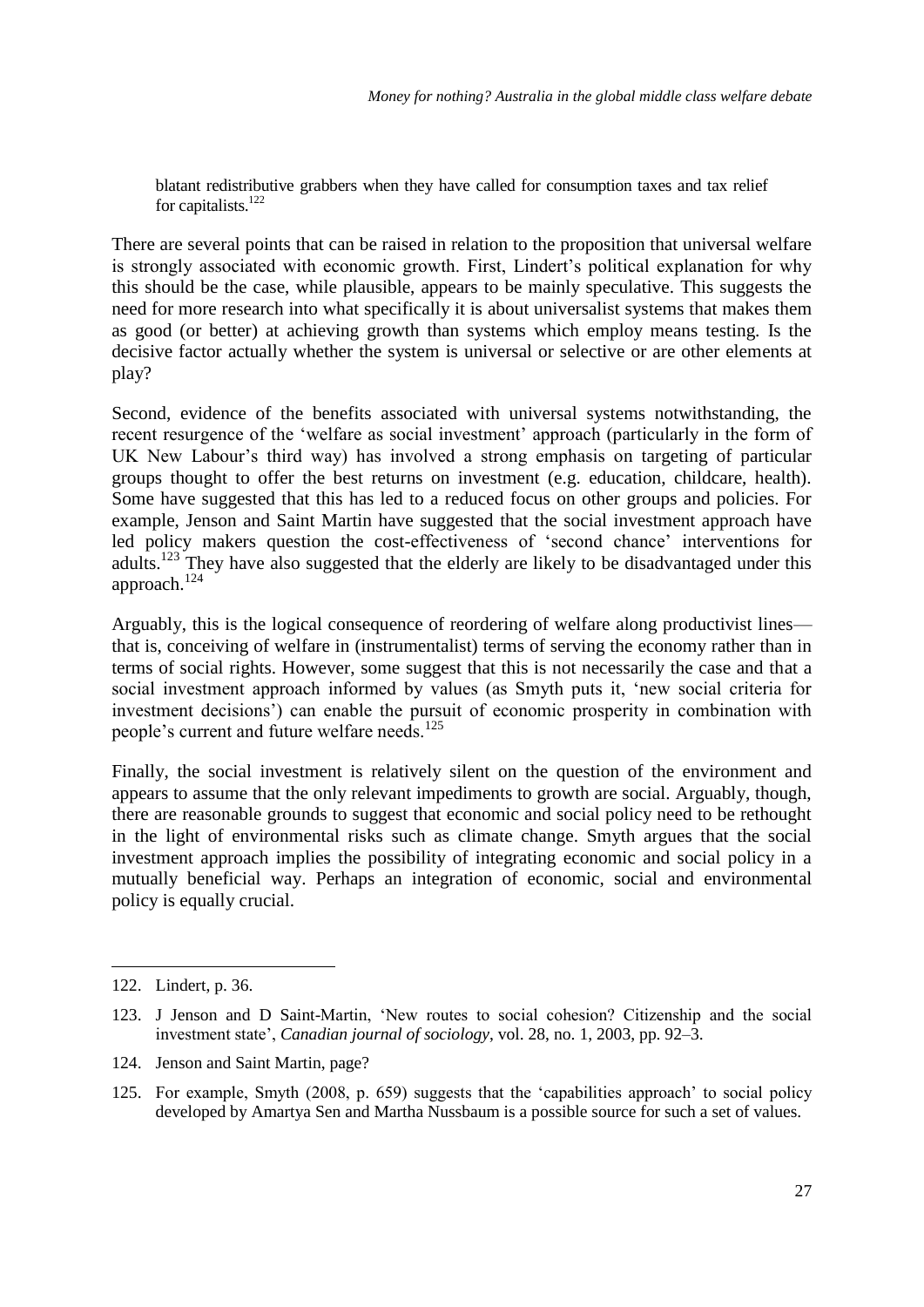> blatant redistributive grabbers when they have called for consumption taxes and tax relief for capitalists.[122]

There are several points that can be raised in relation to the proposition that universal welfare is strongly associated with economic growth. First, Lindert's political explanation for why this should be the case, while plausible, appears to be mainly speculative. This suggests the need for more research into what specifically it is about universalist systems that makes them as good (or better) at achieving growth than systems which employ means testing. Is the decisive factor actually whether the system is universal or selective or are other elements at play?

Second, evidence of the benefits associated with universal systems notwithstanding, the recent resurgence of the 'welfare as social investment' approach (particularly in the form of UK New Labour's third way) has involved a strong emphasis on targeting of particular groups thought to offer the best returns on investment (e.g. education, childcare, health). Some have suggested that this has led to a reduced focus on other groups and policies. For example, Jenson and Saint Martin have suggested that the social investment approach have led policy makers question the cost-effectiveness of 'second chance' interventions for adults.[123] They have also suggested that the elderly are likely to be disadvantaged under this approach.[124]

Arguably, this is the logical consequence of reordering of welfare along productivist lines—that is, conceiving of welfare in (instrumentalist) terms of serving the economy rather than in terms of social rights. However, some suggest that this is not necessarily the case and that a social investment approach informed by values (as Smyth puts it, 'new social criteria for investment decisions') can enable the pursuit of economic prosperity in combination with people's current and future welfare needs.[125]

Finally, the social investment is relatively silent on the question of the environment and appears to assume that the only relevant impediments to growth are social. Arguably, though, there are reasonable grounds to suggest that economic and social policy need to be rethought in the light of environmental risks such as climate change. Smyth argues that the social investment approach implies the possibility of integrating economic and social policy in a mutually beneficial way. Perhaps an integration of economic, social and environmental policy is equally crucial.

---

122. Lindert, p. 36.

123. J Jenson and D Saint-Martin, 'New routes to social cohesion? Citizenship and the social investment state', *Canadian journal of sociology*, vol. 28, no. 1, 2003, pp. 92–3.

124. Jenson and Saint Martin, page?

125. For example, Smyth (2008, p. 659) suggests that the 'capabilities approach' to social policy developed by Amartya Sen and Martha Nussbaum is a possible source for such a set of values.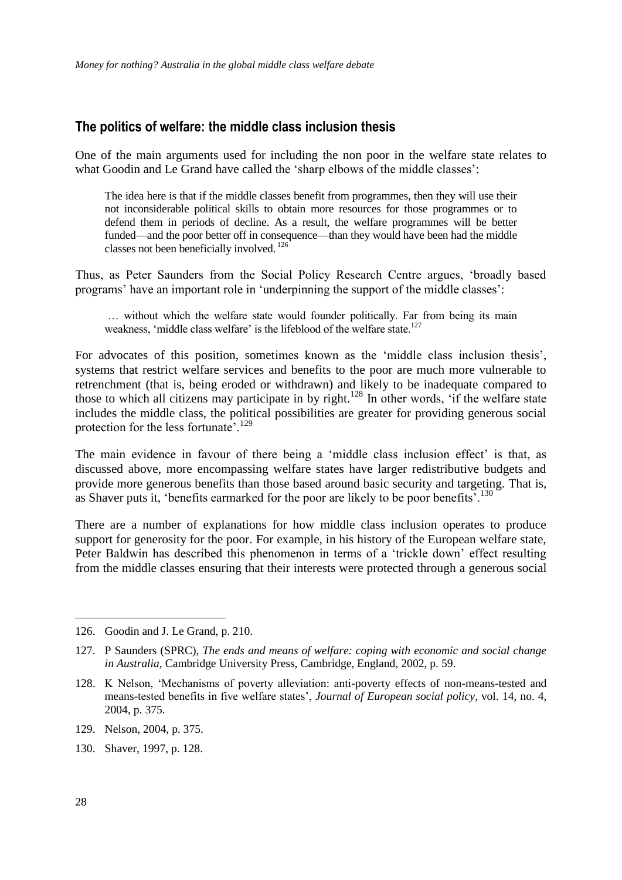## The politics of welfare: the middle class inclusion thesis

One of the main arguments used for including the non poor in the welfare state relates to what Goodin and Le Grand have called the 'sharp elbows of the middle classes':

> The idea here is that if the middle classes benefit from programmes, then they will use their not inconsiderable political skills to obtain more resources for those programmes or to defend them in periods of decline. As a result, the welfare programmes will be better funded—and the poor better off in consequence—than they would have been had the middle classes not been beneficially involved.[126]

Thus, as Peter Saunders from the Social Policy Research Centre argues, 'broadly based programs' have an important role in 'underpinning the support of the middle classes':

> … without which the welfare state would founder politically. Far from being its main weakness, 'middle class welfare' is the lifeblood of the welfare state.[127]

For advocates of this position, sometimes known as the 'middle class inclusion thesis', systems that restrict welfare services and benefits to the poor are much more vulnerable to retrenchment (that is, being eroded or withdrawn) and likely to be inadequate compared to those to which all citizens may participate in by right.[128] In other words, 'if the welfare state includes the middle class, the political possibilities are greater for providing generous social protection for the less fortunate'.[129]

The main evidence in favour of there being a 'middle class inclusion effect' is that, as discussed above, more encompassing welfare states have larger redistributive budgets and provide more generous benefits than those based around basic security and targeting. That is, as Shaver puts it, 'benefits earmarked for the poor are likely to be poor benefits'.[130]

There are a number of explanations for how middle class inclusion operates to produce support for generosity for the poor. For example, in his history of the European welfare state, Peter Baldwin has described this phenomenon in terms of a 'trickle down' effect resulting from the middle classes ensuring that their interests were protected through a generous social

---

126. Goodin and J. Le Grand, p. 210.

127. P Saunders (SPRC), *The ends and means of welfare: coping with economic and social change in Australia*, Cambridge University Press, Cambridge, England, 2002, p. 59.

128. K Nelson, 'Mechanisms of poverty alleviation: anti-poverty effects of non-means-tested and means-tested benefits in five welfare states', *Journal of European social policy*, vol. 14, no. 4, 2004, p. 375.

129. Nelson, 2004, p. 375.

130. Shaver, 1997, p. 128.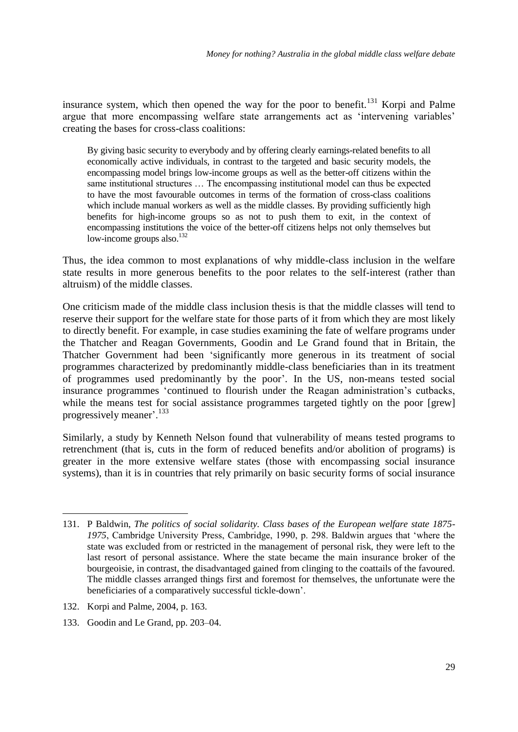insurance system, which then opened the way for the poor to benefit.[131] Korpi and Palme argue that more encompassing welfare state arrangements act as 'intervening variables' creating the bases for cross-class coalitions:

> By giving basic security to everybody and by offering clearly earnings-related benefits to all economically active individuals, in contrast to the targeted and basic security models, the encompassing model brings low-income groups as well as the better-off citizens within the same institutional structures … The encompassing institutional model can thus be expected to have the most favourable outcomes in terms of the formation of cross-class coalitions which include manual workers as well as the middle classes. By providing sufficiently high benefits for high-income groups so as not to push them to exit, in the context of encompassing institutions the voice of the better-off citizens helps not only themselves but low-income groups also.[132]

Thus, the idea common to most explanations of why middle-class inclusion in the welfare state results in more generous benefits to the poor relates to the self-interest (rather than altruism) of the middle classes.

One criticism made of the middle class inclusion thesis is that the middle classes will tend to reserve their support for the welfare state for those parts of it from which they are most likely to directly benefit. For example, in case studies examining the fate of welfare programs under the Thatcher and Reagan Governments, Goodin and Le Grand found that in Britain, the Thatcher Government had been 'significantly more generous in its treatment of social programmes characterized by predominantly middle-class beneficiaries than in its treatment of programmes used predominantly by the poor'. In the US, non-means tested social insurance programmes 'continued to flourish under the Reagan administration's cutbacks, while the means test for social assistance programmes targeted tightly on the poor [grew] progressively meaner'.[133]

Similarly, a study by Kenneth Nelson found that vulnerability of means tested programs to retrenchment (that is, cuts in the form of reduced benefits and/or abolition of programs) is greater in the more extensive welfare states (those with encompassing social insurance systems), than it is in countries that rely primarily on basic security forms of social insurance

---

131. P Baldwin, *The politics of social solidarity. Class bases of the European welfare state 1875-1975*, Cambridge University Press, Cambridge, 1990, p. 298. Baldwin argues that 'where the state was excluded from or restricted in the management of personal risk, they were left to the last resort of personal assistance. Where the state became the main insurance broker of the bourgeoisie, in contrast, the disadvantaged gained from clinging to the coattails of the favoured. The middle classes arranged things first and foremost for themselves, the unfortunate were the beneficiaries of a comparatively successful tickle-down'.

132. Korpi and Palme, 2004, p. 163.

133. Goodin and Le Grand, pp. 203–04.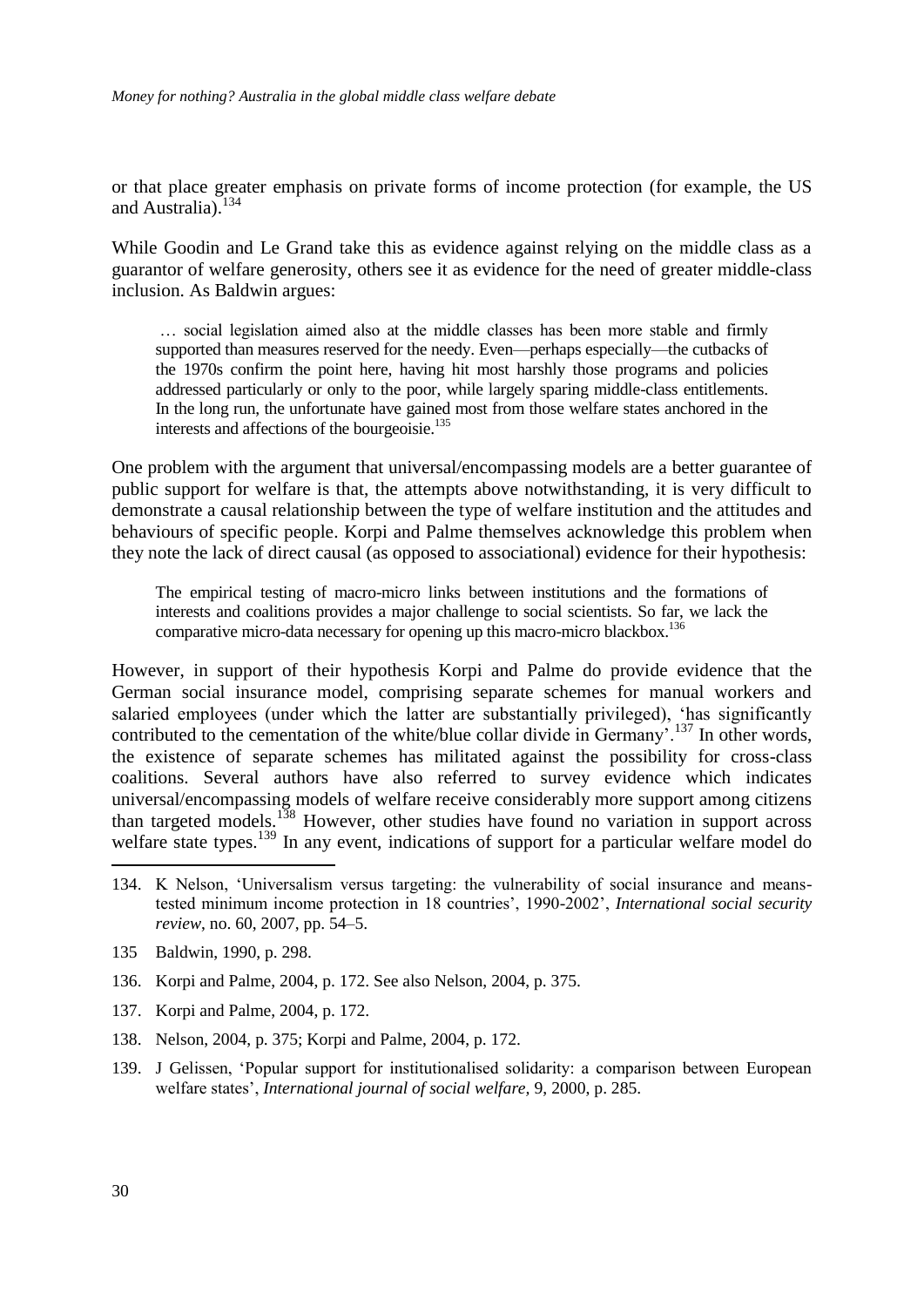or that place greater emphasis on private forms of income protection (for example, the US and Australia).[134]

While Goodin and Le Grand take this as evidence against relying on the middle class as a guarantor of welfare generosity, others see it as evidence for the need of greater middle-class inclusion. As Baldwin argues:

> … social legislation aimed also at the middle classes has been more stable and firmly supported than measures reserved for the needy. Even—perhaps especially—the cutbacks of the 1970s confirm the point here, having hit most harshly those programs and policies addressed particularly or only to the poor, while largely sparing middle-class entitlements. In the long run, the unfortunate have gained most from those welfare states anchored in the interests and affections of the bourgeoisie.[135]

One problem with the argument that universal/encompassing models are a better guarantee of public support for welfare is that, the attempts above notwithstanding, it is very difficult to demonstrate a causal relationship between the type of welfare institution and the attitudes and behaviours of specific people. Korpi and Palme themselves acknowledge this problem when they note the lack of direct causal (as opposed to associational) evidence for their hypothesis:

> The empirical testing of macro-micro links between institutions and the formations of interests and coalitions provides a major challenge to social scientists. So far, we lack the comparative micro-data necessary for opening up this macro-micro blackbox.[136]

However, in support of their hypothesis Korpi and Palme do provide evidence that the German social insurance model, comprising separate schemes for manual workers and salaried employees (under which the latter are substantially privileged), 'has significantly contributed to the cementation of the white/blue collar divide in Germany'.[137] In other words, the existence of separate schemes has militated against the possibility for cross-class coalitions. Several authors have also referred to survey evidence which indicates universal/encompassing models of welfare receive considerably more support among citizens than targeted models.[138] However, other studies have found no variation in support across welfare state types.[139] In any event, indications of support for a particular welfare model do

---

134. K Nelson, 'Universalism versus targeting: the vulnerability of social insurance and means-tested minimum income protection in 18 countries', 1990-2002', *International social security review*, no. 60, 2007, pp. 54–5.

135 Baldwin, 1990, p. 298.

136. Korpi and Palme, 2004, p. 172. See also Nelson, 2004, p. 375.

137. Korpi and Palme, 2004, p. 172.

138. Nelson, 2004, p. 375; Korpi and Palme, 2004, p. 172.

139. J Gelissen, 'Popular support for institutionalised solidarity: a comparison between European welfare states', *International journal of social welfare*, 9, 2000, p. 285.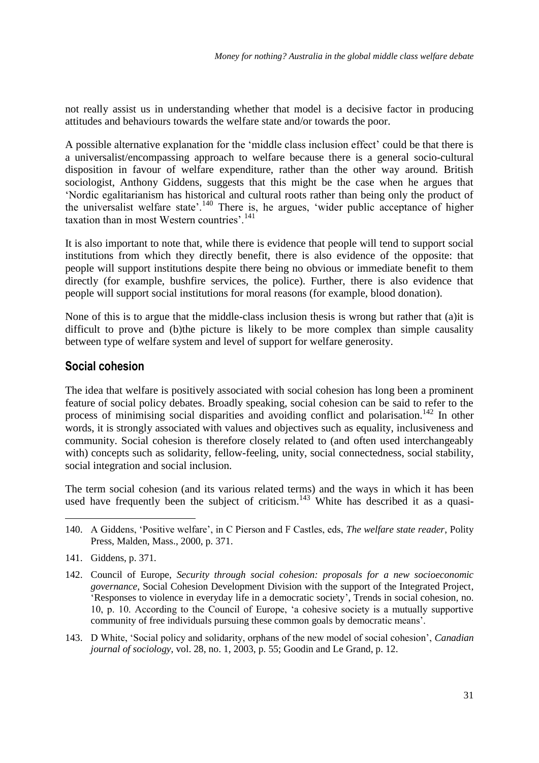not really assist us in understanding whether that model is a decisive factor in producing attitudes and behaviours towards the welfare state and/or towards the poor.

A possible alternative explanation for the 'middle class inclusion effect' could be that there is a universalist/encompassing approach to welfare because there is a general socio-cultural disposition in favour of welfare expenditure, rather than the other way around. British sociologist, Anthony Giddens, suggests that this might be the case when he argues that 'Nordic egalitarianism has historical and cultural roots rather than being only the product of the universalist welfare state'.[140] There is, he argues, 'wider public acceptance of higher taxation than in most Western countries'.[141]

It is also important to note that, while there is evidence that people will tend to support social institutions from which they directly benefit, there is also evidence of the opposite: that people will support institutions despite there being no obvious or immediate benefit to them directly (for example, bushfire services, the police). Further, there is also evidence that people will support social institutions for moral reasons (for example, blood donation).

None of this is to argue that the middle-class inclusion thesis is wrong but rather that (a)it is difficult to prove and (b)the picture is likely to be more complex than simple causality between type of welfare system and level of support for welfare generosity.

## Social cohesion

The idea that welfare is positively associated with social cohesion has long been a prominent feature of social policy debates. Broadly speaking, social cohesion can be said to refer to the process of minimising social disparities and avoiding conflict and polarisation.[142] In other words, it is strongly associated with values and objectives such as equality, inclusiveness and community. Social cohesion is therefore closely related to (and often used interchangeably with) concepts such as solidarity, fellow-feeling, unity, social connectedness, social stability, social integration and social inclusion.

The term social cohesion (and its various related terms) and the ways in which it has been used have frequently been the subject of criticism.[143] White has described it as a quasi-

---

140. A Giddens, 'Positive welfare', in C Pierson and F Castles, eds, *The welfare state reader*, Polity Press, Malden, Mass., 2000, p. 371.

141. Giddens, p. 371.

142. Council of Europe, *Security through social cohesion: proposals for a new socioeconomic governance,* Social Cohesion Development Division with the support of the Integrated Project, 'Responses to violence in everyday life in a democratic society', Trends in social cohesion, no. 10, p. 10. According to the Council of Europe, 'a cohesive society is a mutually supportive community of free individuals pursuing these common goals by democratic means'.

143. D White, 'Social policy and solidarity, orphans of the new model of social cohesion', *Canadian journal of sociology*, vol. 28, no. 1, 2003, p. 55; Goodin and Le Grand, p. 12.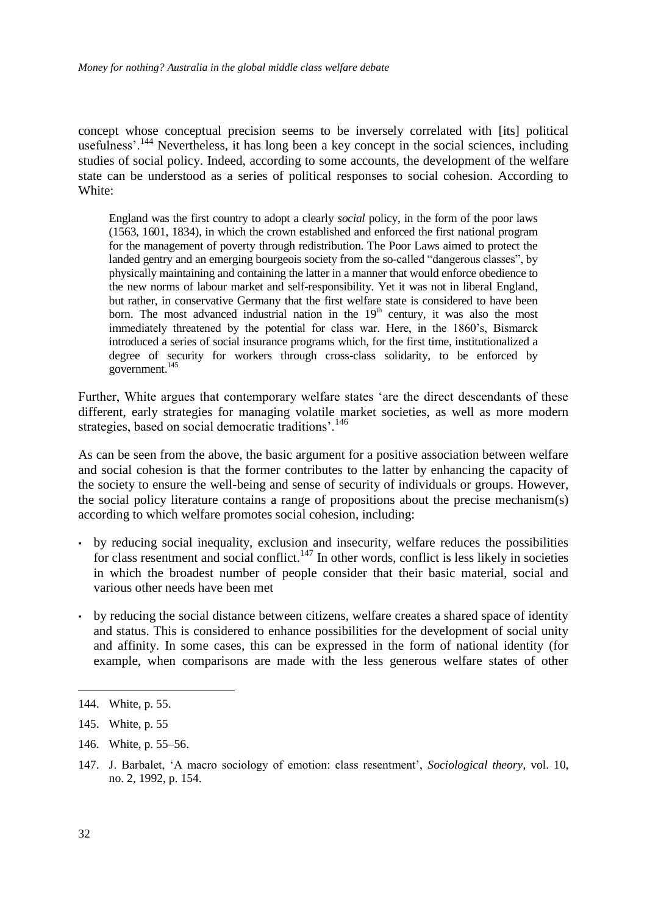concept whose conceptual precision seems to be inversely correlated with [its] political usefulness'.[144] Nevertheless, it has long been a key concept in the social sciences, including studies of social policy. Indeed, according to some accounts, the development of the welfare state can be understood as a series of political responses to social cohesion. According to White:

> England was the first country to adopt a clearly *social* policy, in the form of the poor laws (1563, 1601, 1834), in which the crown established and enforced the first national program for the management of poverty through redistribution. The Poor Laws aimed to protect the landed gentry and an emerging bourgeois society from the so-called "dangerous classes", by physically maintaining and containing the latter in a manner that would enforce obedience to the new norms of labour market and self-responsibility. Yet it was not in liberal England, but rather, in conservative Germany that the first welfare state is considered to have been born. The most advanced industrial nation in the 19th century, it was also the most immediately threatened by the potential for class war. Here, in the 1860's, Bismarck introduced a series of social insurance programs which, for the first time, institutionalized a degree of security for workers through cross-class solidarity, to be enforced by government.[145]

Further, White argues that contemporary welfare states 'are the direct descendants of these different, early strategies for managing volatile market societies, as well as more modern strategies, based on social democratic traditions'.[146]

As can be seen from the above, the basic argument for a positive association between welfare and social cohesion is that the former contributes to the latter by enhancing the capacity of the society to ensure the well-being and sense of security of individuals or groups. However, the social policy literature contains a range of propositions about the precise mechanism(s) according to which welfare promotes social cohesion, including:

- by reducing social inequality, exclusion and insecurity, welfare reduces the possibilities for class resentment and social conflict.[147] In other words, conflict is less likely in societies in which the broadest number of people consider that their basic material, social and various other needs have been met
- by reducing the social distance between citizens, welfare creates a shared space of identity and status. This is considered to enhance possibilities for the development of social unity and affinity. In some cases, this can be expressed in the form of national identity (for example, when comparisons are made with the less generous welfare states of other

---

144. White, p. 55.

145. White, p. 55

146. White, p. 55–56.

147. J. Barbalet, 'A macro sociology of emotion: class resentment', *Sociological theory*, vol. 10, no. 2, 1992, p. 154.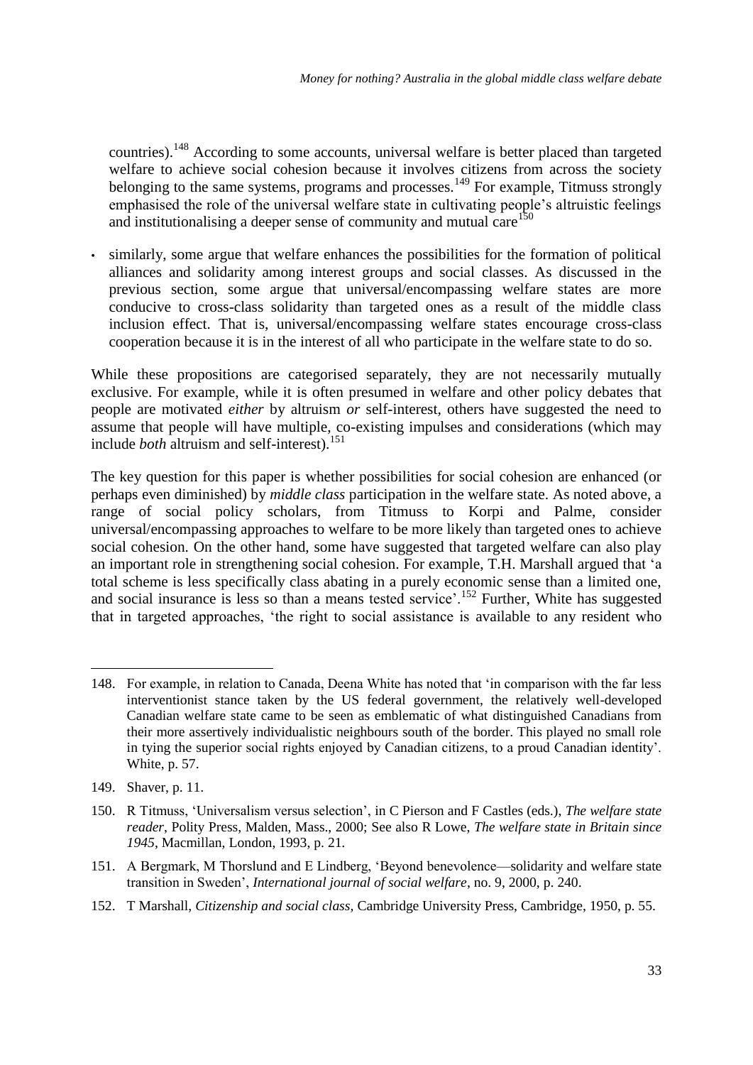countries).[148] According to some accounts, universal welfare is better placed than targeted welfare to achieve social cohesion because it involves citizens from across the society belonging to the same systems, programs and processes.[149] For example, Titmuss strongly emphasised the role of the universal welfare state in cultivating people's altruistic feelings and institutionalising a deeper sense of community and mutual care[150]

- similarly, some argue that welfare enhances the possibilities for the formation of political alliances and solidarity among interest groups and social classes. As discussed in the previous section, some argue that universal/encompassing welfare states are more conducive to cross-class solidarity than targeted ones as a result of the middle class inclusion effect. That is, universal/encompassing welfare states encourage cross-class cooperation because it is in the interest of all who participate in the welfare state to do so.

While these propositions are categorised separately, they are not necessarily mutually exclusive. For example, while it is often presumed in welfare and other policy debates that people are motivated *either* by altruism *or* self-interest, others have suggested the need to assume that people will have multiple, co-existing impulses and considerations (which may include *both* altruism and self-interest).[151]

The key question for this paper is whether possibilities for social cohesion are enhanced (or perhaps even diminished) by *middle class* participation in the welfare state. As noted above, a range of social policy scholars, from Titmuss to Korpi and Palme, consider universal/encompassing approaches to welfare to be more likely than targeted ones to achieve social cohesion. On the other hand, some have suggested that targeted welfare can also play an important role in strengthening social cohesion. For example, T.H. Marshall argued that 'a total scheme is less specifically class abating in a purely economic sense than a limited one, and social insurance is less so than a means tested service'.[152] Further, White has suggested that in targeted approaches, 'the right to social assistance is available to any resident who

---

148. For example, in relation to Canada, Deena White has noted that 'in comparison with the far less interventionist stance taken by the US federal government, the relatively well-developed Canadian welfare state came to be seen as emblematic of what distinguished Canadians from their more assertively individualistic neighbours south of the border. This played no small role in tying the superior social rights enjoyed by Canadian citizens, to a proud Canadian identity'. White, p. 57.

149. Shaver, p. 11.

150. R Titmuss, 'Universalism versus selection', in C Pierson and F Castles (eds.), *The welfare state reader*, Polity Press, Malden, Mass., 2000; See also R Lowe, *The welfare state in Britain since 1945*, Macmillan, London, 1993, p. 21.

151. A Bergmark, M Thorslund and E Lindberg, 'Beyond benevolence—solidarity and welfare state transition in Sweden', *International journal of social welfare*, no. 9, 2000, p. 240.

152. T Marshall, *Citizenship and social class*, Cambridge University Press, Cambridge, 1950, p. 55.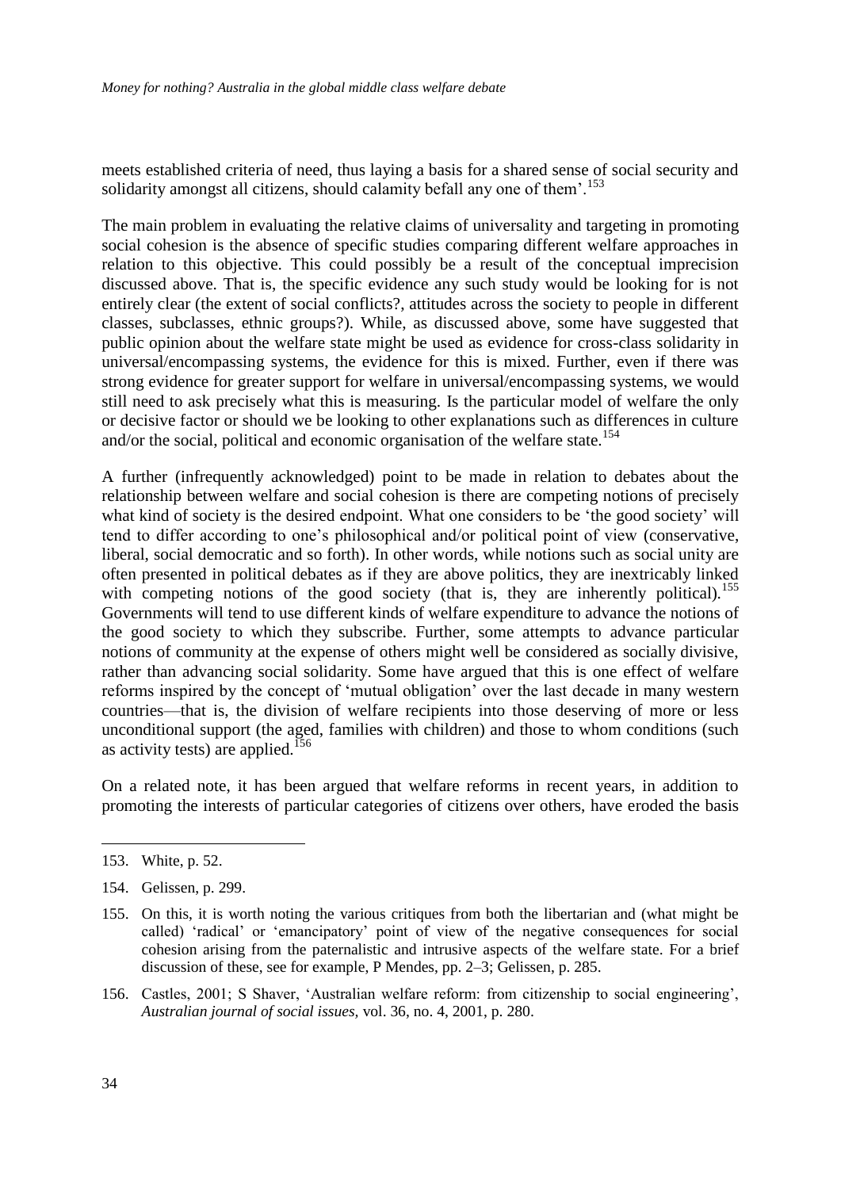meets established criteria of need, thus laying a basis for a shared sense of social security and solidarity amongst all citizens, should calamity befall any one of them'.[153]

The main problem in evaluating the relative claims of universality and targeting in promoting social cohesion is the absence of specific studies comparing different welfare approaches in relation to this objective. This could possibly be a result of the conceptual imprecision discussed above. That is, the specific evidence any such study would be looking for is not entirely clear (the extent of social conflicts?, attitudes across the society to people in different classes, subclasses, ethnic groups?). While, as discussed above, some have suggested that public opinion about the welfare state might be used as evidence for cross-class solidarity in universal/encompassing systems, the evidence for this is mixed. Further, even if there was strong evidence for greater support for welfare in universal/encompassing systems, we would still need to ask precisely what this is measuring. Is the particular model of welfare the only or decisive factor or should we be looking to other explanations such as differences in culture and/or the social, political and economic organisation of the welfare state.[154]

A further (infrequently acknowledged) point to be made in relation to debates about the relationship between welfare and social cohesion is there are competing notions of precisely what kind of society is the desired endpoint. What one considers to be 'the good society' will tend to differ according to one's philosophical and/or political point of view (conservative, liberal, social democratic and so forth). In other words, while notions such as social unity are often presented in political debates as if they are above politics, they are inextricably linked with competing notions of the good society (that is, they are inherently political).[155] Governments will tend to use different kinds of welfare expenditure to advance the notions of the good society to which they subscribe. Further, some attempts to advance particular notions of community at the expense of others might well be considered as socially divisive, rather than advancing social solidarity. Some have argued that this is one effect of welfare reforms inspired by the concept of 'mutual obligation' over the last decade in many western countries—that is, the division of welfare recipients into those deserving of more or less unconditional support (the aged, families with children) and those to whom conditions (such as activity tests) are applied.[156]

On a related note, it has been argued that welfare reforms in recent years, in addition to promoting the interests of particular categories of citizens over others, have eroded the basis

---

153. White, p. 52.

154. Gelissen, p. 299.

155. On this, it is worth noting the various critiques from both the libertarian and (what might be called) 'radical' or 'emancipatory' point of view of the negative consequences for social cohesion arising from the paternalistic and intrusive aspects of the welfare state. For a brief discussion of these, see for example, P Mendes, pp. 2–3; Gelissen, p. 285.

156. Castles, 2001; S Shaver, 'Australian welfare reform: from citizenship to social engineering', *Australian journal of social issues,* vol. 36, no. 4, 2001, p. 280.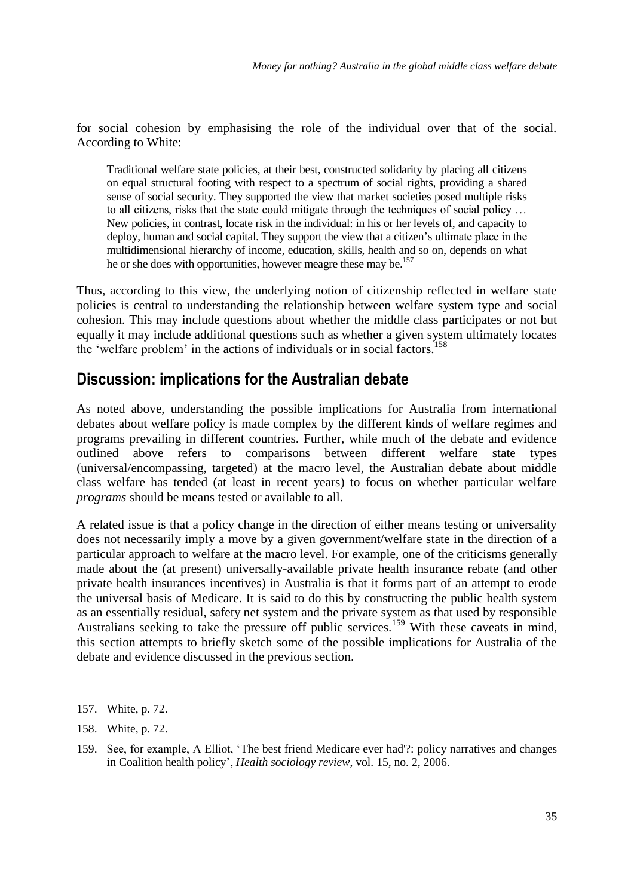for social cohesion by emphasising the role of the individual over that of the social. According to White:

> Traditional welfare state policies, at their best, constructed solidarity by placing all citizens on equal structural footing with respect to a spectrum of social rights, providing a shared sense of social security. They supported the view that market societies posed multiple risks to all citizens, risks that the state could mitigate through the techniques of social policy … New policies, in contrast, locate risk in the individual: in his or her levels of, and capacity to deploy, human and social capital. They support the view that a citizen's ultimate place in the multidimensional hierarchy of income, education, skills, health and so on, depends on what he or she does with opportunities, however meagre these may be.[157]

Thus, according to this view, the underlying notion of citizenship reflected in welfare state policies is central to understanding the relationship between welfare system type and social cohesion. This may include questions about whether the middle class participates or not but equally it may include additional questions such as whether a given system ultimately locates the 'welfare problem' in the actions of individuals or in social factors.[158]

## Discussion: implications for the Australian debate

As noted above, understanding the possible implications for Australia from international debates about welfare policy is made complex by the different kinds of welfare regimes and programs prevailing in different countries. Further, while much of the debate and evidence outlined above refers to comparisons between different welfare state types (universal/encompassing, targeted) at the macro level, the Australian debate about middle class welfare has tended (at least in recent years) to focus on whether particular welfare *programs* should be means tested or available to all.

A related issue is that a policy change in the direction of either means testing or universality does not necessarily imply a move by a given government/welfare state in the direction of a particular approach to welfare at the macro level. For example, one of the criticisms generally made about the (at present) universally-available private health insurance rebate (and other private health insurances incentives) in Australia is that it forms part of an attempt to erode the universal basis of Medicare. It is said to do this by constructing the public health system as an essentially residual, safety net system and the private system as that used by responsible Australians seeking to take the pressure off public services.[159] With these caveats in mind, this section attempts to briefly sketch some of the possible implications for Australia of the debate and evidence discussed in the previous section.

---

157. White, p. 72.

158. White, p. 72.

159. See, for example, A Elliot, 'The best friend Medicare ever had'?: policy narratives and changes in Coalition health policy', *Health sociology review*, vol. 15, no. 2, 2006.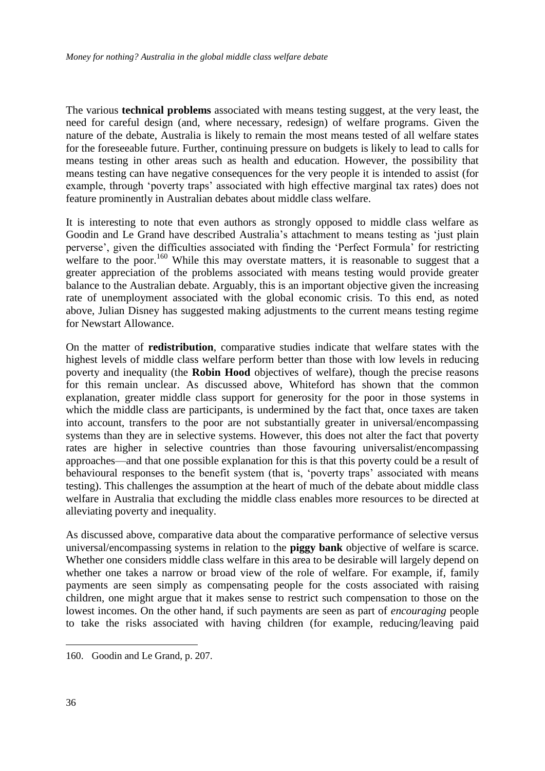The various **technical problems** associated with means testing suggest, at the very least, the need for careful design (and, where necessary, redesign) of welfare programs. Given the nature of the debate, Australia is likely to remain the most means tested of all welfare states for the foreseeable future. Further, continuing pressure on budgets is likely to lead to calls for means testing in other areas such as health and education. However, the possibility that means testing can have negative consequences for the very people it is intended to assist (for example, through 'poverty traps' associated with high effective marginal tax rates) does not feature prominently in Australian debates about middle class welfare.

It is interesting to note that even authors as strongly opposed to middle class welfare as Goodin and Le Grand have described Australia's attachment to means testing as 'just plain perverse', given the difficulties associated with finding the 'Perfect Formula' for restricting welfare to the poor.[160] While this may overstate matters, it is reasonable to suggest that a greater appreciation of the problems associated with means testing would provide greater balance to the Australian debate. Arguably, this is an important objective given the increasing rate of unemployment associated with the global economic crisis. To this end, as noted above, Julian Disney has suggested making adjustments to the current means testing regime for Newstart Allowance.

On the matter of **redistribution**, comparative studies indicate that welfare states with the highest levels of middle class welfare perform better than those with low levels in reducing poverty and inequality (the **Robin Hood** objectives of welfare), though the precise reasons for this remain unclear. As discussed above, Whiteford has shown that the common explanation, greater middle class support for generosity for the poor in those systems in which the middle class are participants, is undermined by the fact that, once taxes are taken into account, transfers to the poor are not substantially greater in universal/encompassing systems than they are in selective systems. However, this does not alter the fact that poverty rates are higher in selective countries than those favouring universalist/encompassing approaches—and that one possible explanation for this is that this poverty could be a result of behavioural responses to the benefit system (that is, 'poverty traps' associated with means testing). This challenges the assumption at the heart of much of the debate about middle class welfare in Australia that excluding the middle class enables more resources to be directed at alleviating poverty and inequality.

As discussed above, comparative data about the comparative performance of selective versus universal/encompassing systems in relation to the **piggy bank** objective of welfare is scarce. Whether one considers middle class welfare in this area to be desirable will largely depend on whether one takes a narrow or broad view of the role of welfare. For example, if, family payments are seen simply as compensating people for the costs associated with raising children, one might argue that it makes sense to restrict such compensation to those on the lowest incomes. On the other hand, if such payments are seen as part of *encouraging* people to take the risks associated with having children (for example, reducing/leaving paid

160. Goodin and Le Grand, p. 207.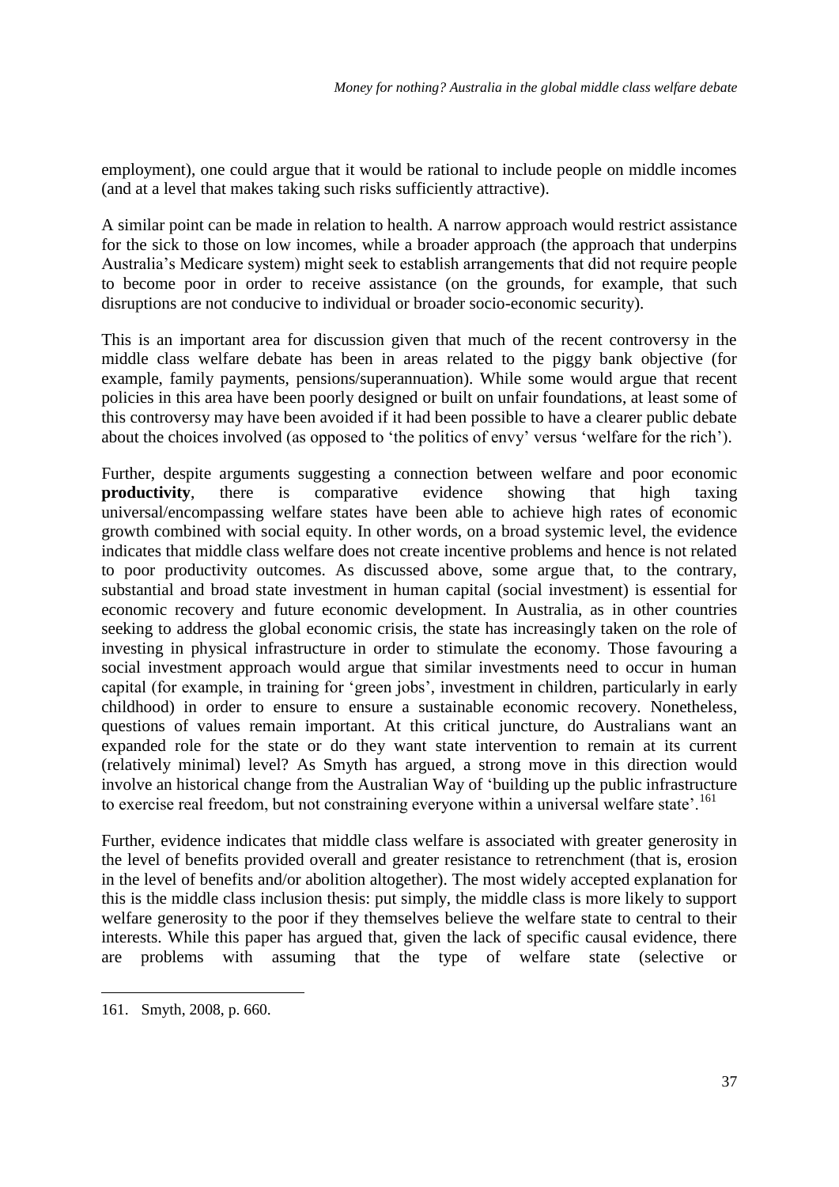employment), one could argue that it would be rational to include people on middle incomes (and at a level that makes taking such risks sufficiently attractive).

A similar point can be made in relation to health. A narrow approach would restrict assistance for the sick to those on low incomes, while a broader approach (the approach that underpins Australia's Medicare system) might seek to establish arrangements that did not require people to become poor in order to receive assistance (on the grounds, for example, that such disruptions are not conducive to individual or broader socio-economic security).

This is an important area for discussion given that much of the recent controversy in the middle class welfare debate has been in areas related to the piggy bank objective (for example, family payments, pensions/superannuation). While some would argue that recent policies in this area have been poorly designed or built on unfair foundations, at least some of this controversy may have been avoided if it had been possible to have a clearer public debate about the choices involved (as opposed to 'the politics of envy' versus 'welfare for the rich').

Further, despite arguments suggesting a connection between welfare and poor economic **productivity**, there is comparative evidence showing that high taxing universal/encompassing welfare states have been able to achieve high rates of economic growth combined with social equity. In other words, on a broad systemic level, the evidence indicates that middle class welfare does not create incentive problems and hence is not related to poor productivity outcomes. As discussed above, some argue that, to the contrary, substantial and broad state investment in human capital (social investment) is essential for economic recovery and future economic development. In Australia, as in other countries seeking to address the global economic crisis, the state has increasingly taken on the role of investing in physical infrastructure in order to stimulate the economy. Those favouring a social investment approach would argue that similar investments need to occur in human capital (for example, in training for 'green jobs', investment in children, particularly in early childhood) in order to ensure to ensure a sustainable economic recovery. Nonetheless, questions of values remain important. At this critical juncture, do Australians want an expanded role for the state or do they want state intervention to remain at its current (relatively minimal) level? As Smyth has argued, a strong move in this direction would involve an historical change from the Australian Way of 'building up the public infrastructure to exercise real freedom, but not constraining everyone within a universal welfare state'.[161]

Further, evidence indicates that middle class welfare is associated with greater generosity in the level of benefits provided overall and greater resistance to retrenchment (that is, erosion in the level of benefits and/or abolition altogether). The most widely accepted explanation for this is the middle class inclusion thesis: put simply, the middle class is more likely to support welfare generosity to the poor if they themselves believe the welfare state to central to their interests. While this paper has argued that, given the lack of specific causal evidence, there are problems with assuming that the type of welfare state (selective or

---

161. Smyth, 2008, p. 660.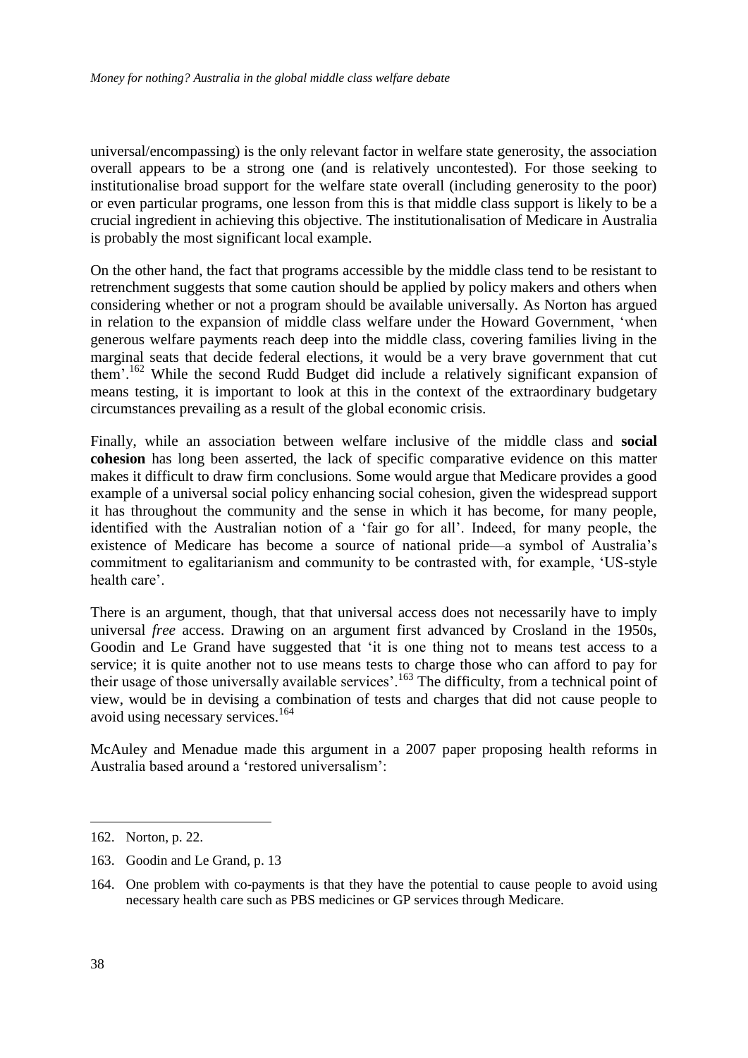universal/encompassing) is the only relevant factor in welfare state generosity, the association overall appears to be a strong one (and is relatively uncontested). For those seeking to institutionalise broad support for the welfare state overall (including generosity to the poor) or even particular programs, one lesson from this is that middle class support is likely to be a crucial ingredient in achieving this objective. The institutionalisation of Medicare in Australia is probably the most significant local example.

On the other hand, the fact that programs accessible by the middle class tend to be resistant to retrenchment suggests that some caution should be applied by policy makers and others when considering whether or not a program should be available universally. As Norton has argued in relation to the expansion of middle class welfare under the Howard Government, 'when generous welfare payments reach deep into the middle class, covering families living in the marginal seats that decide federal elections, it would be a very brave government that cut them'.[162] While the second Rudd Budget did include a relatively significant expansion of means testing, it is important to look at this in the context of the extraordinary budgetary circumstances prevailing as a result of the global economic crisis.

Finally, while an association between welfare inclusive of the middle class and **social cohesion** has long been asserted, the lack of specific comparative evidence on this matter makes it difficult to draw firm conclusions. Some would argue that Medicare provides a good example of a universal social policy enhancing social cohesion, given the widespread support it has throughout the community and the sense in which it has become, for many people, identified with the Australian notion of a 'fair go for all'. Indeed, for many people, the existence of Medicare has become a source of national pride—a symbol of Australia's commitment to egalitarianism and community to be contrasted with, for example, 'US-style health care'.

There is an argument, though, that that universal access does not necessarily have to imply universal *free* access. Drawing on an argument first advanced by Crosland in the 1950s, Goodin and Le Grand have suggested that 'it is one thing not to means test access to a service; it is quite another not to use means tests to charge those who can afford to pay for their usage of those universally available services'.[163] The difficulty, from a technical point of view, would be in devising a combination of tests and charges that did not cause people to avoid using necessary services.[164]

McAuley and Menadue made this argument in a 2007 paper proposing health reforms in Australia based around a 'restored universalism':

---

162. Norton, p. 22.

163. Goodin and Le Grand, p. 13

164. One problem with co-payments is that they have the potential to cause people to avoid using necessary health care such as PBS medicines or GP services through Medicare.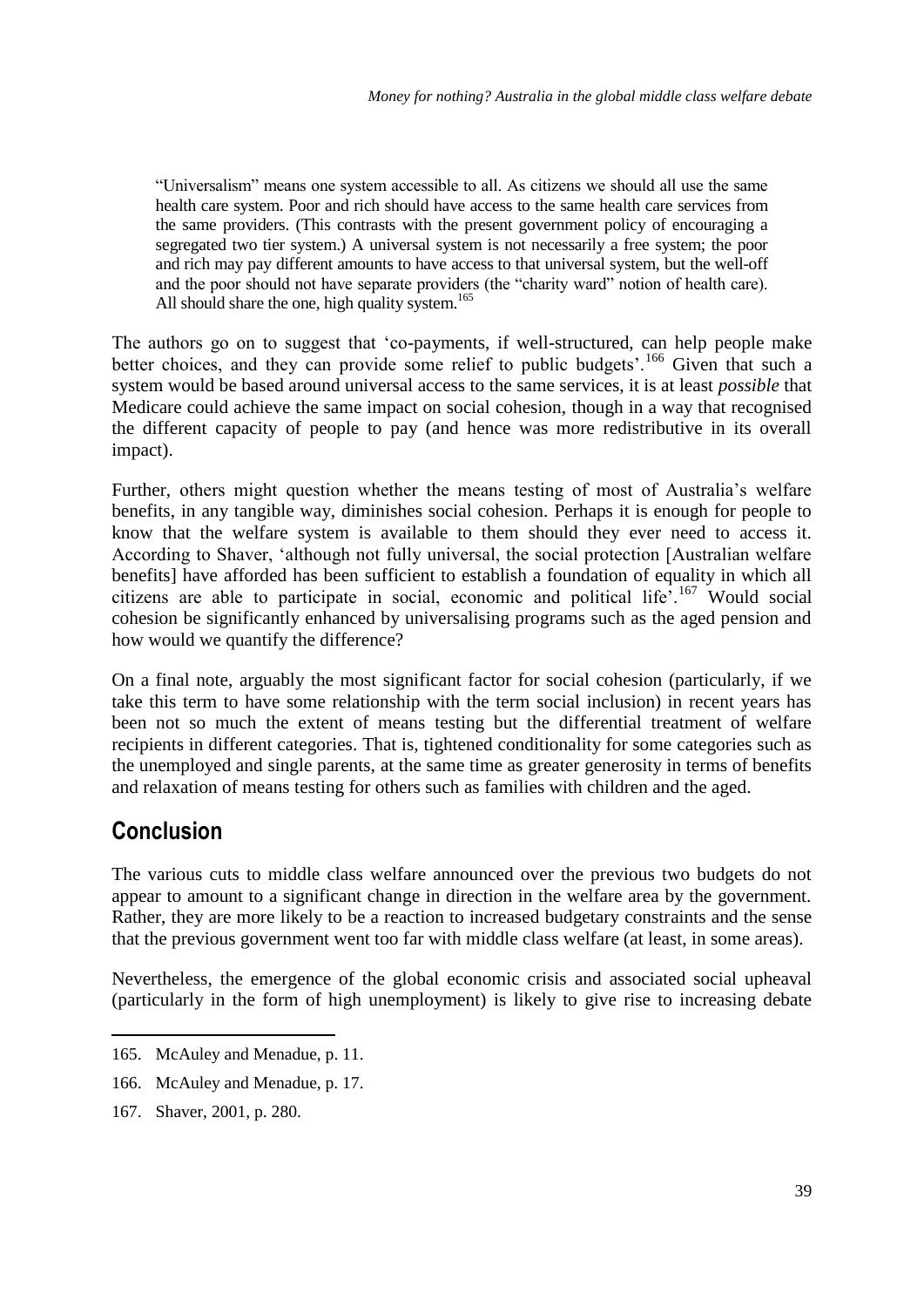> "Universalism" means one system accessible to all. As citizens we should all use the same health care system. Poor and rich should have access to the same health care services from the same providers. (This contrasts with the present government policy of encouraging a segregated two tier system.) A universal system is not necessarily a free system; the poor and rich may pay different amounts to have access to that universal system, but the well-off and the poor should not have separate providers (the "charity ward" notion of health care). All should share the one, high quality system.[165]

The authors go on to suggest that 'co-payments, if well-structured, can help people make better choices, and they can provide some relief to public budgets'.[166] Given that such a system would be based around universal access to the same services, it is at least *possible* that Medicare could achieve the same impact on social cohesion, though in a way that recognised the different capacity of people to pay (and hence was more redistributive in its overall impact).

Further, others might question whether the means testing of most of Australia's welfare benefits, in any tangible way, diminishes social cohesion. Perhaps it is enough for people to know that the welfare system is available to them should they ever need to access it. According to Shaver, 'although not fully universal, the social protection [Australian welfare benefits] have afforded has been sufficient to establish a foundation of equality in which all citizens are able to participate in social, economic and political life'.[167] Would social cohesion be significantly enhanced by universalising programs such as the aged pension and how would we quantify the difference?

On a final note, arguably the most significant factor for social cohesion (particularly, if we take this term to have some relationship with the term social inclusion) in recent years has been not so much the extent of means testing but the differential treatment of welfare recipients in different categories. That is, tightened conditionality for some categories such as the unemployed and single parents, at the same time as greater generosity in terms of benefits and relaxation of means testing for others such as families with children and the aged.

## Conclusion

The various cuts to middle class welfare announced over the previous two budgets do not appear to amount to a significant change in direction in the welfare area by the government. Rather, they are more likely to be a reaction to increased budgetary constraints and the sense that the previous government went too far with middle class welfare (at least, in some areas).

Nevertheless, the emergence of the global economic crisis and associated social upheaval (particularly in the form of high unemployment) is likely to give rise to increasing debate

---

165. McAuley and Menadue, p. 11.

166. McAuley and Menadue, p. 17.

167. Shaver, 2001, p. 280.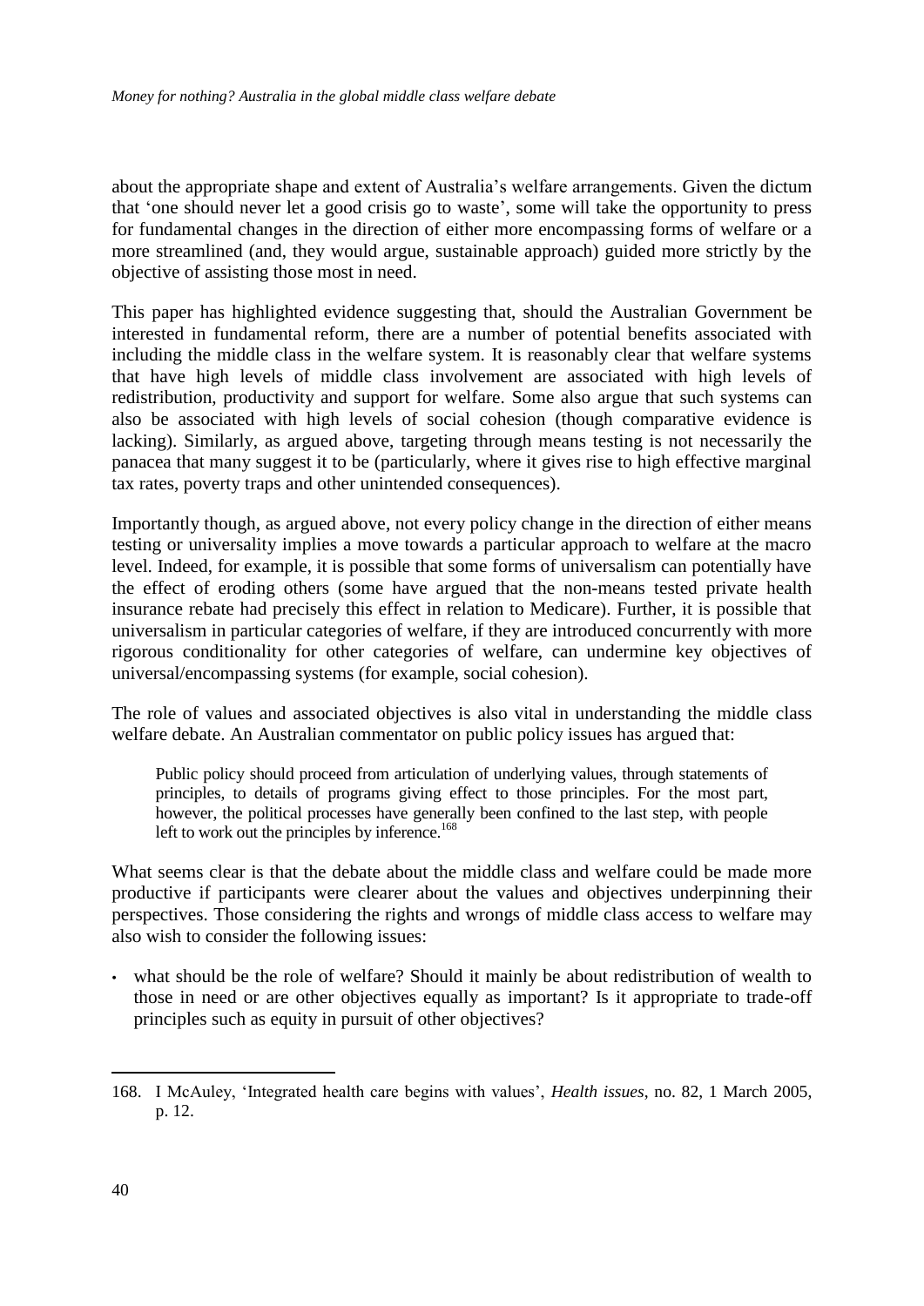about the appropriate shape and extent of Australia's welfare arrangements. Given the dictum that 'one should never let a good crisis go to waste', some will take the opportunity to press for fundamental changes in the direction of either more encompassing forms of welfare or a more streamlined (and, they would argue, sustainable approach) guided more strictly by the objective of assisting those most in need.

This paper has highlighted evidence suggesting that, should the Australian Government be interested in fundamental reform, there are a number of potential benefits associated with including the middle class in the welfare system. It is reasonably clear that welfare systems that have high levels of middle class involvement are associated with high levels of redistribution, productivity and support for welfare. Some also argue that such systems can also be associated with high levels of social cohesion (though comparative evidence is lacking). Similarly, as argued above, targeting through means testing is not necessarily the panacea that many suggest it to be (particularly, where it gives rise to high effective marginal tax rates, poverty traps and other unintended consequences).

Importantly though, as argued above, not every policy change in the direction of either means testing or universality implies a move towards a particular approach to welfare at the macro level. Indeed, for example, it is possible that some forms of universalism can potentially have the effect of eroding others (some have argued that the non-means tested private health insurance rebate had precisely this effect in relation to Medicare). Further, it is possible that universalism in particular categories of welfare, if they are introduced concurrently with more rigorous conditionality for other categories of welfare, can undermine key objectives of universal/encompassing systems (for example, social cohesion).

The role of values and associated objectives is also vital in understanding the middle class welfare debate. An Australian commentator on public policy issues has argued that:

> Public policy should proceed from articulation of underlying values, through statements of principles, to details of programs giving effect to those principles. For the most part, however, the political processes have generally been confined to the last step, with people left to work out the principles by inference.[168]

What seems clear is that the debate about the middle class and welfare could be made more productive if participants were clearer about the values and objectives underpinning their perspectives. Those considering the rights and wrongs of middle class access to welfare may also wish to consider the following issues:

- what should be the role of welfare? Should it mainly be about redistribution of wealth to those in need or are other objectives equally as important? Is it appropriate to trade-off principles such as equity in pursuit of other objectives?

---

168. I McAuley, 'Integrated health care begins with values', *Health issues*, no. 82, 1 March 2005, p. 12.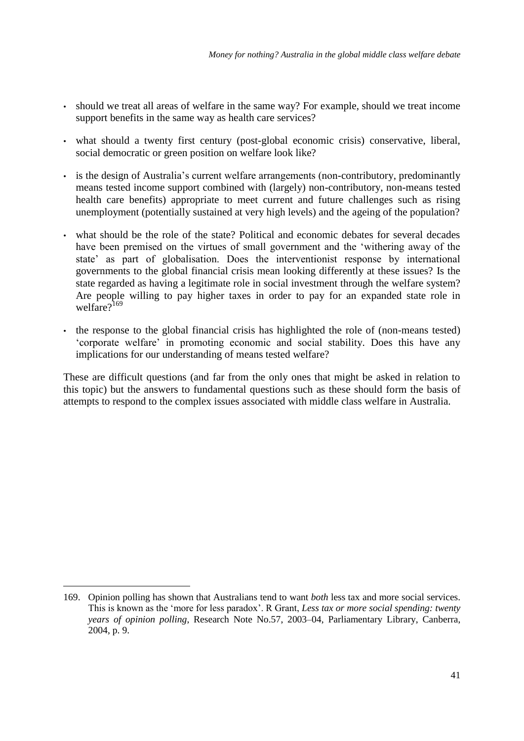- should we treat all areas of welfare in the same way? For example, should we treat income support benefits in the same way as health care services?
- what should a twenty first century (post-global economic crisis) conservative, liberal, social democratic or green position on welfare look like?
- is the design of Australia's current welfare arrangements (non-contributory, predominantly means tested income support combined with (largely) non-contributory, non-means tested health care benefits) appropriate to meet current and future challenges such as rising unemployment (potentially sustained at very high levels) and the ageing of the population?
- what should be the role of the state? Political and economic debates for several decades have been premised on the virtues of small government and the 'withering away of the state' as part of globalisation. Does the interventionist response by international governments to the global financial crisis mean looking differently at these issues? Is the state regarded as having a legitimate role in social investment through the welfare system? Are people willing to pay higher taxes in order to pay for an expanded state role in welfare?[169]
- the response to the global financial crisis has highlighted the role of (non-means tested) 'corporate welfare' in promoting economic and social stability. Does this have any implications for our understanding of means tested welfare?

These are difficult questions (and far from the only ones that might be asked in relation to this topic) but the answers to fundamental questions such as these should form the basis of attempts to respond to the complex issues associated with middle class welfare in Australia.

---

169. Opinion polling has shown that Australians tend to want *both* less tax and more social services. This is known as the 'more for less paradox'. R Grant, *Less tax or more social spending: twenty years of opinion polling*, Research Note No.57, 2003–04, Parliamentary Library, Canberra, 2004, p. 9.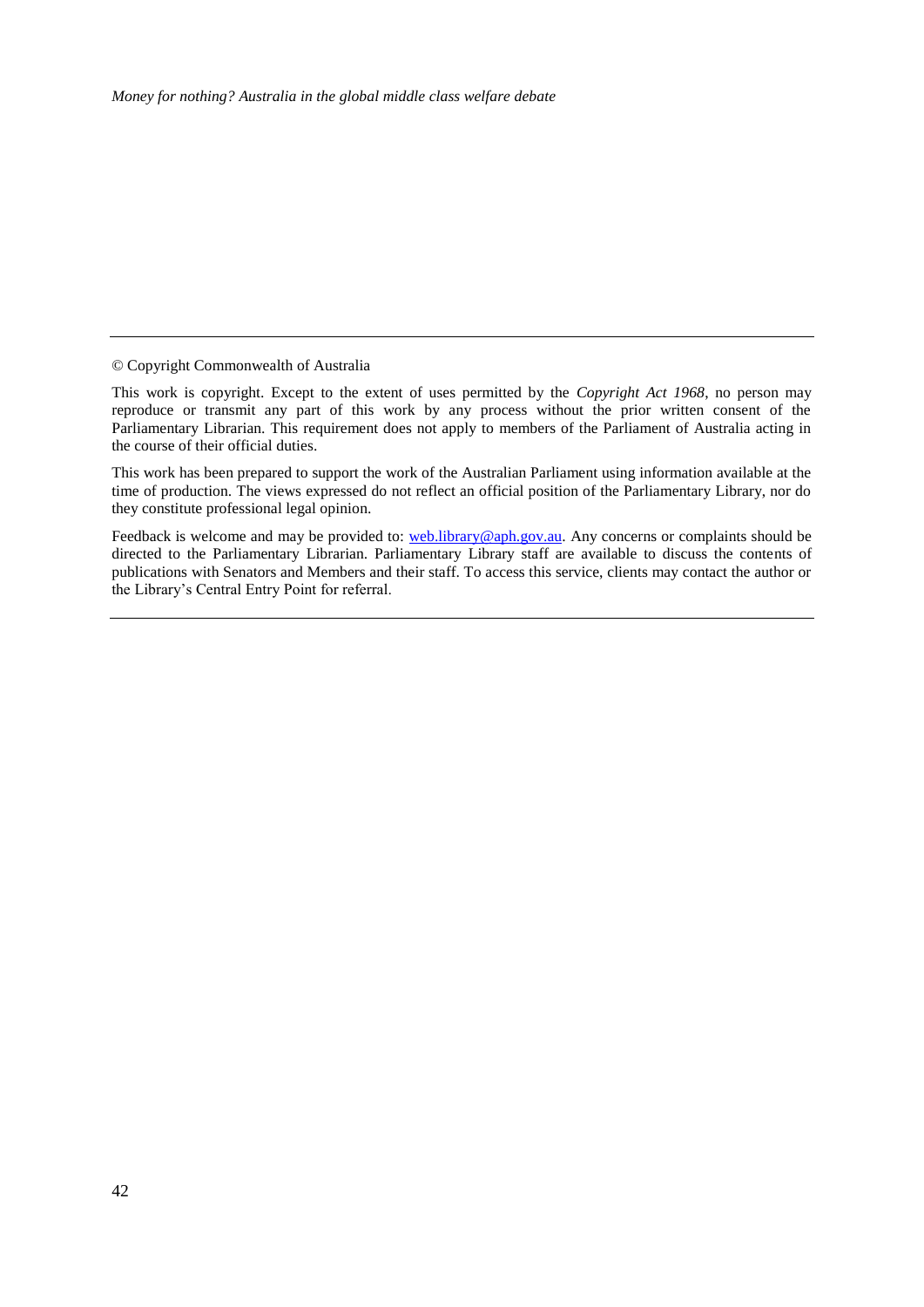© Copyright Commonwealth of Australia

This work is copyright. Except to the extent of uses permitted by the *Copyright Act 1968*, no person may reproduce or transmit any part of this work by any process without the prior written consent of the Parliamentary Librarian. This requirement does not apply to members of the Parliament of Australia acting in the course of their official duties.

This work has been prepared to support the work of the Australian Parliament using information available at the time of production. The views expressed do not reflect an official position of the Parliamentary Library, nor do they constitute professional legal opinion.

Feedback is welcome and may be provided to: web.library@aph.gov.au. Any concerns or complaints should be directed to the Parliamentary Librarian. Parliamentary Library staff are available to discuss the contents of publications with Senators and Members and their staff. To access this service, clients may contact the author or the Library's Central Entry Point for referral.